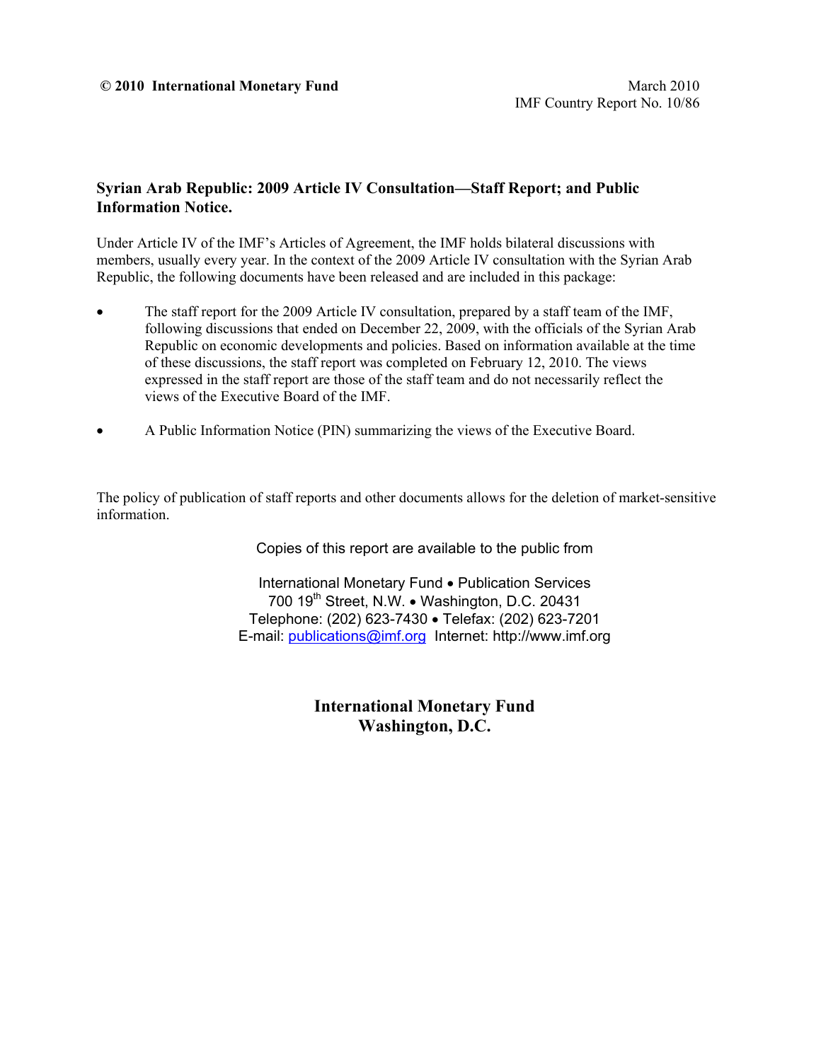**© 2010 International Monetary Fund**

March 2010
IMF Country Report No. 10/86

**Syrian Arab Republic: 2009 Article IV Consultation—Staff Report; and Public Information Notice.**

Under Article IV of the IMF's Articles of Agreement, the IMF holds bilateral discussions with members, usually every year. In the context of the 2009 Article IV consultation with the Syrian Arab Republic, the following documents have been released and are included in this package:

- The staff report for the 2009 Article IV consultation, prepared by a staff team of the IMF, following discussions that ended on December 22, 2009, with the officials of the Syrian Arab Republic on economic developments and policies. Based on information available at the time of these discussions, the staff report was completed on February 12, 2010. The views expressed in the staff report are those of the staff team and do not necessarily reflect the views of the Executive Board of the IMF.

- A Public Information Notice (PIN) summarizing the views of the Executive Board.

The policy of publication of staff reports and other documents allows for the deletion of market-sensitive information.

Copies of this report are available to the public from

International Monetary Fund • Publication Services
700 19th Street, N.W. • Washington, D.C. 20431
Telephone: (202) 623-7430 • Telefax: (202) 623-7201
E-mail: publications@imf.org Internet: http://www.imf.org

**International Monetary Fund**
**Washington, D.C.**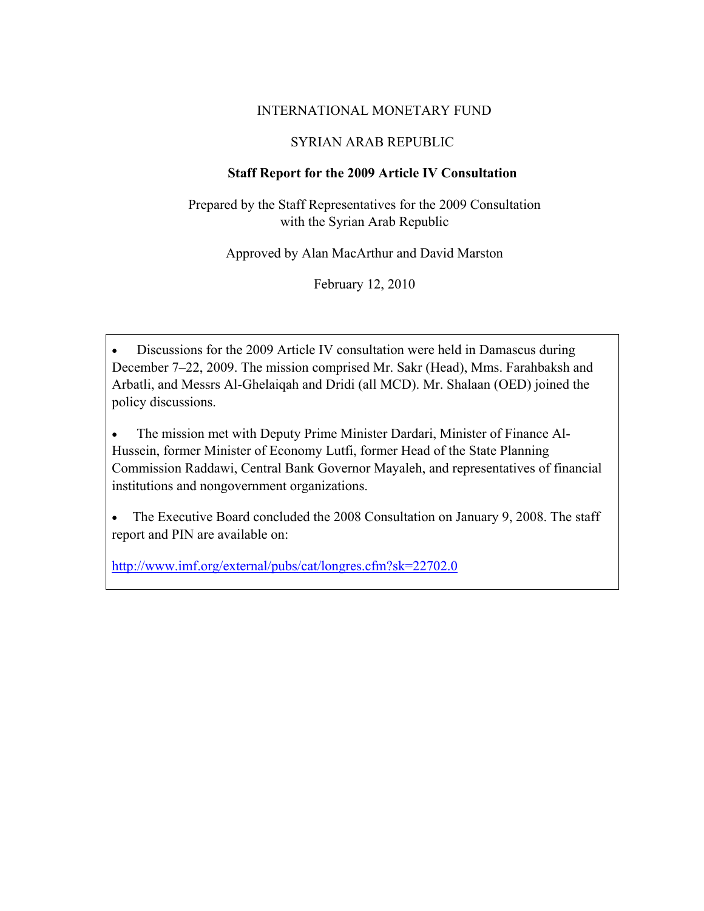INTERNATIONAL MONETARY FUND

SYRIAN ARAB REPUBLIC

**Staff Report for the 2009 Article IV Consultation**

Prepared by the Staff Representatives for the 2009 Consultation with the Syrian Arab Republic

Approved by Alan MacArthur and David Marston

February 12, 2010

- Discussions for the 2009 Article IV consultation were held in Damascus during December 7–22, 2009. The mission comprised Mr. Sakr (Head), Mms. Farahbaksh and Arbatli, and Messrs Al-Ghelaiqah and Dridi (all MCD). Mr. Shalaan (OED) joined the policy discussions.

- The mission met with Deputy Prime Minister Dardari, Minister of Finance Al-Hussein, former Minister of Economy Lutfi, former Head of the State Planning Commission Raddawi, Central Bank Governor Mayaleh, and representatives of financial institutions and nongovernment organizations.

- The Executive Board concluded the 2008 Consultation on January 9, 2008. The staff report and PIN are available on:

http://www.imf.org/external/pubs/cat/longres.cfm?sk=22702.0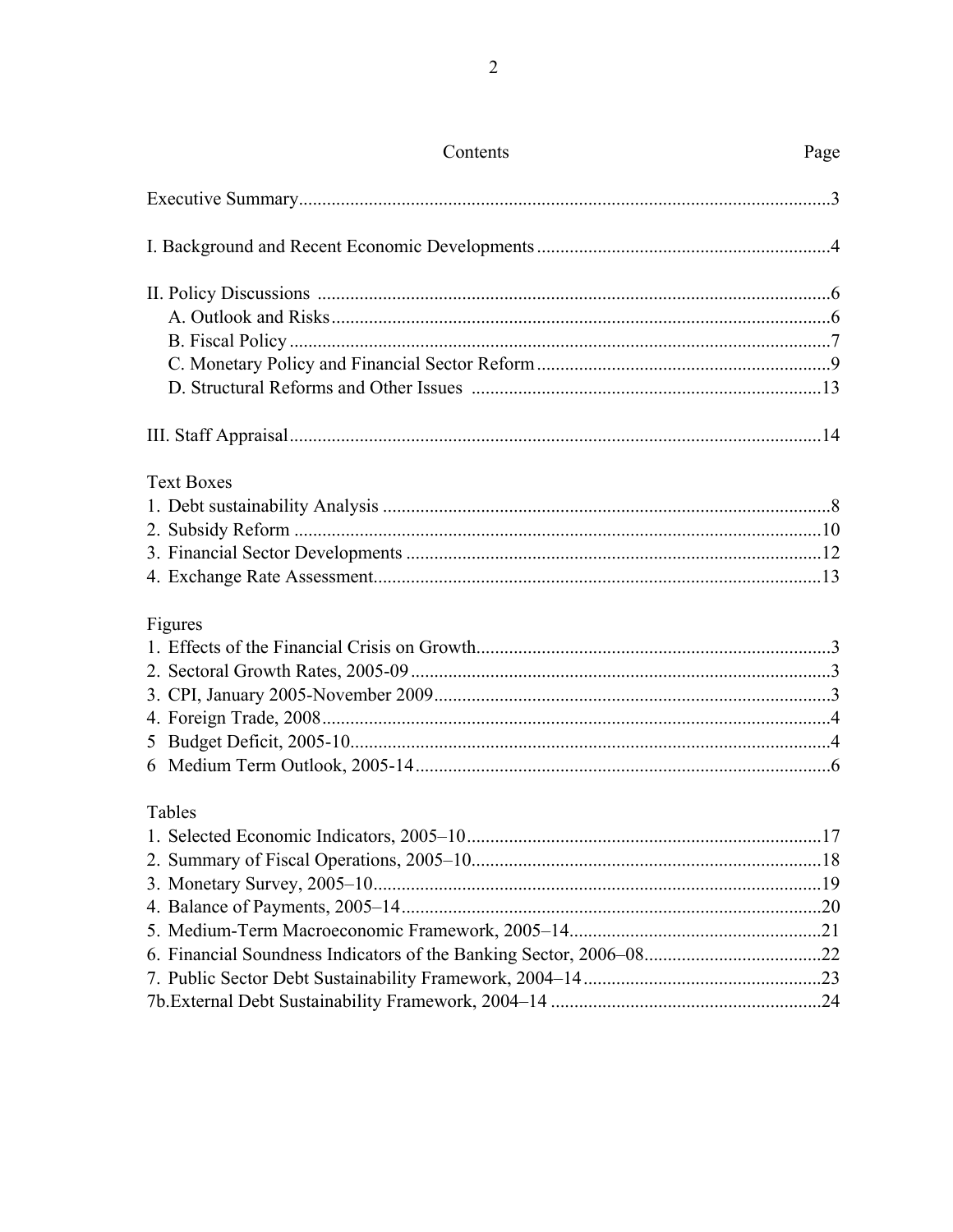# Contents

| | Page |
|---|---|
| Executive Summary | 3 |
| I. Background and Recent Economic Developments | 4 |
| II. Policy Discussions | 6 |
| A. Outlook and Risks | 6 |
| B. Fiscal Policy | 7 |
| C. Monetary Policy and Financial Sector Reform | 9 |
| D. Structural Reforms and Other Issues | 13 |
| III. Staff Appraisal | 14 |
| **Text Boxes** | |
| 1. Debt sustainability Analysis | 8 |
| 2. Subsidy Reform | 10 |
| 3. Financial Sector Developments | 12 |
| 4. Exchange Rate Assessment | 13 |
| **Figures** | |
| 1. Effects of the Financial Crisis on Growth | 3 |
| 2. Sectoral Growth Rates, 2005-09 | 3 |
| 3. CPI, January 2005-November 2009 | 3 |
| 4. Foreign Trade, 2008 | 4 |
| 5 Budget Deficit, 2005-10 | 4 |
| 6 Medium Term Outlook, 2005-14 | 6 |
| **Tables** | |
| 1. Selected Economic Indicators, 2005–10 | 17 |
| 2. Summary of Fiscal Operations, 2005–10 | 18 |
| 3. Monetary Survey, 2005–10 | 19 |
| 4. Balance of Payments, 2005–14 | 20 |
| 5. Medium-Term Macroeconomic Framework, 2005–14 | 21 |
| 6. Financial Soundness Indicators of the Banking Sector, 2006–08 | 22 |
| 7. Public Sector Debt Sustainability Framework, 2004–14 | 23 |
| 7b.External Debt Sustainability Framework, 2004–14 | 24 |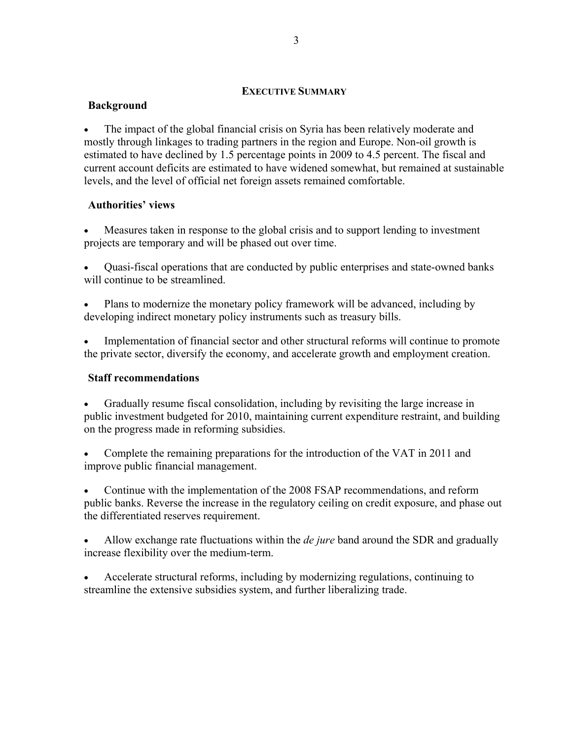## Executive Summary

### Background

- The impact of the global financial crisis on Syria has been relatively moderate and mostly through linkages to trading partners in the region and Europe. Non-oil growth is estimated to have declined by 1.5 percentage points in 2009 to 4.5 percent. The fiscal and current account deficits are estimated to have widened somewhat, but remained at sustainable levels, and the level of official net foreign assets remained comfortable.

### Authorities' views

- Measures taken in response to the global crisis and to support lending to investment projects are temporary and will be phased out over time.
- Quasi-fiscal operations that are conducted by public enterprises and state-owned banks will continue to be streamlined.
- Plans to modernize the monetary policy framework will be advanced, including by developing indirect monetary policy instruments such as treasury bills.
- Implementation of financial sector and other structural reforms will continue to promote the private sector, diversify the economy, and accelerate growth and employment creation.

### Staff recommendations

- Gradually resume fiscal consolidation, including by revisiting the large increase in public investment budgeted for 2010, maintaining current expenditure restraint, and building on the progress made in reforming subsidies.
- Complete the remaining preparations for the introduction of the VAT in 2011 and improve public financial management.
- Continue with the implementation of the 2008 FSAP recommendations, and reform public banks. Reverse the increase in the regulatory ceiling on credit exposure, and phase out the differentiated reserves requirement.
- Allow exchange rate fluctuations within the *de jure* band around the SDR and gradually increase flexibility over the medium-term.
- Accelerate structural reforms, including by modernizing regulations, continuing to streamline the extensive subsidies system, and further liberalizing trade.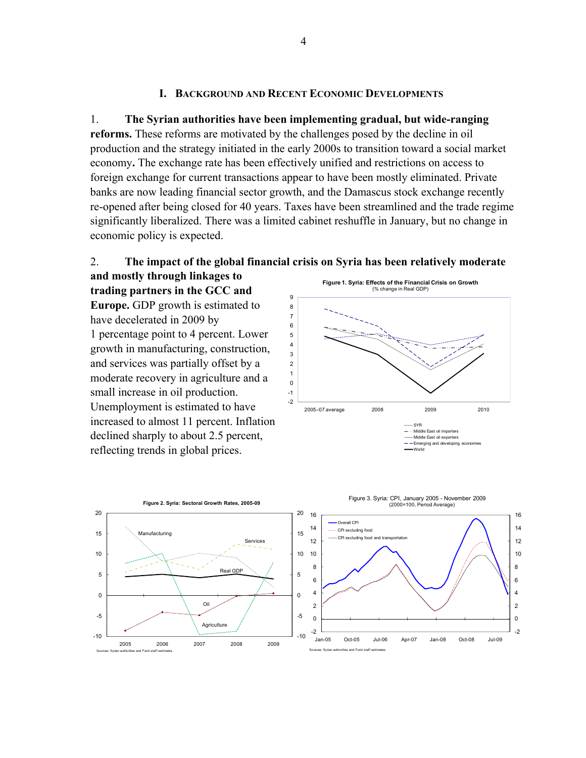## I. Background and Recent Economic Developments

1. **The Syrian authorities have been implementing gradual, but wide-ranging reforms.** These reforms are motivated by the challenges posed by the decline in oil production and the strategy initiated in the early 2000s to transition toward a social market economy**.** The exchange rate has been effectively unified and restrictions on access to foreign exchange for current transactions appear to have been mostly eliminated. Private banks are now leading financial sector growth, and the Damascus stock exchange recently re-opened after being closed for 40 years. Taxes have been streamlined and the trade regime significantly liberalized. There was a limited cabinet reshuffle in January, but no change in economic policy is expected.

2. **The impact of the global financial crisis on Syria has been relatively moderate and mostly through linkages to trading partners in the GCC and Europe.** GDP growth is estimated to have decelerated in 2009 by 1 percentage point to 4 percent. Lower growth in manufacturing, construction, and services was partially offset by a moderate recovery in agriculture and a small increase in oil production. Unemployment is estimated to have increased to almost 11 percent. Inflation declined sharply to about 2.5 percent, reflecting trends in global prices.

**Figure 1. Syria: Effects of the Financial Crisis on Growth**
(% change in Real GDP)

**Figure 2. Syria: Sectoral Growth Rates, 2005-09**

Sources: Syrian authorities and Fund staff estimates.

**Figure 3. Syria: CPI, January 2005 - November 2009**
(2000=100, Period Average)

Sources: Syrian authorities and Fund staff estimates.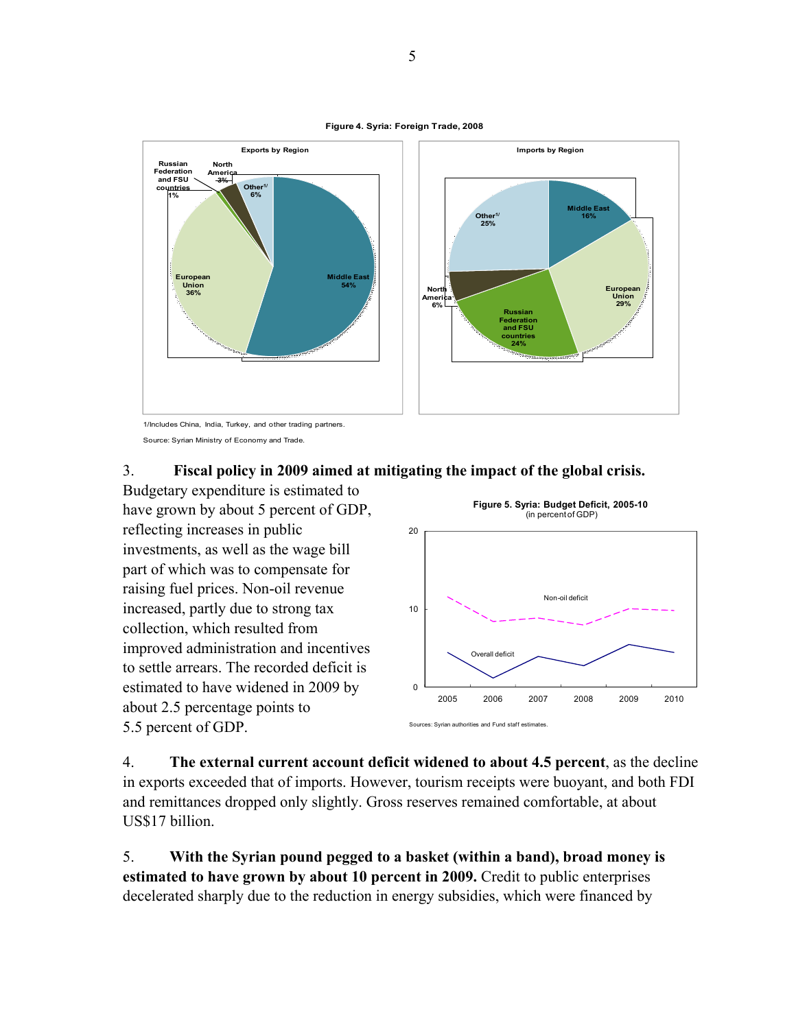**Figure 4. Syria: Foreign Trade, 2008**

Exports by Region

Middle East 54%; European Union 36%; Other[1/] 6%; North America 3%; Russian Federation and FSU countries 1%

Imports by Region

Middle East 16%; European Union 29%; Russian Federation and FSU countries 24%; North America 6%; Other[1/] 25%

1/Includes China, India, Turkey, and other trading partners.

Source: Syrian Ministry of Economy and Trade.

3. **Fiscal policy in 2009 aimed at mitigating the impact of the global crisis.** Budgetary expenditure is estimated to have grown by about 5 percent of GDP, reflecting increases in public investments, as well as the wage bill part of which was to compensate for raising fuel prices. Non-oil revenue increased, partly due to strong tax collection, which resulted from improved administration and incentives to settle arrears. The recorded deficit is estimated to have widened in 2009 by about 2.5 percentage points to 5.5 percent of GDP.

**Figure 5. Syria: Budget Deficit, 2005-10**
(in percent of GDP)

Non-oil deficit; Overall deficit

Sources: Syrian authorities and Fund staff estimates.

4. **The external current account deficit widened to about 4.5 percent**, as the decline in exports exceeded that of imports. However, tourism receipts were buoyant, and both FDI and remittances dropped only slightly. Gross reserves remained comfortable, at about US$17 billion.

5. **With the Syrian pound pegged to a basket (within a band), broad money is estimated to have grown by about 10 percent in 2009.** Credit to public enterprises decelerated sharply due to the reduction in energy subsidies, which were financed by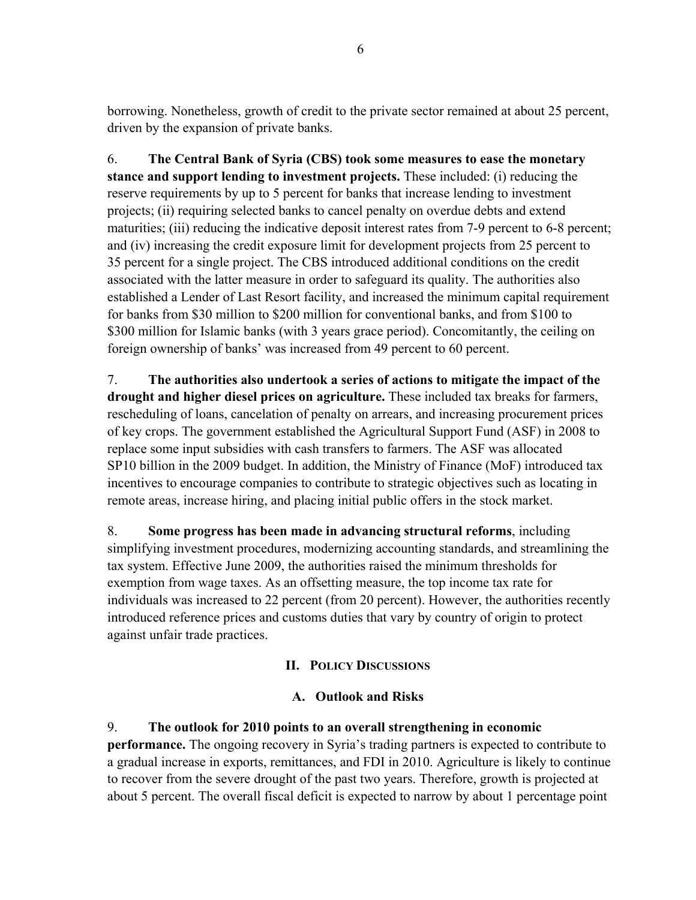borrowing. Nonetheless, growth of credit to the private sector remained at about 25 percent, driven by the expansion of private banks.

6. **The Central Bank of Syria (CBS) took some measures to ease the monetary stance and support lending to investment projects.** These included: (i) reducing the reserve requirements by up to 5 percent for banks that increase lending to investment projects; (ii) requiring selected banks to cancel penalty on overdue debts and extend maturities; (iii) reducing the indicative deposit interest rates from 7-9 percent to 6-8 percent; and (iv) increasing the credit exposure limit for development projects from 25 percent to 35 percent for a single project. The CBS introduced additional conditions on the credit associated with the latter measure in order to safeguard its quality. The authorities also established a Lender of Last Resort facility, and increased the minimum capital requirement for banks from $30 million to $200 million for conventional banks, and from $100 to $300 million for Islamic banks (with 3 years grace period). Concomitantly, the ceiling on foreign ownership of banks' was increased from 49 percent to 60 percent.

7. **The authorities also undertook a series of actions to mitigate the impact of the drought and higher diesel prices on agriculture.** These included tax breaks for farmers, rescheduling of loans, cancelation of penalty on arrears, and increasing procurement prices of key crops. The government established the Agricultural Support Fund (ASF) in 2008 to replace some input subsidies with cash transfers to farmers. The ASF was allocated SP10 billion in the 2009 budget. In addition, the Ministry of Finance (MoF) introduced tax incentives to encourage companies to contribute to strategic objectives such as locating in remote areas, increase hiring, and placing initial public offers in the stock market.

8. **Some progress has been made in advancing structural reforms**, including simplifying investment procedures, modernizing accounting standards, and streamlining the tax system. Effective June 2009, the authorities raised the minimum thresholds for exemption from wage taxes. As an offsetting measure, the top income tax rate for individuals was increased to 22 percent (from 20 percent). However, the authorities recently introduced reference prices and customs duties that vary by country of origin to protect against unfair trade practices.

## II. Policy Discussions

### A. Outlook and Risks

9. **The outlook for 2010 points to an overall strengthening in economic performance.** The ongoing recovery in Syria's trading partners is expected to contribute to a gradual increase in exports, remittances, and FDI in 2010. Agriculture is likely to continue to recover from the severe drought of the past two years. Therefore, growth is projected at about 5 percent. The overall fiscal deficit is expected to narrow by about 1 percentage point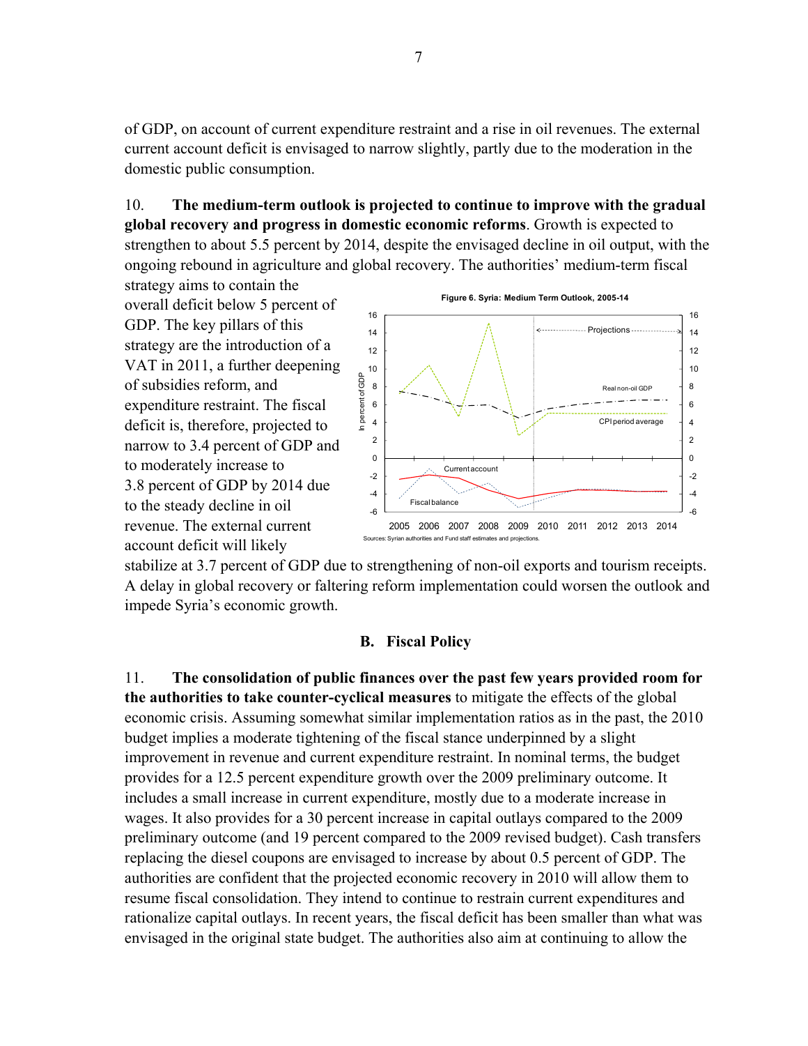of GDP, on account of current expenditure restraint and a rise in oil revenues. The external current account deficit is envisaged to narrow slightly, partly due to the moderation in the domestic public consumption.

10. **The medium-term outlook is projected to continue to improve with the gradual global recovery and progress in domestic economic reforms**. Growth is expected to strengthen to about 5.5 percent by 2014, despite the envisaged decline in oil output, with the ongoing rebound in agriculture and global recovery. The authorities' medium-term fiscal strategy aims to contain the overall deficit below 5 percent of GDP. The key pillars of this strategy are the introduction of a VAT in 2011, a further deepening of subsidies reform, and expenditure restraint. The fiscal deficit is, therefore, projected to narrow to 3.4 percent of GDP and to moderately increase to 3.8 percent of GDP by 2014 due to the steady decline in oil revenue. The external current account deficit will likely stabilize at 3.7 percent of GDP due to strengthening of non-oil exports and tourism receipts. A delay in global recovery or faltering reform implementation could worsen the outlook and impede Syria's economic growth.

**Figure 6. Syria: Medium Term Outlook, 2005-14**

Sources: Syrian authorities and Fund staff estimates and projections.

## B. Fiscal Policy

11. **The consolidation of public finances over the past few years provided room for the authorities to take counter-cyclical measures** to mitigate the effects of the global economic crisis. Assuming somewhat similar implementation ratios as in the past, the 2010 budget implies a moderate tightening of the fiscal stance underpinned by a slight improvement in revenue and current expenditure restraint. In nominal terms, the budget provides for a 12.5 percent expenditure growth over the 2009 preliminary outcome. It includes a small increase in current expenditure, mostly due to a moderate increase in wages. It also provides for a 30 percent increase in capital outlays compared to the 2009 preliminary outcome (and 19 percent compared to the 2009 revised budget). Cash transfers replacing the diesel coupons are envisaged to increase by about 0.5 percent of GDP. The authorities are confident that the projected economic recovery in 2010 will allow them to resume fiscal consolidation. They intend to continue to restrain current expenditures and rationalize capital outlays. In recent years, the fiscal deficit has been smaller than what was envisaged in the original state budget. The authorities also aim at continuing to allow the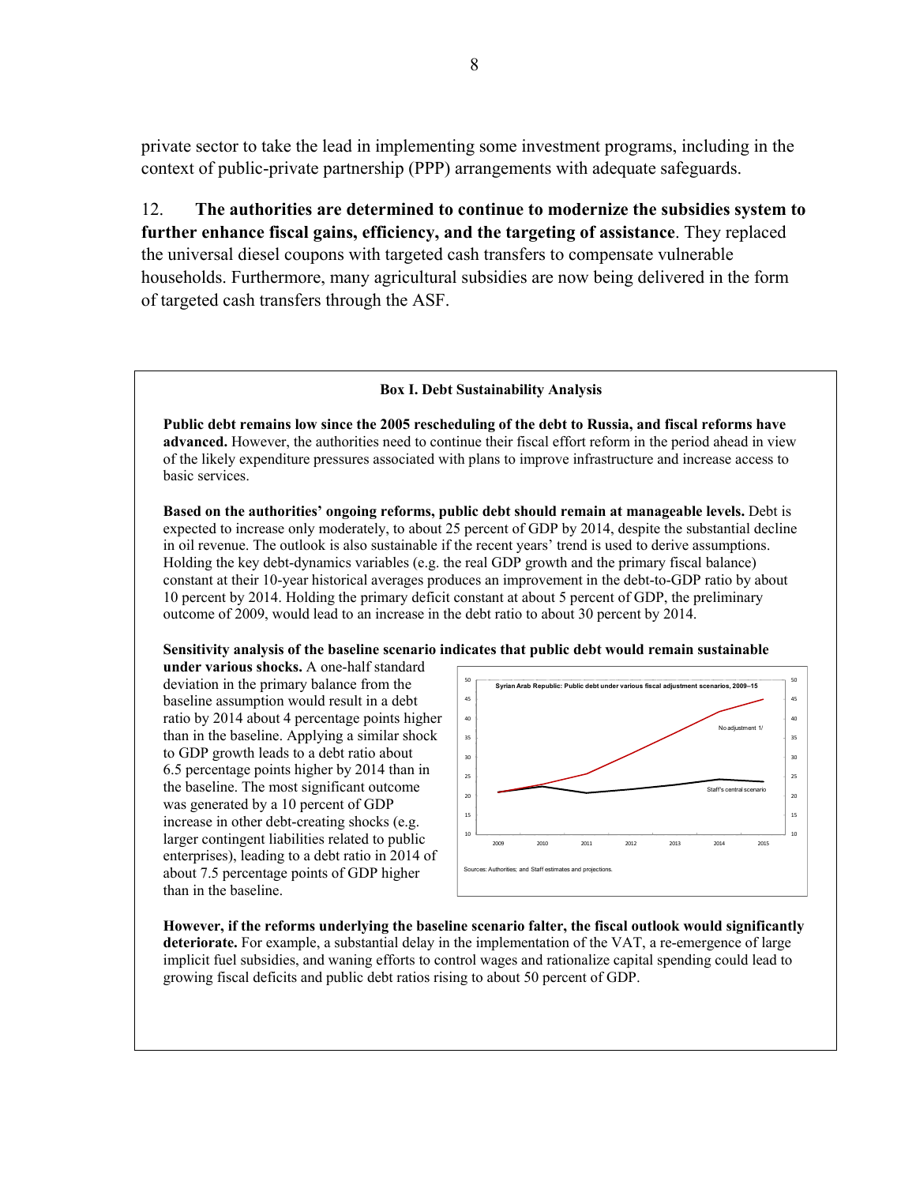private sector to take the lead in implementing some investment programs, including in the context of public-private partnership (PPP) arrangements with adequate safeguards.

12. **The authorities are determined to continue to modernize the subsidies system to further enhance fiscal gains, efficiency, and the targeting of assistance**. They replaced the universal diesel coupons with targeted cash transfers to compensate vulnerable households. Furthermore, many agricultural subsidies are now being delivered in the form of targeted cash transfers through the ASF.

**Box I. Debt Sustainability Analysis**

**Public debt remains low since the 2005 rescheduling of the debt to Russia, and fiscal reforms have advanced.** However, the authorities need to continue their fiscal effort reform in the period ahead in view of the likely expenditure pressures associated with plans to improve infrastructure and increase access to basic services.

**Based on the authorities' ongoing reforms, public debt should remain at manageable levels.** Debt is expected to increase only moderately, to about 25 percent of GDP by 2014, despite the substantial decline in oil revenue. The outlook is also sustainable if the recent years' trend is used to derive assumptions. Holding the key debt-dynamics variables (e.g. the real GDP growth and the primary fiscal balance) constant at their 10-year historical averages produces an improvement in the debt-to-GDP ratio by about 10 percent by 2014. Holding the primary deficit constant at about 5 percent of GDP, the preliminary outcome of 2009, would lead to an increase in the debt ratio to about 30 percent by 2014.

**Sensitivity analysis of the baseline scenario indicates that public debt would remain sustainable under various shocks.** A one-half standard deviation in the primary balance from the baseline assumption would result in a debt ratio by 2014 about 4 percentage points higher than in the baseline. Applying a similar shock to GDP growth leads to a debt ratio about 6.5 percentage points higher by 2014 than in the baseline. The most significant outcome was generated by a 10 percent of GDP increase in other debt-creating shocks (e.g. larger contingent liabilities related to public enterprises), leading to a debt ratio in 2014 of about 7.5 percentage points of GDP higher than in the baseline.

Syrian Arab Republic: Public debt under various fiscal adjustment scenarios, 2009–15

Sources: Authorities; and Staff estimates and projections.

**However, if the reforms underlying the baseline scenario falter, the fiscal outlook would significantly deteriorate.** For example, a substantial delay in the implementation of the VAT, a re-emergence of large implicit fuel subsidies, and waning efforts to control wages and rationalize capital spending could lead to growing fiscal deficits and public debt ratios rising to about 50 percent of GDP.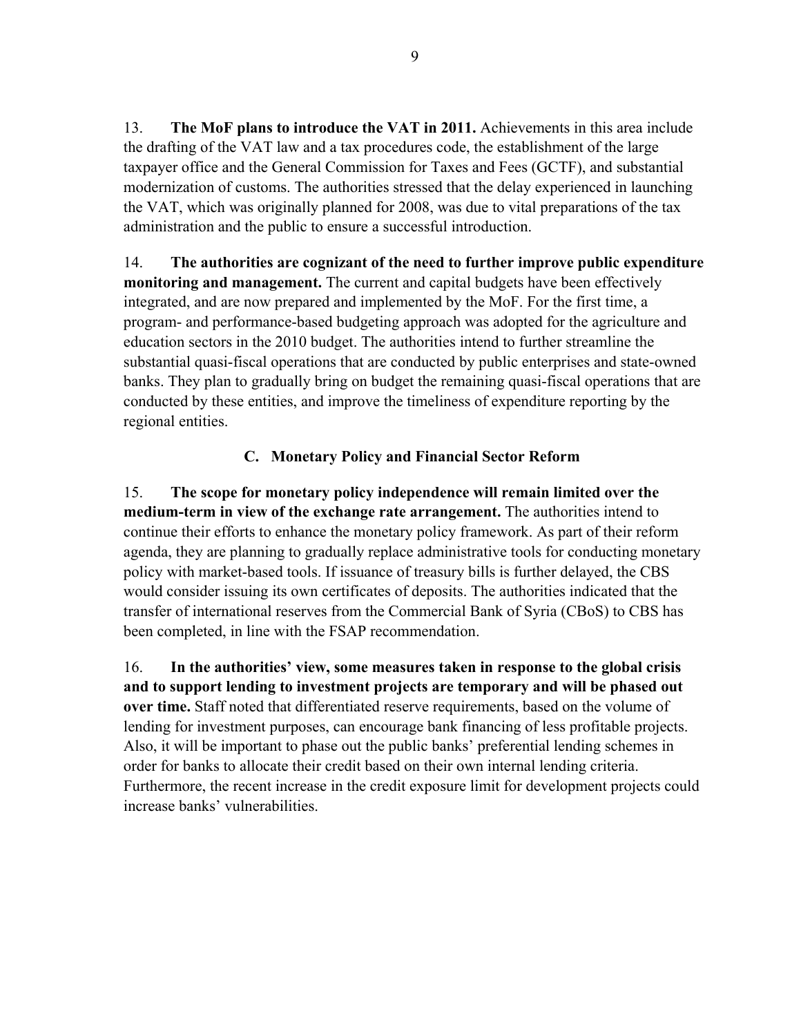13. **The MoF plans to introduce the VAT in 2011.** Achievements in this area include the drafting of the VAT law and a tax procedures code, the establishment of the large taxpayer office and the General Commission for Taxes and Fees (GCTF), and substantial modernization of customs. The authorities stressed that the delay experienced in launching the VAT, which was originally planned for 2008, was due to vital preparations of the tax administration and the public to ensure a successful introduction.

14. **The authorities are cognizant of the need to further improve public expenditure monitoring and management.** The current and capital budgets have been effectively integrated, and are now prepared and implemented by the MoF. For the first time, a program- and performance-based budgeting approach was adopted for the agriculture and education sectors in the 2010 budget. The authorities intend to further streamline the substantial quasi-fiscal operations that are conducted by public enterprises and state-owned banks. They plan to gradually bring on budget the remaining quasi-fiscal operations that are conducted by these entities, and improve the timeliness of expenditure reporting by the regional entities.

### C. Monetary Policy and Financial Sector Reform

15. **The scope for monetary policy independence will remain limited over the medium-term in view of the exchange rate arrangement.** The authorities intend to continue their efforts to enhance the monetary policy framework. As part of their reform agenda, they are planning to gradually replace administrative tools for conducting monetary policy with market-based tools. If issuance of treasury bills is further delayed, the CBS would consider issuing its own certificates of deposits. The authorities indicated that the transfer of international reserves from the Commercial Bank of Syria (CBoS) to CBS has been completed, in line with the FSAP recommendation.

16. **In the authorities' view, some measures taken in response to the global crisis and to support lending to investment projects are temporary and will be phased out over time.** Staff noted that differentiated reserve requirements, based on the volume of lending for investment purposes, can encourage bank financing of less profitable projects. Also, it will be important to phase out the public banks' preferential lending schemes in order for banks to allocate their credit based on their own internal lending criteria. Furthermore, the recent increase in the credit exposure limit for development projects could increase banks' vulnerabilities.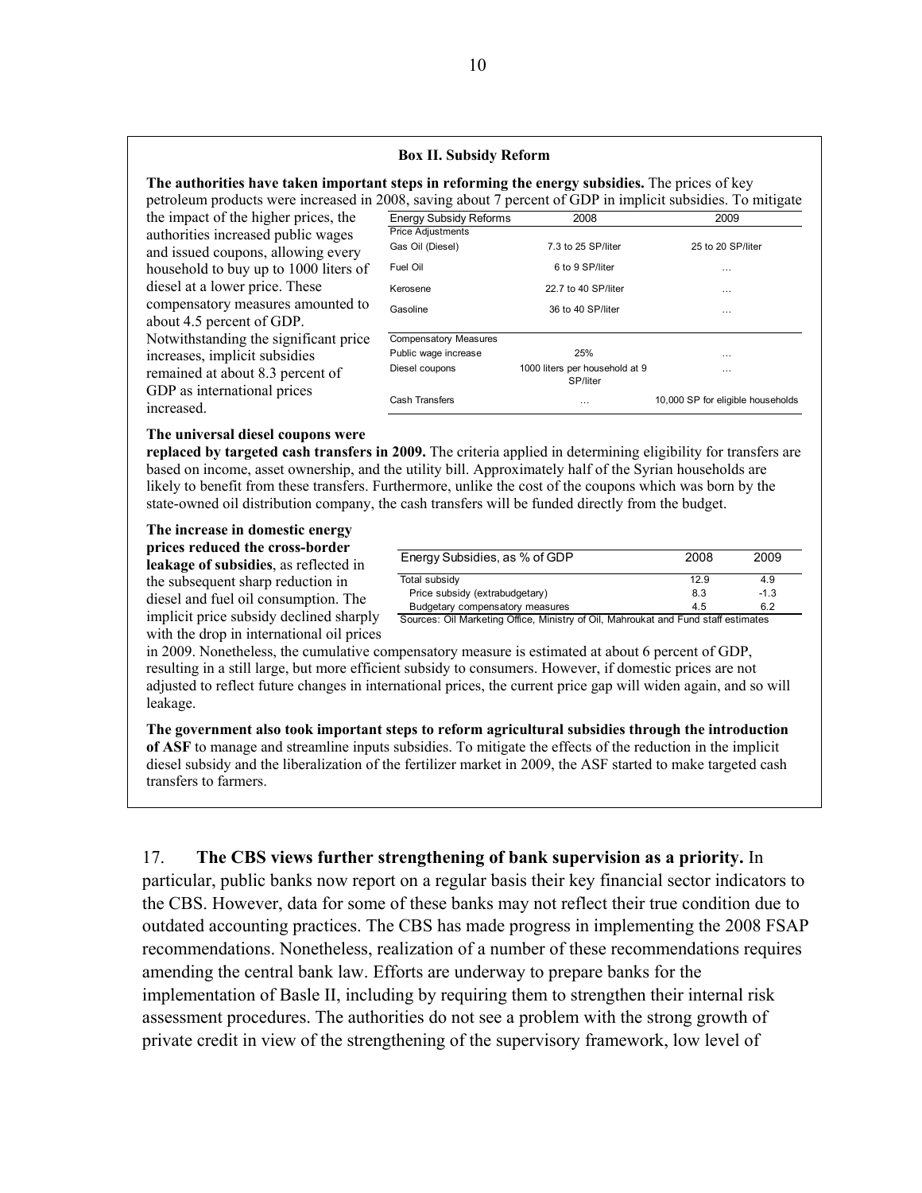### Box II. Subsidy Reform

**The authorities have taken important steps in reforming the energy subsidies.** The prices of key petroleum products were increased in 2008, saving about 7 percent of GDP in implicit subsidies. To mitigate the impact of the higher prices, the authorities increased public wages and issued coupons, allowing every household to buy up to 1000 liters of diesel at a lower price. These compensatory measures amounted to about 4.5 percent of GDP. Notwithstanding the significant price increases, implicit subsidies remained at about 8.3 percent of GDP as international prices increased.

| Energy Subsidy Reforms | 2008 | 2009 |
|---|---|---|
| Price Adjustments | | |
| Gas Oil (Diesel) | 7.3 to 25 SP/liter | 25 to 20 SP/liter |
| Fuel Oil | 6 to 9 SP/liter | … |
| Kerosene | 22.7 to 40 SP/liter | … |
| Gasoline | 36 to 40 SP/liter | … |
| Compensatory Measures | | |
| Public wage increase | 25% | … |
| Diesel coupons | 1000 liters per household at 9 SP/liter | … |
| Cash Transfers | … | 10,000 SP for eligible households |

**The universal diesel coupons were replaced by targeted cash transfers in 2009.** The criteria applied in determining eligibility for transfers are based on income, asset ownership, and the utility bill. Approximately half of the Syrian households are likely to benefit from these transfers. Furthermore, unlike the cost of the coupons which was born by the state-owned oil distribution company, the cash transfers will be funded directly from the budget.

**The increase in domestic energy prices reduced the cross-border leakage of subsidies**, as reflected in the subsequent sharp reduction in diesel and fuel oil consumption. The implicit price subsidy declined sharply with the drop in international oil prices in 2009. Nonetheless, the cumulative compensatory measure is estimated at about 6 percent of GDP, resulting in a still large, but more efficient subsidy to consumers. However, if domestic prices are not adjusted to reflect future changes in international prices, the current price gap will widen again, and so will leakage.

| Energy Subsidies, as % of GDP | 2008 | 2009 |
|---|---|---|
| Total subsidy | 12.9 | 4.9 |
| Price subsidy (extrabudgetary) | 8.3 | -1.3 |
| Budgetary compensatory measures | 4.5 | 6.2 |

Sources: Oil Marketing Office, Ministry of Oil, Mahroukat and Fund staff estimates

**The government also took important steps to reform agricultural subsidies through the introduction of ASF** to manage and streamline inputs subsidies. To mitigate the effects of the reduction in the implicit diesel subsidy and the liberalization of the fertilizer market in 2009, the ASF started to make targeted cash transfers to farmers.

17. **The CBS views further strengthening of bank supervision as a priority.** In particular, public banks now report on a regular basis their key financial sector indicators to the CBS. However, data for some of these banks may not reflect their true condition due to outdated accounting practices. The CBS has made progress in implementing the 2008 FSAP recommendations. Nonetheless, realization of a number of these recommendations requires amending the central bank law. Efforts are underway to prepare banks for the implementation of Basle II, including by requiring them to strengthen their internal risk assessment procedures. The authorities do not see a problem with the strong growth of private credit in view of the strengthening of the supervisory framework, low level of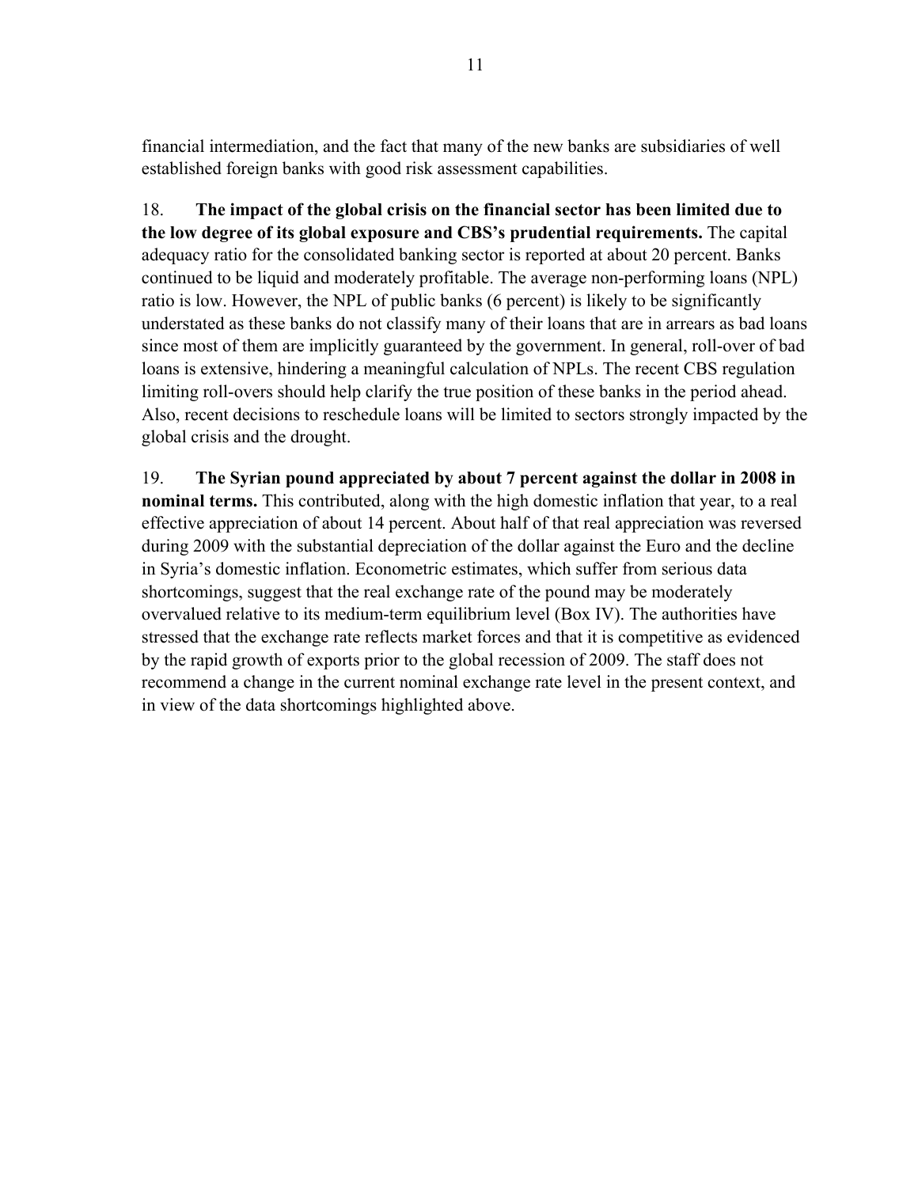financial intermediation, and the fact that many of the new banks are subsidiaries of well established foreign banks with good risk assessment capabilities.

18. **The impact of the global crisis on the financial sector has been limited due to the low degree of its global exposure and CBS's prudential requirements.** The capital adequacy ratio for the consolidated banking sector is reported at about 20 percent. Banks continued to be liquid and moderately profitable. The average non-performing loans (NPL) ratio is low. However, the NPL of public banks (6 percent) is likely to be significantly understated as these banks do not classify many of their loans that are in arrears as bad loans since most of them are implicitly guaranteed by the government. In general, roll-over of bad loans is extensive, hindering a meaningful calculation of NPLs. The recent CBS regulation limiting roll-overs should help clarify the true position of these banks in the period ahead. Also, recent decisions to reschedule loans will be limited to sectors strongly impacted by the global crisis and the drought.

19. **The Syrian pound appreciated by about 7 percent against the dollar in 2008 in nominal terms.** This contributed, along with the high domestic inflation that year, to a real effective appreciation of about 14 percent. About half of that real appreciation was reversed during 2009 with the substantial depreciation of the dollar against the Euro and the decline in Syria's domestic inflation. Econometric estimates, which suffer from serious data shortcomings, suggest that the real exchange rate of the pound may be moderately overvalued relative to its medium-term equilibrium level (Box IV). The authorities have stressed that the exchange rate reflects market forces and that it is competitive as evidenced by the rapid growth of exports prior to the global recession of 2009. The staff does not recommend a change in the current nominal exchange rate level in the present context, and in view of the data shortcomings highlighted above.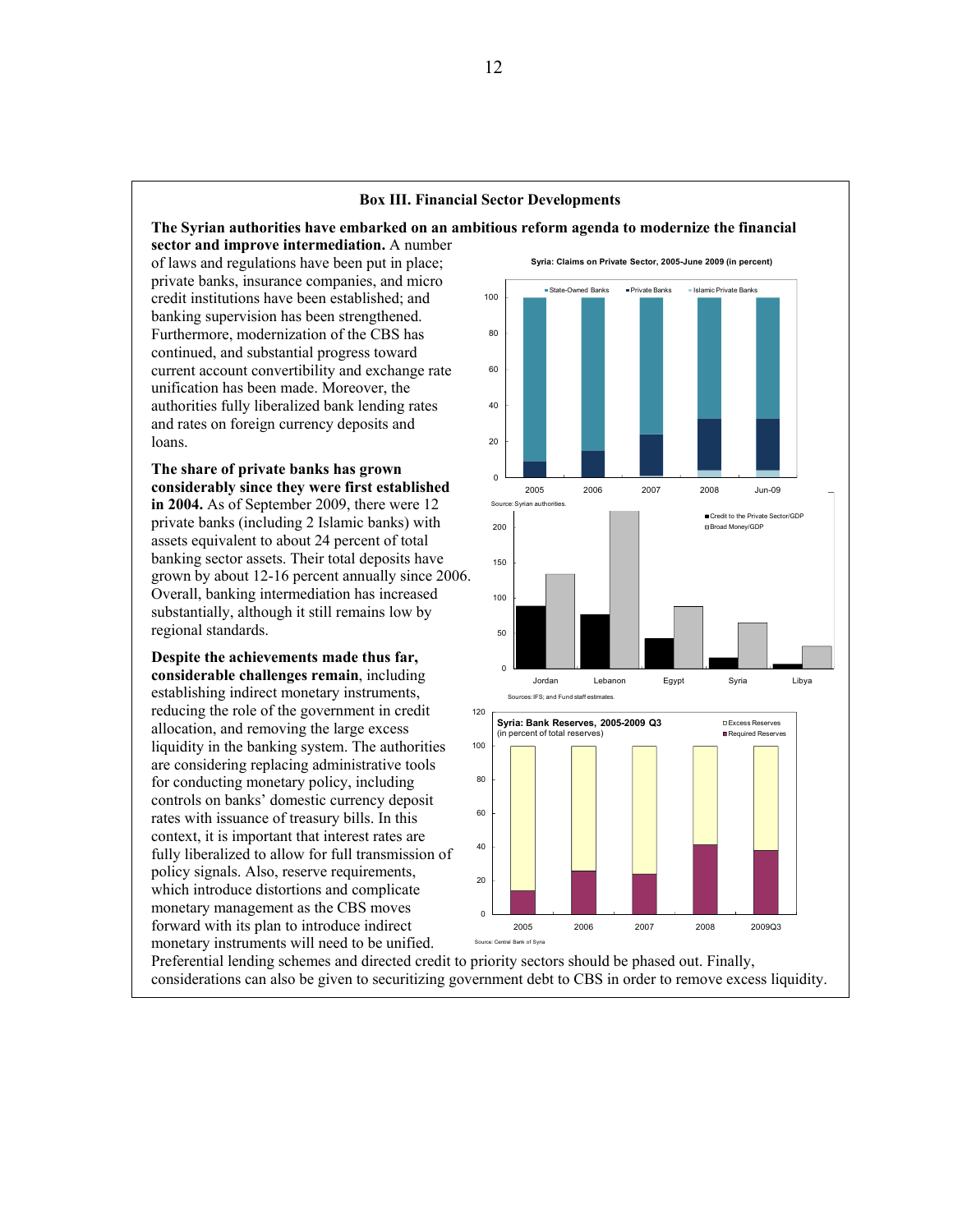## Box III. Financial Sector Developments

**The Syrian authorities have embarked on an ambitious reform agenda to modernize the financial sector and improve intermediation.** A number of laws and regulations have been put in place; private banks, insurance companies, and micro credit institutions have been established; and banking supervision has been strengthened. Furthermore, modernization of the CBS has continued, and substantial progress toward current account convertibility and exchange rate unification has been made. Moreover, the authorities fully liberalized bank lending rates and rates on foreign currency deposits and loans.

**The share of private banks has grown considerably since they were first established in 2004.** As of September 2009, there were 12 private banks (including 2 Islamic banks) with assets equivalent to about 24 percent of total banking sector assets. Their total deposits have grown by about 12-16 percent annually since 2006. Overall, banking intermediation has increased substantially, although it still remains low by regional standards.

**Despite the achievements made thus far, considerable challenges remain**, including establishing indirect monetary instruments, reducing the role of the government in credit allocation, and removing the large excess liquidity in the banking system. The authorities are considering replacing administrative tools for conducting monetary policy, including controls on banks' domestic currency deposit rates with issuance of treasury bills. In this context, it is important that interest rates are fully liberalized to allow for full transmission of policy signals. Also, reserve requirements, which introduce distortions and complicate monetary management as the CBS moves forward with its plan to introduce indirect monetary instruments will need to be unified. Preferential lending schemes and directed credit to priority sectors should be phased out. Finally, considerations can also be given to securitizing government debt to CBS in order to remove excess liquidity.

Syria: Claims on Private Sector, 2005-June 2009 (in percent)

Source: Syrian authorities.

Credit to the Private Sector/GDP; Broad Money/GDP (Jordan, Lebanon, Egypt, Syria, Libya)

Sources: IFS; and Fund staff estimates.

Syria: Bank Reserves, 2005-2009 Q3 (in percent of total reserves)

Source: Central Bank of Syria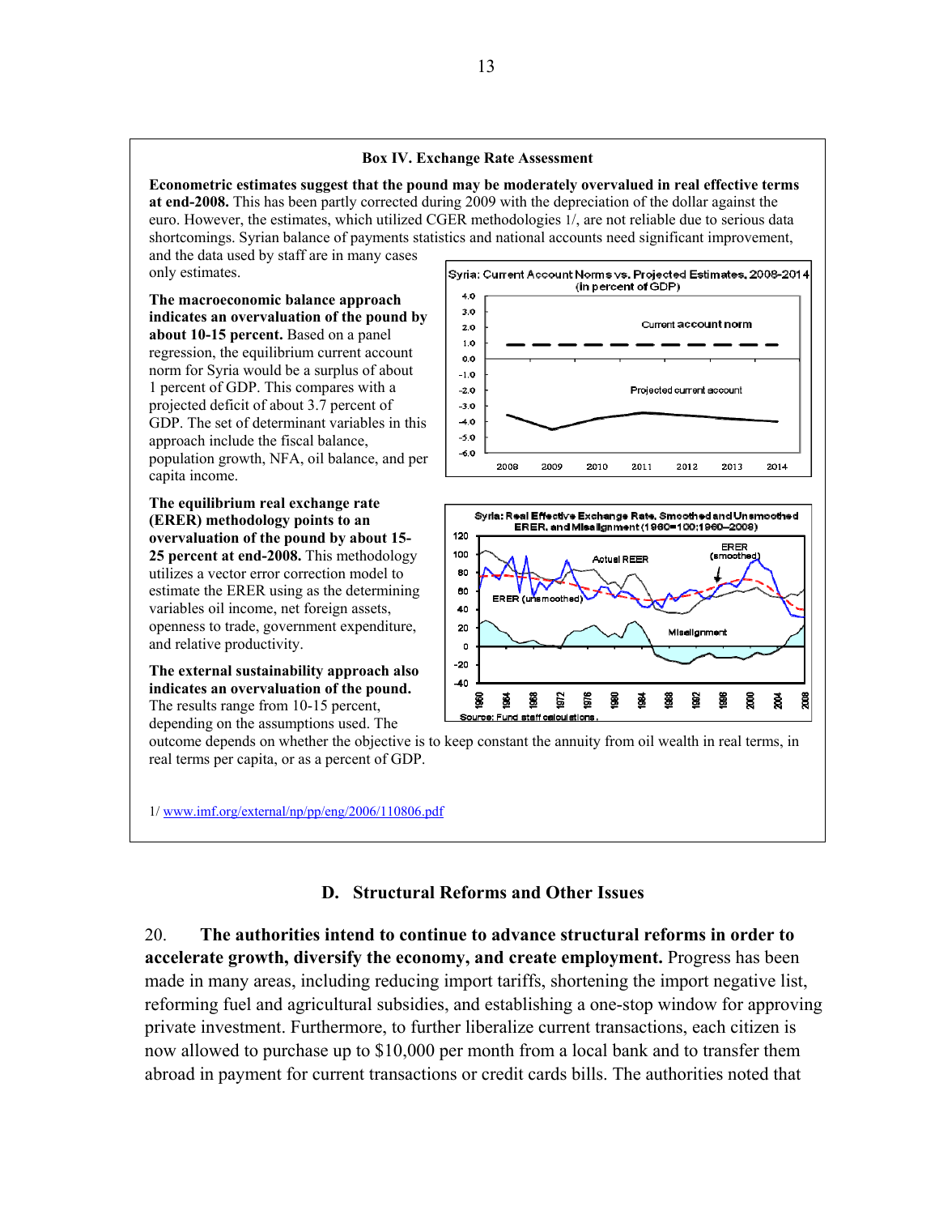**Box IV. Exchange Rate Assessment**

**Econometric estimates suggest that the pound may be moderately overvalued in real effective terms at end-2008.** This has been partly corrected during 2009 with the depreciation of the dollar against the euro. However, the estimates, which utilized CGER methodologies 1/, are not reliable due to serious data shortcomings. Syrian balance of payments statistics and national accounts need significant improvement, and the data used by staff are in many cases only estimates.

**The macroeconomic balance approach indicates an overvaluation of the pound by about 10-15 percent.** Based on a panel regression, the equilibrium current account norm for Syria would be a surplus of about 1 percent of GDP. This compares with a projected deficit of about 3.7 percent of GDP. The set of determinant variables in this approach include the fiscal balance, population growth, NFA, oil balance, and per capita income.

**The equilibrium real exchange rate (ERER) methodology points to an overvaluation of the pound by about 15-25 percent at end-2008.** This methodology utilizes a vector error correction model to estimate the ERER using as the determining variables oil income, net foreign assets, openness to trade, government expenditure, and relative productivity.

**The external sustainability approach also indicates an overvaluation of the pound.** The results range from 10-15 percent, depending on the assumptions used. The outcome depends on whether the objective is to keep constant the annuity from oil wealth in real terms, in real terms per capita, or as a percent of GDP.

1/ www.imf.org/external/np/pp/eng/2006/110806.pdf

## D. Structural Reforms and Other Issues

20. **The authorities intend to continue to advance structural reforms in order to accelerate growth, diversify the economy, and create employment.** Progress has been made in many areas, including reducing import tariffs, shortening the import negative list, reforming fuel and agricultural subsidies, and establishing a one-stop window for approving private investment. Furthermore, to further liberalize current transactions, each citizen is now allowed to purchase up to $10,000 per month from a local bank and to transfer them abroad in payment for current transactions or credit cards bills. The authorities noted that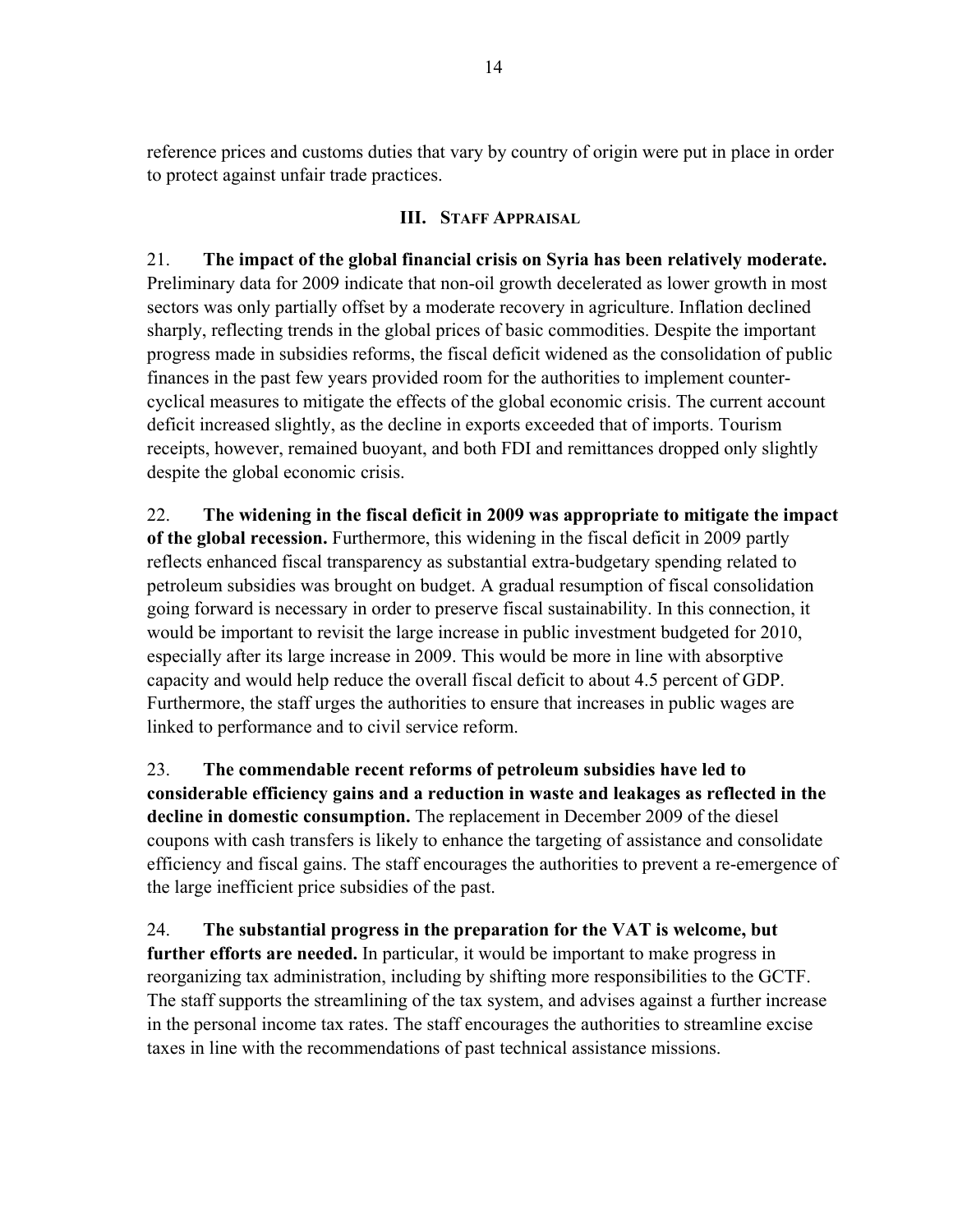reference prices and customs duties that vary by country of origin were put in place in order to protect against unfair trade practices.

## III. Staff Appraisal

21. **The impact of the global financial crisis on Syria has been relatively moderate.** Preliminary data for 2009 indicate that non-oil growth decelerated as lower growth in most sectors was only partially offset by a moderate recovery in agriculture. Inflation declined sharply, reflecting trends in the global prices of basic commodities. Despite the important progress made in subsidies reforms, the fiscal deficit widened as the consolidation of public finances in the past few years provided room for the authorities to implement counter-cyclical measures to mitigate the effects of the global economic crisis. The current account deficit increased slightly, as the decline in exports exceeded that of imports. Tourism receipts, however, remained buoyant, and both FDI and remittances dropped only slightly despite the global economic crisis.

22. **The widening in the fiscal deficit in 2009 was appropriate to mitigate the impact of the global recession.** Furthermore, this widening in the fiscal deficit in 2009 partly reflects enhanced fiscal transparency as substantial extra-budgetary spending related to petroleum subsidies was brought on budget. A gradual resumption of fiscal consolidation going forward is necessary in order to preserve fiscal sustainability. In this connection, it would be important to revisit the large increase in public investment budgeted for 2010, especially after its large increase in 2009. This would be more in line with absorptive capacity and would help reduce the overall fiscal deficit to about 4.5 percent of GDP. Furthermore, the staff urges the authorities to ensure that increases in public wages are linked to performance and to civil service reform.

23. **The commendable recent reforms of petroleum subsidies have led to considerable efficiency gains and a reduction in waste and leakages as reflected in the decline in domestic consumption.** The replacement in December 2009 of the diesel coupons with cash transfers is likely to enhance the targeting of assistance and consolidate efficiency and fiscal gains. The staff encourages the authorities to prevent a re-emergence of the large inefficient price subsidies of the past.

24. **The substantial progress in the preparation for the VAT is welcome, but further efforts are needed.** In particular, it would be important to make progress in reorganizing tax administration, including by shifting more responsibilities to the GCTF. The staff supports the streamlining of the tax system, and advises against a further increase in the personal income tax rates. The staff encourages the authorities to streamline excise taxes in line with the recommendations of past technical assistance missions.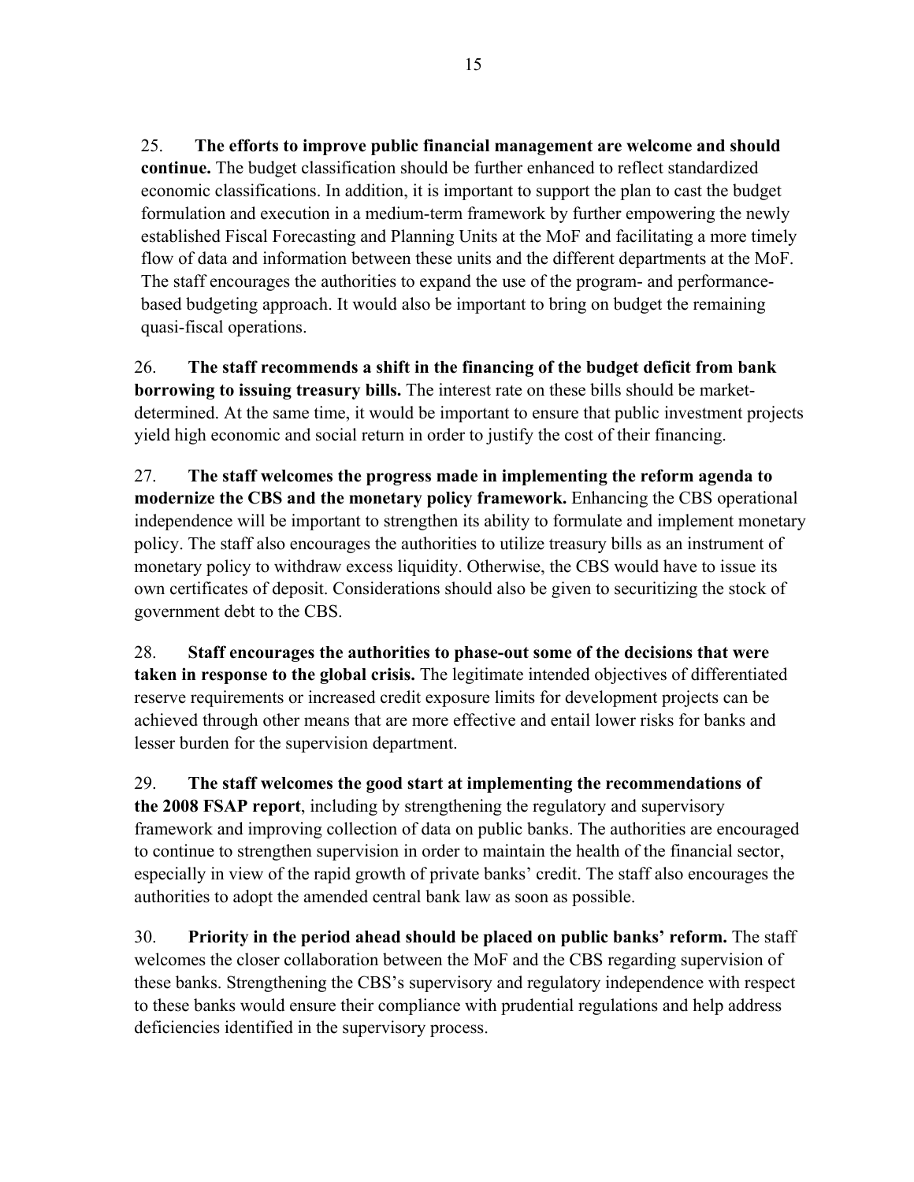25. **The efforts to improve public financial management are welcome and should continue.** The budget classification should be further enhanced to reflect standardized economic classifications. In addition, it is important to support the plan to cast the budget formulation and execution in a medium-term framework by further empowering the newly established Fiscal Forecasting and Planning Units at the MoF and facilitating a more timely flow of data and information between these units and the different departments at the MoF. The staff encourages the authorities to expand the use of the program- and performance-based budgeting approach. It would also be important to bring on budget the remaining quasi-fiscal operations.

26. **The staff recommends a shift in the financing of the budget deficit from bank borrowing to issuing treasury bills.** The interest rate on these bills should be market-determined. At the same time, it would be important to ensure that public investment projects yield high economic and social return in order to justify the cost of their financing.

27. **The staff welcomes the progress made in implementing the reform agenda to modernize the CBS and the monetary policy framework.** Enhancing the CBS operational independence will be important to strengthen its ability to formulate and implement monetary policy. The staff also encourages the authorities to utilize treasury bills as an instrument of monetary policy to withdraw excess liquidity. Otherwise, the CBS would have to issue its own certificates of deposit. Considerations should also be given to securitizing the stock of government debt to the CBS.

28. **Staff encourages the authorities to phase-out some of the decisions that were taken in response to the global crisis.** The legitimate intended objectives of differentiated reserve requirements or increased credit exposure limits for development projects can be achieved through other means that are more effective and entail lower risks for banks and lesser burden for the supervision department.

29. **The staff welcomes the good start at implementing the recommendations of the 2008 FSAP report**, including by strengthening the regulatory and supervisory framework and improving collection of data on public banks. The authorities are encouraged to continue to strengthen supervision in order to maintain the health of the financial sector, especially in view of the rapid growth of private banks' credit. The staff also encourages the authorities to adopt the amended central bank law as soon as possible.

30. **Priority in the period ahead should be placed on public banks' reform.** The staff welcomes the closer collaboration between the MoF and the CBS regarding supervision of these banks. Strengthening the CBS's supervisory and regulatory independence with respect to these banks would ensure their compliance with prudential regulations and help address deficiencies identified in the supervisory process.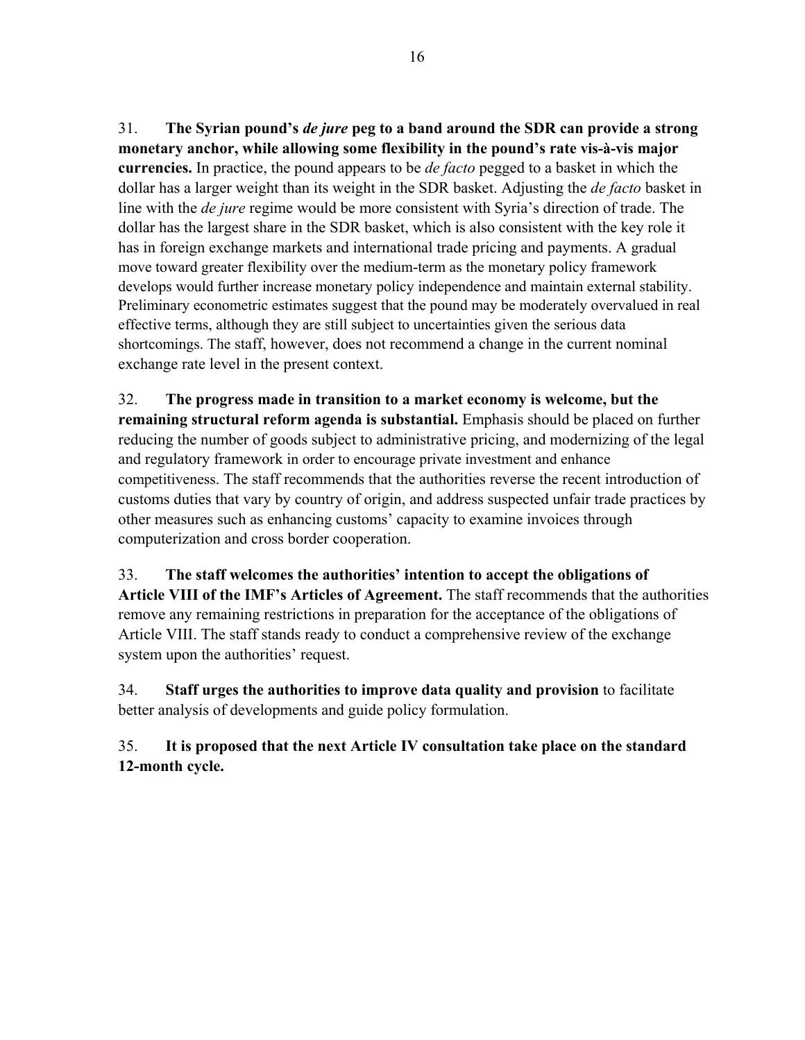31. **The Syrian pound's *de jure* peg to a band around the SDR can provide a strong monetary anchor, while allowing some flexibility in the pound's rate vis-à-vis major currencies.** In practice, the pound appears to be *de facto* pegged to a basket in which the dollar has a larger weight than its weight in the SDR basket. Adjusting the *de facto* basket in line with the *de jure* regime would be more consistent with Syria's direction of trade. The dollar has the largest share in the SDR basket, which is also consistent with the key role it has in foreign exchange markets and international trade pricing and payments. A gradual move toward greater flexibility over the medium-term as the monetary policy framework develops would further increase monetary policy independence and maintain external stability. Preliminary econometric estimates suggest that the pound may be moderately overvalued in real effective terms, although they are still subject to uncertainties given the serious data shortcomings. The staff, however, does not recommend a change in the current nominal exchange rate level in the present context.

32. **The progress made in transition to a market economy is welcome, but the remaining structural reform agenda is substantial.** Emphasis should be placed on further reducing the number of goods subject to administrative pricing, and modernizing of the legal and regulatory framework in order to encourage private investment and enhance competitiveness. The staff recommends that the authorities reverse the recent introduction of customs duties that vary by country of origin, and address suspected unfair trade practices by other measures such as enhancing customs' capacity to examine invoices through computerization and cross border cooperation.

33. **The staff welcomes the authorities' intention to accept the obligations of Article VIII of the IMF's Articles of Agreement.** The staff recommends that the authorities remove any remaining restrictions in preparation for the acceptance of the obligations of Article VIII. The staff stands ready to conduct a comprehensive review of the exchange system upon the authorities' request.

34. **Staff urges the authorities to improve data quality and provision** to facilitate better analysis of developments and guide policy formulation.

35. **It is proposed that the next Article IV consultation take place on the standard 12-month cycle.**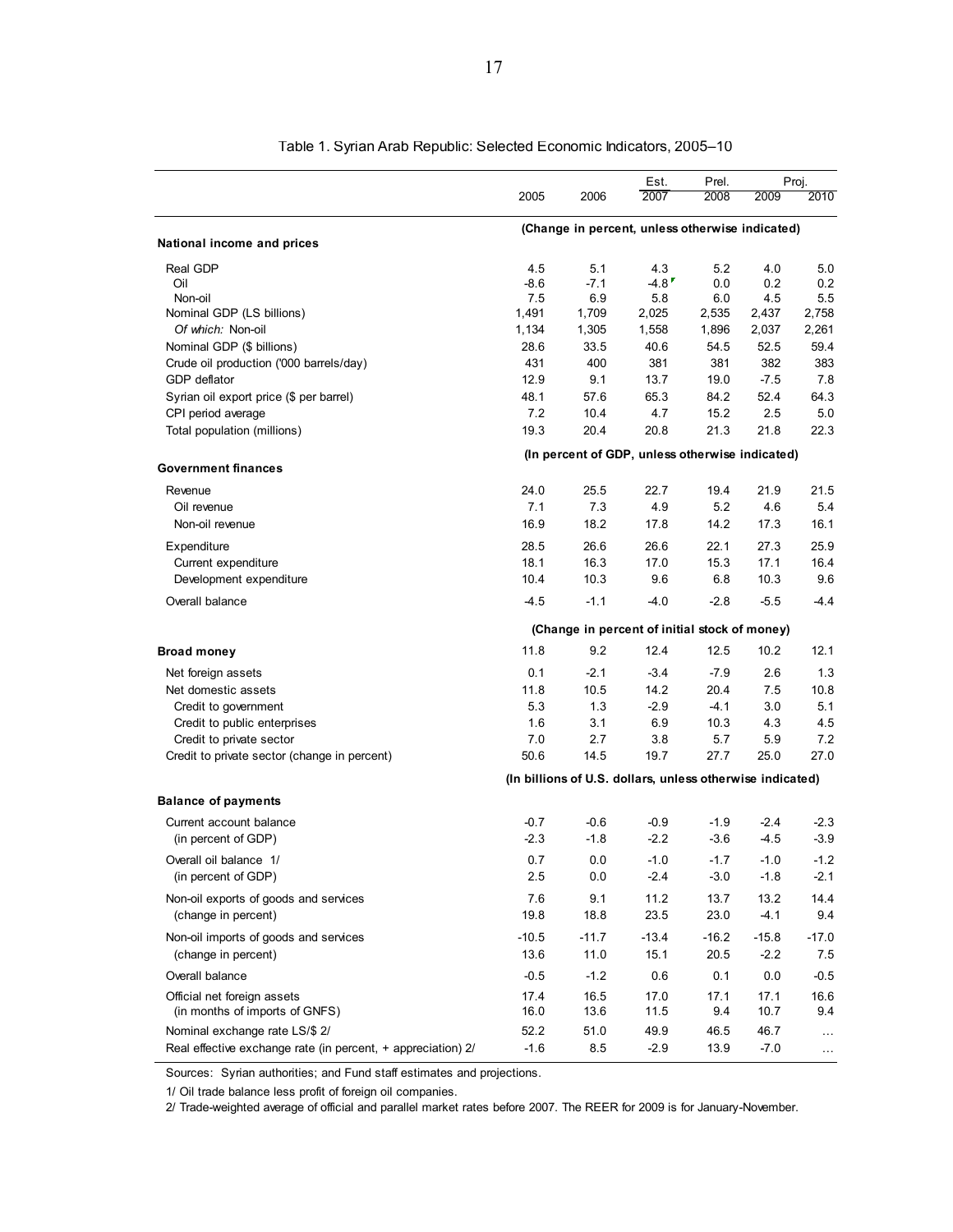# Table 1. Syrian Arab Republic: Selected Economic Indicators, 2005–10

| | 2005 | 2006 | Est. 2007 | Prel. 2008 | Proj. 2009 | Proj. 2010 |
|---|---|---|---|---|---|---|
| | (Change in percent, unless otherwise indicated) | | | | | |
| **National income and prices** | | | | | | |
| Real GDP | 4.5 | 5.1 | 4.3 | 5.2 | 4.0 | 5.0 |
| Oil | -8.6 | -7.1 | -4.8 | 0.0 | 0.2 | 0.2 |
| Non-oil | 7.5 | 6.9 | 5.8 | 6.0 | 4.5 | 5.5 |
| Nominal GDP (LS billions) | 1,491 | 1,709 | 2,025 | 2,535 | 2,437 | 2,758 |
| *Of which:* Non-oil | 1,134 | 1,305 | 1,558 | 1,896 | 2,037 | 2,261 |
| Nominal GDP ($ billions) | 28.6 | 33.5 | 40.6 | 54.5 | 52.5 | 59.4 |
| Crude oil production ('000 barrels/day) | 431 | 400 | 381 | 381 | 382 | 383 |
| GDP deflator | 12.9 | 9.1 | 13.7 | 19.0 | -7.5 | 7.8 |
| Syrian oil export price ($ per barrel) | 48.1 | 57.6 | 65.3 | 84.2 | 52.4 | 64.3 |
| CPI period average | 7.2 | 10.4 | 4.7 | 15.2 | 2.5 | 5.0 |
| Total population (millions) | 19.3 | 20.4 | 20.8 | 21.3 | 21.8 | 22.3 |
| | (In percent of GDP, unless otherwise indicated) | | | | | |
| **Government finances** | | | | | | |
| Revenue | 24.0 | 25.5 | 22.7 | 19.4 | 21.9 | 21.5 |
| Oil revenue | 7.1 | 7.3 | 4.9 | 5.2 | 4.6 | 5.4 |
| Non-oil revenue | 16.9 | 18.2 | 17.8 | 14.2 | 17.3 | 16.1 |
| Expenditure | 28.5 | 26.6 | 26.6 | 22.1 | 27.3 | 25.9 |
| Current expenditure | 18.1 | 16.3 | 17.0 | 15.3 | 17.1 | 16.4 |
| Development expenditure | 10.4 | 10.3 | 9.6 | 6.8 | 10.3 | 9.6 |
| Overall balance | -4.5 | -1.1 | -4.0 | -2.8 | -5.5 | -4.4 |
| | (Change in percent of initial stock of money) | | | | | |
| **Broad money** | 11.8 | 9.2 | 12.4 | 12.5 | 10.2 | 12.1 |
| Net foreign assets | 0.1 | -2.1 | -3.4 | -7.9 | 2.6 | 1.3 |
| Net domestic assets | 11.8 | 10.5 | 14.2 | 20.4 | 7.5 | 10.8 |
| Credit to government | 5.3 | 1.3 | -2.9 | -4.1 | 3.0 | 5.1 |
| Credit to public enterprises | 1.6 | 3.1 | 6.9 | 10.3 | 4.3 | 4.5 |
| Credit to private sector | 7.0 | 2.7 | 3.8 | 5.7 | 5.9 | 7.2 |
| Credit to private sector (change in percent) | 50.6 | 14.5 | 19.7 | 27.7 | 25.0 | 27.0 |
| | (In billions of U.S. dollars, unless otherwise indicated) | | | | | |
| **Balance of payments** | | | | | | |
| Current account balance | -0.7 | -0.6 | -0.9 | -1.9 | -2.4 | -2.3 |
| (in percent of GDP) | -2.3 | -1.8 | -2.2 | -3.6 | -4.5 | -3.9 |
| Overall oil balance 1/ | 0.7 | 0.0 | -1.0 | -1.7 | -1.0 | -1.2 |
| (in percent of GDP) | 2.5 | 0.0 | -2.4 | -3.0 | -1.8 | -2.1 |
| Non-oil exports of goods and services | 7.6 | 9.1 | 11.2 | 13.7 | 13.2 | 14.4 |
| (change in percent) | 19.8 | 18.8 | 23.5 | 23.0 | -4.1 | 9.4 |
| Non-oil imports of goods and services | -10.5 | -11.7 | -13.4 | -16.2 | -15.8 | -17.0 |
| (change in percent) | 13.6 | 11.0 | 15.1 | 20.5 | -2.2 | 7.5 |
| Overall balance | -0.5 | -1.2 | 0.6 | 0.1 | 0.0 | -0.5 |
| Official net foreign assets | 17.4 | 16.5 | 17.0 | 17.1 | 17.1 | 16.6 |
| (in months of imports of GNFS) | 16.0 | 13.6 | 11.5 | 9.4 | 10.7 | 9.4 |
| Nominal exchange rate LS/$ 2/ | 52.2 | 51.0 | 49.9 | 46.5 | 46.7 | … |
| Real effective exchange rate (in percent, + appreciation) 2/ | -1.6 | 8.5 | -2.9 | 13.9 | -7.0 | … |

Sources: Syrian authorities; and Fund staff estimates and projections.

1/ Oil trade balance less profit of foreign oil companies.

2/ Trade-weighted average of official and parallel market rates before 2007. The REER for 2009 is for January-November.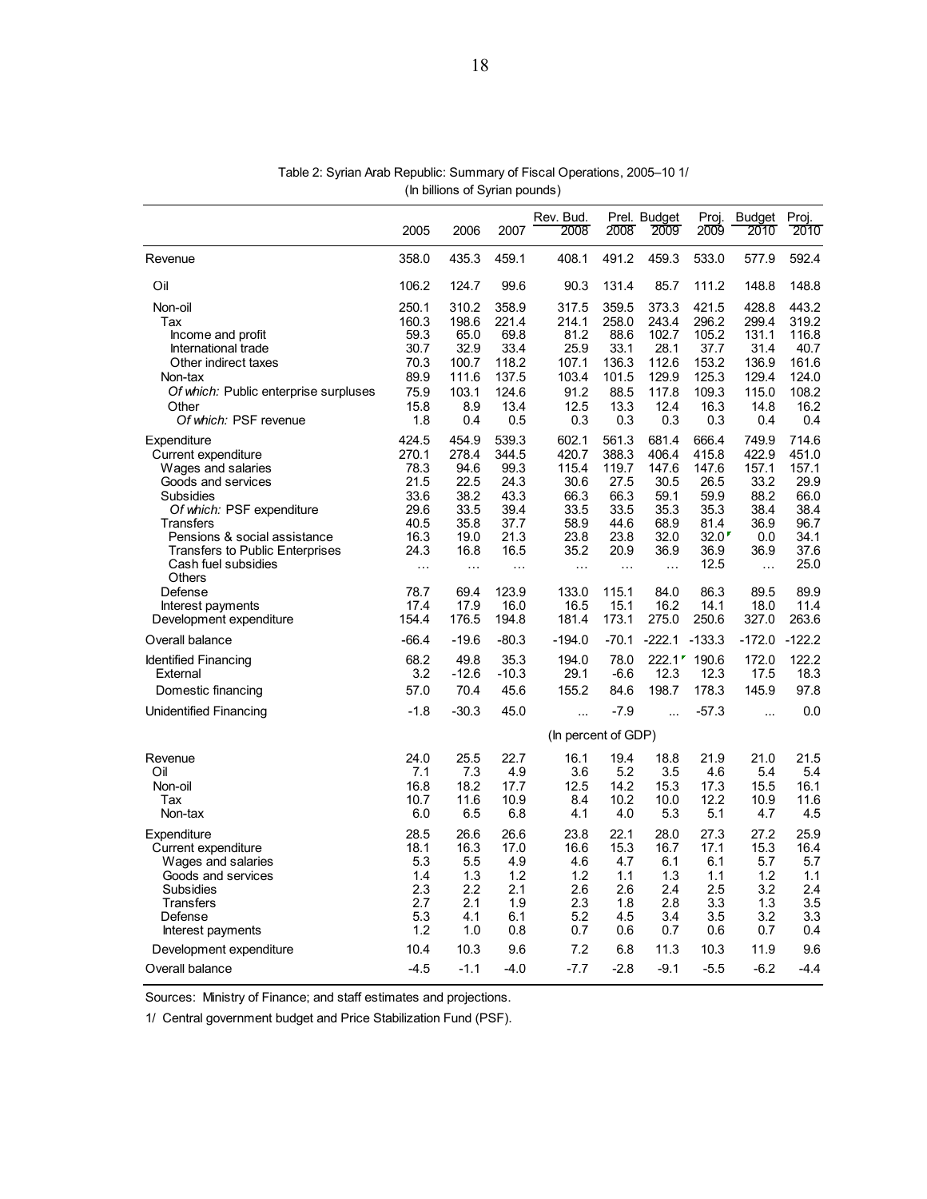Table 2: Syrian Arab Republic: Summary of Fiscal Operations, 2005–10 1/
(In billions of Syrian pounds)

| | 2005 | 2006 | 2007 | Rev. Bud. 2008 | Prel. 2008 | Budget 2009 | Proj. 2009 | Budget 2010 | Proj. 2010 |
|---|---|---|---|---|---|---|---|---|---|
| Revenue | 358.0 | 435.3 | 459.1 | 408.1 | 491.2 | 459.3 | 533.0 | 577.9 | 592.4 |
| Oil | 106.2 | 124.7 | 99.6 | 90.3 | 131.4 | 85.7 | 111.2 | 148.8 | 148.8 |
| Non-oil | 250.1 | 310.2 | 358.9 | 317.5 | 359.5 | 373.3 | 421.5 | 428.8 | 443.2 |
| Tax | 160.3 | 198.6 | 221.4 | 214.1 | 258.0 | 243.4 | 296.2 | 299.4 | 319.2 |
| Income and profit | 59.3 | 65.0 | 69.8 | 81.2 | 88.6 | 102.7 | 105.2 | 131.1 | 116.8 |
| International trade | 30.7 | 32.9 | 33.4 | 25.9 | 33.1 | 28.1 | 37.7 | 31.4 | 40.7 |
| Other indirect taxes | 70.3 | 100.7 | 118.2 | 107.1 | 136.3 | 112.6 | 153.2 | 136.9 | 161.6 |
| Non-tax | 89.9 | 111.6 | 137.5 | 103.4 | 101.5 | 129.9 | 125.3 | 129.4 | 124.0 |
| *Of which:* Public enterprise surpluses | 75.9 | 103.1 | 124.6 | 91.2 | 88.5 | 117.8 | 109.3 | 115.0 | 108.2 |
| Other | 15.8 | 8.9 | 13.4 | 12.5 | 13.3 | 12.4 | 16.3 | 14.8 | 16.2 |
| *Of which:* PSF revenue | 1.8 | 0.4 | 0.5 | 0.3 | 0.3 | 0.3 | 0.3 | 0.4 | 0.4 |
| Expenditure | 424.5 | 454.9 | 539.3 | 602.1 | 561.3 | 681.4 | 666.4 | 749.9 | 714.6 |
| Current expenditure | 270.1 | 278.4 | 344.5 | 420.7 | 388.3 | 406.4 | 415.8 | 422.9 | 451.0 |
| Wages and salaries | 78.3 | 94.6 | 99.3 | 115.4 | 119.7 | 147.6 | 147.6 | 157.1 | 157.1 |
| Goods and services | 21.5 | 22.5 | 24.3 | 30.6 | 27.5 | 30.5 | 26.5 | 33.2 | 29.9 |
| Subsidies | 33.6 | 38.2 | 43.3 | 66.3 | 66.3 | 59.1 | 59.9 | 88.2 | 66.0 |
| *Of which:* PSF expenditure | 29.6 | 33.5 | 39.4 | 33.5 | 33.5 | 35.3 | 35.3 | 38.4 | 38.4 |
| Transfers | 40.5 | 35.8 | 37.7 | 58.9 | 44.6 | 68.9 | 81.4 | 36.9 | 96.7 |
| Pensions & social assistance | 16.3 | 19.0 | 21.3 | 23.8 | 23.8 | 32.0 | 32.0 | 0.0 | 34.1 |
| Transfers to Public Enterprises | 24.3 | 16.8 | 16.5 | 35.2 | 20.9 | 36.9 | 36.9 | 36.9 | 37.6 |
| Cash fuel subsidies | … | … | … | … | … | … | 12.5 | … | 25.0 |
| Others | | | | | | | | | |
| Defense | 78.7 | 69.4 | 123.9 | 133.0 | 115.1 | 84.0 | 86.3 | 89.5 | 89.9 |
| Interest payments | 17.4 | 17.9 | 16.0 | 16.5 | 15.1 | 16.2 | 14.1 | 18.0 | 11.4 |
| Development expenditure | 154.4 | 176.5 | 194.8 | 181.4 | 173.1 | 275.0 | 250.6 | 327.0 | 263.6 |
| Overall balance | -66.4 | -19.6 | -80.3 | -194.0 | -70.1 | -222.1 | -133.3 | -172.0 | -122.2 |
| Identified Financing | 68.2 | 49.8 | 35.3 | 194.0 | 78.0 | 222.1 | 190.6 | 172.0 | 122.2 |
| External | 3.2 | -12.6 | -10.3 | 29.1 | -6.6 | 12.3 | 12.3 | 17.5 | 18.3 |
| Domestic financing | 57.0 | 70.4 | 45.6 | 155.2 | 84.6 | 198.7 | 178.3 | 145.9 | 97.8 |
| Unidentified Financing | -1.8 | -30.3 | 45.0 | ... | -7.9 | ... | -57.3 | ... | 0.0 |
| | | | | (In percent of GDP) | | | | | |
| Revenue | 24.0 | 25.5 | 22.7 | 16.1 | 19.4 | 18.8 | 21.9 | 21.0 | 21.5 |
| Oil | 7.1 | 7.3 | 4.9 | 3.6 | 5.2 | 3.5 | 4.6 | 5.4 | 5.4 |
| Non-oil | 16.8 | 18.2 | 17.7 | 12.5 | 14.2 | 15.3 | 17.3 | 15.5 | 16.1 |
| Tax | 10.7 | 11.6 | 10.9 | 8.4 | 10.2 | 10.0 | 12.2 | 10.9 | 11.6 |
| Non-tax | 6.0 | 6.5 | 6.8 | 4.1 | 4.0 | 5.3 | 5.1 | 4.7 | 4.5 |
| Expenditure | 28.5 | 26.6 | 26.6 | 23.8 | 22.1 | 28.0 | 27.3 | 27.2 | 25.9 |
| Current expenditure | 18.1 | 16.3 | 17.0 | 16.6 | 15.3 | 16.7 | 17.1 | 15.3 | 16.4 |
| Wages and salaries | 5.3 | 5.5 | 4.9 | 4.6 | 4.7 | 6.1 | 6.1 | 5.7 | 5.7 |
| Goods and services | 1.4 | 1.3 | 1.2 | 1.2 | 1.1 | 1.3 | 1.1 | 1.2 | 1.1 |
| Subsidies | 2.3 | 2.2 | 2.1 | 2.6 | 2.6 | 2.4 | 2.5 | 3.2 | 2.4 |
| Transfers | 2.7 | 2.1 | 1.9 | 2.3 | 1.8 | 2.8 | 3.3 | 1.3 | 3.5 |
| Defense | 5.3 | 4.1 | 6.1 | 5.2 | 4.5 | 3.4 | 3.5 | 3.2 | 3.3 |
| Interest payments | 1.2 | 1.0 | 0.8 | 0.7 | 0.6 | 0.7 | 0.6 | 0.7 | 0.4 |
| Development expenditure | 10.4 | 10.3 | 9.6 | 7.2 | 6.8 | 11.3 | 10.3 | 11.9 | 9.6 |
| Overall balance | -4.5 | -1.1 | -4.0 | -7.7 | -2.8 | -9.1 | -5.5 | -6.2 | -4.4 |

Sources: Ministry of Finance; and staff estimates and projections.

1/ Central government budget and Price Stabilization Fund (PSF).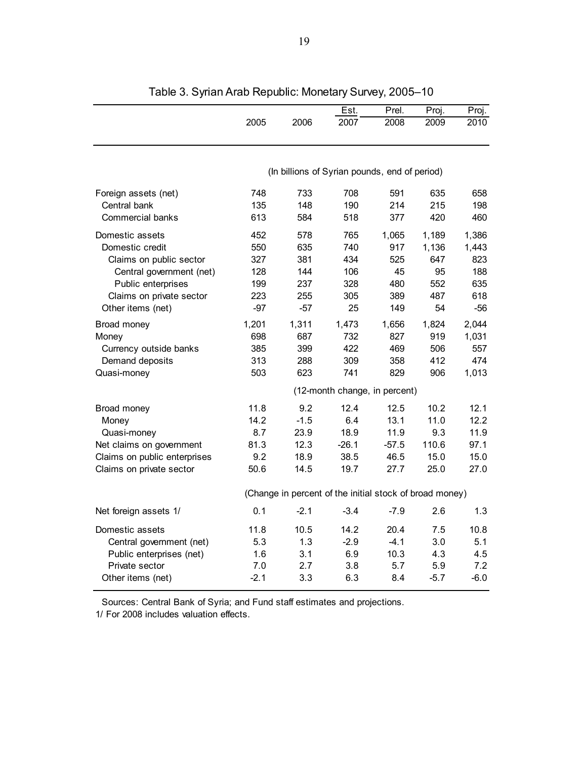## Table 3. Syrian Arab Republic: Monetary Survey, 2005–10

| | 2005 | 2006 | Est. 2007 | Prel. 2008 | Proj. 2009 | Proj. 2010 |
|---|---|---|---|---|---|---|
| | (In billions of Syrian pounds, end of period) | | | | | |
| Foreign assets (net) | 748 | 733 | 708 | 591 | 635 | 658 |
| Central bank | 135 | 148 | 190 | 214 | 215 | 198 |
| Commercial banks | 613 | 584 | 518 | 377 | 420 | 460 |
| Domestic assets | 452 | 578 | 765 | 1,065 | 1,189 | 1,386 |
| Domestic credit | 550 | 635 | 740 | 917 | 1,136 | 1,443 |
| Claims on public sector | 327 | 381 | 434 | 525 | 647 | 823 |
| Central government (net) | 128 | 144 | 106 | 45 | 95 | 188 |
| Public enterprises | 199 | 237 | 328 | 480 | 552 | 635 |
| Claims on private sector | 223 | 255 | 305 | 389 | 487 | 618 |
| Other items (net) | -97 | -57 | 25 | 149 | 54 | -56 |
| Broad money | 1,201 | 1,311 | 1,473 | 1,656 | 1,824 | 2,044 |
| Money | 698 | 687 | 732 | 827 | 919 | 1,031 |
| Currency outside banks | 385 | 399 | 422 | 469 | 506 | 557 |
| Demand deposits | 313 | 288 | 309 | 358 | 412 | 474 |
| Quasi-money | 503 | 623 | 741 | 829 | 906 | 1,013 |
| | (12-month change, in percent) | | | | | |
| Broad money | 11.8 | 9.2 | 12.4 | 12.5 | 10.2 | 12.1 |
| Money | 14.2 | -1.5 | 6.4 | 13.1 | 11.0 | 12.2 |
| Quasi-money | 8.7 | 23.9 | 18.9 | 11.9 | 9.3 | 11.9 |
| Net claims on government | 81.3 | 12.3 | -26.1 | -57.5 | 110.6 | 97.1 |
| Claims on public enterprises | 9.2 | 18.9 | 38.5 | 46.5 | 15.0 | 15.0 |
| Claims on private sector | 50.6 | 14.5 | 19.7 | 27.7 | 25.0 | 27.0 |
| | (Change in percent of the initial stock of broad money) | | | | | |
| Net foreign assets 1/ | 0.1 | -2.1 | -3.4 | -7.9 | 2.6 | 1.3 |
| Domestic assets | 11.8 | 10.5 | 14.2 | 20.4 | 7.5 | 10.8 |
| Central government (net) | 5.3 | 1.3 | -2.9 | -4.1 | 3.0 | 5.1 |
| Public enterprises (net) | 1.6 | 3.1 | 6.9 | 10.3 | 4.3 | 4.5 |
| Private sector | 7.0 | 2.7 | 3.8 | 5.7 | 5.9 | 7.2 |
| Other items (net) | -2.1 | 3.3 | 6.3 | 8.4 | -5.7 | -6.0 |

Sources: Central Bank of Syria; and Fund staff estimates and projections.

1/ For 2008 includes valuation effects.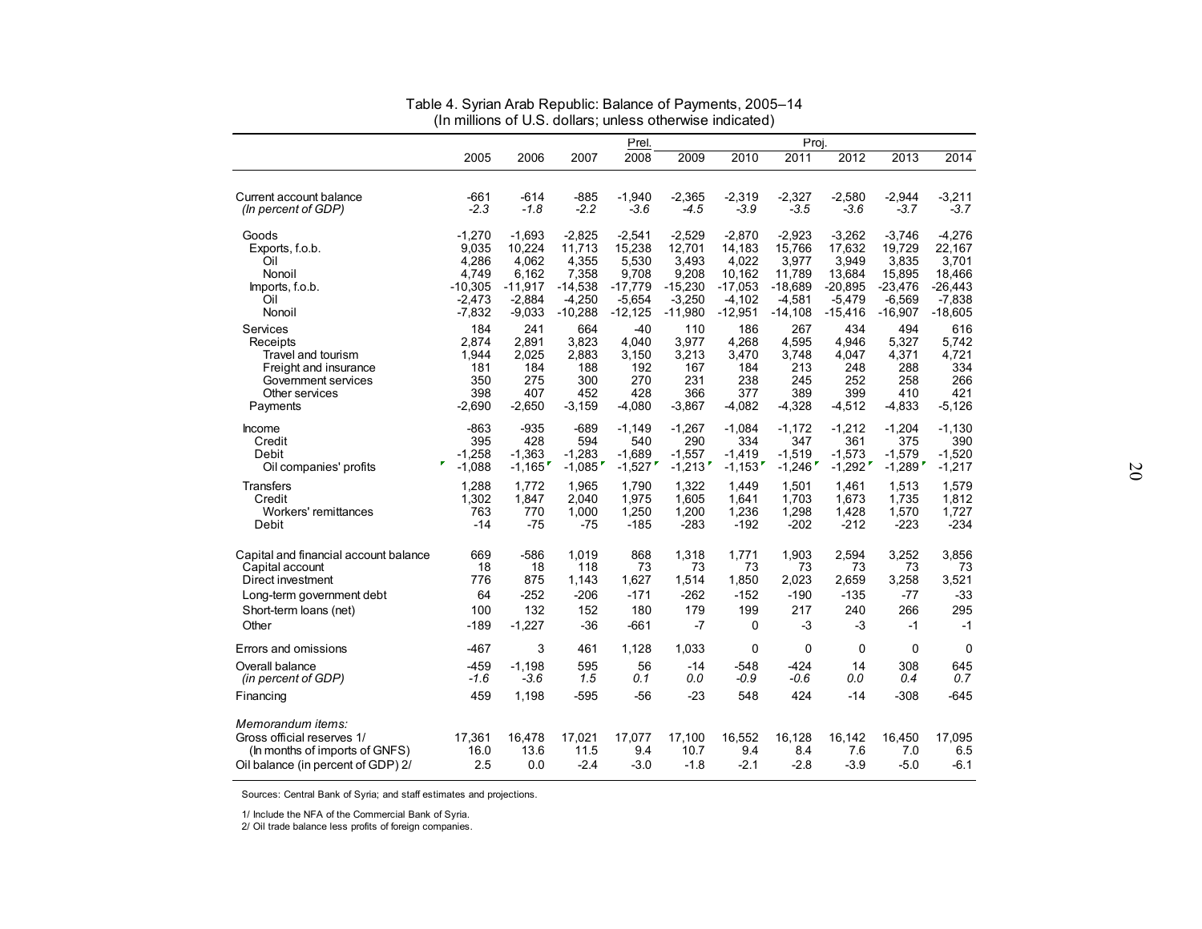Table 4. Syrian Arab Republic: Balance of Payments, 2005–14
(In millions of U.S. dollars; unless otherwise indicated)

| | 2005 | 2006 | 2007 | Prel. 2008 | Proj. 2009 | 2010 | 2011 | 2012 | 2013 | 2014 |
|---|---|---|---|---|---|---|---|---|---|---|
| Current account balance | -661 | -614 | -885 | -1,940 | -2,365 | -2,319 | -2,327 | -2,580 | -2,944 | -3,211 |
| *(In percent of GDP)* | *-2.3* | *-1.8* | *-2.2* | *-3.6* | *-4.5* | *-3.9* | *-3.5* | *-3.6* | *-3.7* | *-3.7* |
| Goods | -1,270 | -1,693 | -2,825 | -2,541 | -2,529 | -2,870 | -2,923 | -3,262 | -3,746 | -4,276 |
| Exports, f.o.b. | 9,035 | 10,224 | 11,713 | 15,238 | 12,701 | 14,183 | 15,766 | 17,632 | 19,729 | 22,167 |
| Oil | 4,286 | 4,062 | 4,355 | 5,530 | 3,493 | 4,022 | 3,977 | 3,949 | 3,835 | 3,701 |
| Nonoil | 4,749 | 6,162 | 7,358 | 9,708 | 9,208 | 10,162 | 11,789 | 13,684 | 15,895 | 18,466 |
| Imports, f.o.b. | -10,305 | -11,917 | -14,538 | -17,779 | -15,230 | -17,053 | -18,689 | -20,895 | -23,476 | -26,443 |
| Oil | -2,473 | -2,884 | -4,250 | -5,654 | -3,250 | -4,102 | -4,581 | -5,479 | -6,569 | -7,838 |
| Nonoil | -7,832 | -9,033 | -10,288 | -12,125 | -11,980 | -12,951 | -14,108 | -15,416 | -16,907 | -18,605 |
| Services | 184 | 241 | 664 | -40 | 110 | 186 | 267 | 434 | 494 | 616 |
| Receipts | 2,874 | 2,891 | 3,823 | 4,040 | 3,977 | 4,268 | 4,595 | 4,946 | 5,327 | 5,742 |
| Travel and tourism | 1,944 | 2,025 | 2,883 | 3,150 | 3,213 | 3,470 | 3,748 | 4,047 | 4,371 | 4,721 |
| Freight and insurance | 181 | 184 | 188 | 192 | 167 | 184 | 213 | 248 | 288 | 334 |
| Government services | 350 | 275 | 300 | 270 | 231 | 238 | 245 | 252 | 258 | 266 |
| Other services | 398 | 407 | 452 | 428 | 366 | 377 | 389 | 399 | 410 | 421 |
| Payments | -2,690 | -2,650 | -3,159 | -4,080 | -3,867 | -4,082 | -4,328 | -4,512 | -4,833 | -5,126 |
| Income | -863 | -935 | -689 | -1,149 | -1,267 | -1,084 | -1,172 | -1,212 | -1,204 | -1,130 |
| Credit | 395 | 428 | 594 | 540 | 290 | 334 | 347 | 361 | 375 | 390 |
| Debit | -1,258 | -1,363 | -1,283 | -1,689 | -1,557 | -1,419 | -1,519 | -1,573 | -1,579 | -1,520 |
| Oil companies' profits | -1,088 | -1,165 | -1,085 | -1,527 | -1,213 | -1,153 | -1,246 | -1,292 | -1,289 | -1,217 |
| Transfers | 1,288 | 1,772 | 1,965 | 1,790 | 1,322 | 1,449 | 1,501 | 1,461 | 1,513 | 1,579 |
| Credit | 1,302 | 1,847 | 2,040 | 1,975 | 1,605 | 1,641 | 1,703 | 1,673 | 1,735 | 1,812 |
| Workers' remittances | 763 | 770 | 1,000 | 1,250 | 1,200 | 1,236 | 1,298 | 1,428 | 1,570 | 1,727 |
| Debit | -14 | -75 | -75 | -185 | -283 | -192 | -202 | -212 | -223 | -234 |
| Capital and financial account balance | 669 | -586 | 1,019 | 868 | 1,318 | 1,771 | 1,903 | 2,594 | 3,252 | 3,856 |
| Capital account | 18 | 18 | 118 | 73 | 73 | 73 | 73 | 73 | 73 | 73 |
| Direct investment | 776 | 875 | 1,143 | 1,627 | 1,514 | 1,850 | 2,023 | 2,659 | 3,258 | 3,521 |
| Long-term government debt | 64 | -252 | -206 | -171 | -262 | -152 | -190 | -135 | -77 | -33 |
| Short-term loans (net) | 100 | 132 | 152 | 180 | 179 | 199 | 217 | 240 | 266 | 295 |
| Other | -189 | -1,227 | -36 | -661 | -7 | 0 | -3 | -3 | -1 | -1 |
| Errors and omissions | -467 | 3 | 461 | 1,128 | 1,033 | 0 | 0 | 0 | 0 | 0 |
| Overall balance | -459 | -1,198 | 595 | 56 | -14 | -548 | -424 | 14 | 308 | 645 |
| *(in percent of GDP)* | *-1.6* | *-3.6* | *1.5* | *0.1* | *0.0* | *-0.9* | *-0.6* | *0.0* | *0.4* | *0.7* |
| Financing | 459 | 1,198 | -595 | -56 | -23 | 548 | 424 | -14 | -308 | -645 |
| *Memorandum items:* | | | | | | | | | | |
| Gross official reserves 1/ | 17,361 | 16,478 | 17,021 | 17,077 | 17,100 | 16,552 | 16,128 | 16,142 | 16,450 | 17,095 |
| (In months of imports of GNFS) | 16.0 | 13.6 | 11.5 | 9.4 | 10.7 | 9.4 | 8.4 | 7.6 | 7.0 | 6.5 |
| Oil balance (in percent of GDP) 2/ | 2.5 | 0.0 | -2.4 | -3.0 | -1.8 | -2.1 | -2.8 | -3.9 | -5.0 | -6.1 |

Sources: Central Bank of Syria; and staff estimates and projections.

1/ Include the NFA of the Commercial Bank of Syria.

2/ Oil trade balance less profits of foreign companies.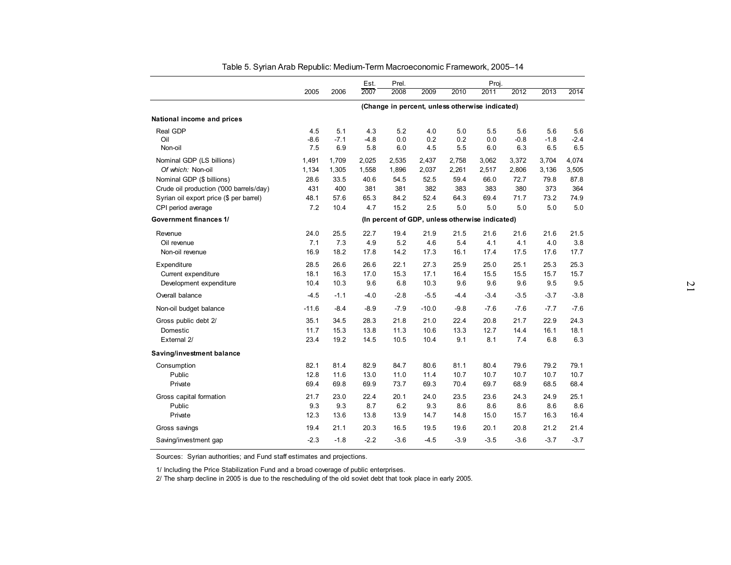Table 5. Syrian Arab Republic: Medium-Term Macroeconomic Framework, 2005–14

| | 2005 | 2006 | Est. 2007 | Prel. 2008 | Proj. 2009 | 2010 | 2011 | 2012 | 2013 | 2014 |
|---|---|---|---|---|---|---|---|---|---|---|
| | (Change in percent, unless otherwise indicated) | | | | | | | | | |
| **National income and prices** | | | | | | | | | | |
| Real GDP | 4.5 | 5.1 | 4.3 | 5.2 | 4.0 | 5.0 | 5.5 | 5.6 | 5.6 | 5.6 |
| Oil | -8.6 | -7.1 | -4.8 | 0.0 | 0.2 | 0.2 | 0.0 | -0.8 | -1.8 | -2.4 |
| Non-oil | 7.5 | 6.9 | 5.8 | 6.0 | 4.5 | 5.5 | 6.0 | 6.3 | 6.5 | 6.5 |
| Nominal GDP (LS billions) | 1,491 | 1,709 | 2,025 | 2,535 | 2,437 | 2,758 | 3,062 | 3,372 | 3,704 | 4,074 |
| *Of which:* Non-oil | 1,134 | 1,305 | 1,558 | 1,896 | 2,037 | 2,261 | 2,517 | 2,806 | 3,136 | 3,505 |
| Nominal GDP ($ billions) | 28.6 | 33.5 | 40.6 | 54.5 | 52.5 | 59.4 | 66.0 | 72.7 | 79.8 | 87.8 |
| Crude oil production ('000 barrels/day) | 431 | 400 | 381 | 381 | 382 | 383 | 383 | 380 | 373 | 364 |
| Syrian oil export price ($ per barrel) | 48.1 | 57.6 | 65.3 | 84.2 | 52.4 | 64.3 | 69.4 | 71.7 | 73.2 | 74.9 |
| CPI period average | 7.2 | 10.4 | 4.7 | 15.2 | 2.5 | 5.0 | 5.0 | 5.0 | 5.0 | 5.0 |
| **Government finances 1/** | (In percent of GDP, unless otherwise indicated) | | | | | | | | | |
| Revenue | 24.0 | 25.5 | 22.7 | 19.4 | 21.9 | 21.5 | 21.6 | 21.6 | 21.6 | 21.5 |
| Oil revenue | 7.1 | 7.3 | 4.9 | 5.2 | 4.6 | 5.4 | 4.1 | 4.1 | 4.0 | 3.8 |
| Non-oil revenue | 16.9 | 18.2 | 17.8 | 14.2 | 17.3 | 16.1 | 17.4 | 17.5 | 17.6 | 17.7 |
| Expenditure | 28.5 | 26.6 | 26.6 | 22.1 | 27.3 | 25.9 | 25.0 | 25.1 | 25.3 | 25.3 |
| Current expenditure | 18.1 | 16.3 | 17.0 | 15.3 | 17.1 | 16.4 | 15.5 | 15.5 | 15.7 | 15.7 |
| Development expenditure | 10.4 | 10.3 | 9.6 | 6.8 | 10.3 | 9.6 | 9.6 | 9.6 | 9.5 | 9.5 |
| Overall balance | -4.5 | -1.1 | -4.0 | -2.8 | -5.5 | -4.4 | -3.4 | -3.5 | -3.7 | -3.8 |
| Non-oil budget balance | -11.6 | -8.4 | -8.9 | -7.9 | -10.0 | -9.8 | -7.6 | -7.6 | -7.7 | -7.6 |
| Gross public debt 2/ | 35.1 | 34.5 | 28.3 | 21.8 | 21.0 | 22.4 | 20.8 | 21.7 | 22.9 | 24.3 |
| Domestic | 11.7 | 15.3 | 13.8 | 11.3 | 10.6 | 13.3 | 12.7 | 14.4 | 16.1 | 18.1 |
| External 2/ | 23.4 | 19.2 | 14.5 | 10.5 | 10.4 | 9.1 | 8.1 | 7.4 | 6.8 | 6.3 |
| **Saving/investment balance** | | | | | | | | | | |
| Consumption | 82.1 | 81.4 | 82.9 | 84.7 | 80.6 | 81.1 | 80.4 | 79.6 | 79.2 | 79.1 |
| Public | 12.8 | 11.6 | 13.0 | 11.0 | 11.4 | 10.7 | 10.7 | 10.7 | 10.7 | 10.7 |
| Private | 69.4 | 69.8 | 69.9 | 73.7 | 69.3 | 70.4 | 69.7 | 68.9 | 68.5 | 68.4 |
| Gross capital formation | 21.7 | 23.0 | 22.4 | 20.1 | 24.0 | 23.5 | 23.6 | 24.3 | 24.9 | 25.1 |
| Public | 9.3 | 9.3 | 8.7 | 6.2 | 9.3 | 8.6 | 8.6 | 8.6 | 8.6 | 8.6 |
| Private | 12.3 | 13.6 | 13.8 | 13.9 | 14.7 | 14.8 | 15.0 | 15.7 | 16.3 | 16.4 |
| Gross savings | 19.4 | 21.1 | 20.3 | 16.5 | 19.5 | 19.6 | 20.1 | 20.8 | 21.2 | 21.4 |
| Saving/investment gap | -2.3 | -1.8 | -2.2 | -3.6 | -4.5 | -3.9 | -3.5 | -3.6 | -3.7 | -3.7 |

Sources: Syrian authorities; and Fund staff estimates and projections.

1/ Including the Price Stabilization Fund and a broad coverage of public enterprises.

2/ The sharp decline in 2005 is due to the rescheduling of the old soviet debt that took place in early 2005.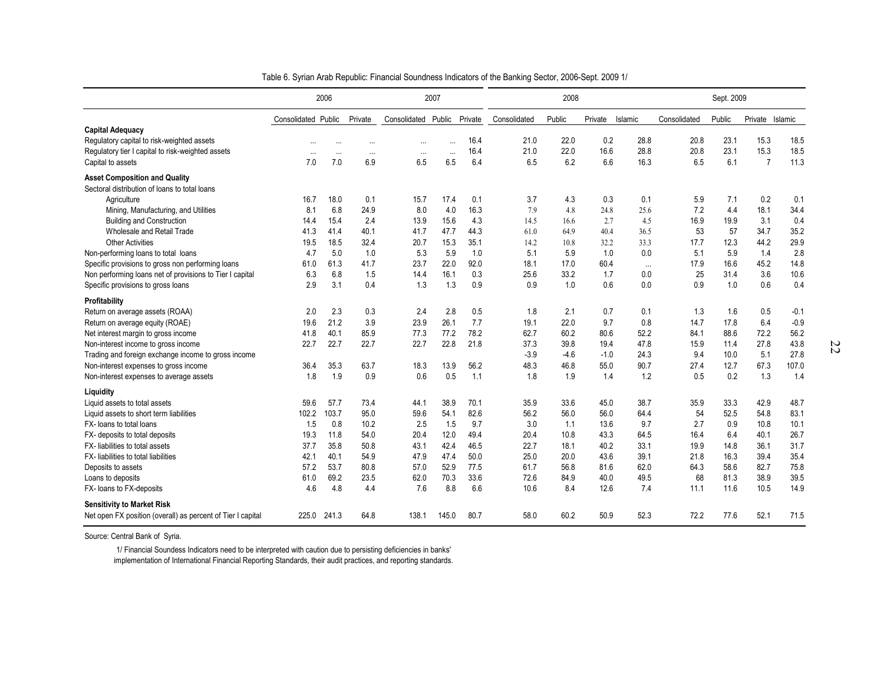Table 6. Syrian Arab Republic: Financial Soundness Indicators of the Banking Sector, 2006-Sept. 2009 1/

| | 2006 | | | 2007 | | | 2008 | | | | Sept. 2009 | | | |
|---|---|---|---|---|---|---|---|---|---|---|---|---|---|---|
| | Consolidated | Public | Private | Consolidated | Public | Private | Consolidated | Public | Private | Islamic | Consolidated | Public | Private | Islamic |
| **Capital Adequacy** | | | | | | | | | | | | | | |
| Regulatory capital to risk-weighted assets | ... | ... | ... | ... | ... | 16.4 | 21.0 | 22.0 | 0.2 | 28.8 | 20.8 | 23.1 | 15.3 | 18.5 |
| Regulatory tier I capital to risk-weighted assets | ... | ... | ... | ... | ... | 16.4 | 21.0 | 22.0 | 16.6 | 28.8 | 20.8 | 23.1 | 15.3 | 18.5 |
| Capital to assets | 7.0 | 7.0 | 6.9 | 6.5 | 6.5 | 6.4 | 6.5 | 6.2 | 6.6 | 16.3 | 6.5 | 6.1 | 7 | 11.3 |
| **Asset Composition and Quality** | | | | | | | | | | | | | | |
| Sectoral distribution of loans to total loans | | | | | | | | | | | | | | |
| Agriculture | 16.7 | 18.0 | 0.1 | 15.7 | 17.4 | 0.1 | 3.7 | 4.3 | 0.3 | 0.1 | 5.9 | 7.1 | 0.2 | 0.1 |
| Mining, Manufacturing, and Utilities | 8.1 | 6.8 | 24.9 | 8.0 | 4.0 | 16.3 | 7.9 | 4.8 | 24.8 | 25.6 | 7.2 | 4.4 | 18.1 | 34.4 |
| Building and Construction | 14.4 | 15.4 | 2.4 | 13.9 | 15.6 | 4.3 | 14.5 | 16.6 | 2.7 | 4.5 | 16.9 | 19.9 | 3.1 | 0.4 |
| Wholesale and Retail Trade | 41.3 | 41.4 | 40.1 | 41.7 | 47.7 | 44.3 | 61.0 | 64.9 | 40.4 | 36.5 | 53 | 57 | 34.7 | 35.2 |
| Other Activities | 19.5 | 18.5 | 32.4 | 20.7 | 15.3 | 35.1 | 14.2 | 10.8 | 32.2 | 33.3 | 17.7 | 12.3 | 44.2 | 29.9 |
| Non-performing loans to total loans | 4.7 | 5.0 | 1.0 | 5.3 | 5.9 | 1.0 | 5.1 | 5.9 | 1.0 | 0.0 | 5.1 | 5.9 | 1.4 | 2.8 |
| Specific provisions to gross non performing loans | 61.0 | 61.3 | 41.7 | 23.7 | 22.0 | 92.0 | 18.1 | 17.0 | 60.4 | ... | 17.9 | 16.6 | 45.2 | 14.8 |
| Non performing loans net of provisions to Tier I capital | 6.3 | 6.8 | 1.5 | 14.4 | 16.1 | 0.3 | 25.6 | 33.2 | 1.7 | 0.0 | 25 | 31.4 | 3.6 | 10.6 |
| Specific provisions to gross loans | 2.9 | 3.1 | 0.4 | 1.3 | 1.3 | 0.9 | 0.9 | 1.0 | 0.6 | 0.0 | 0.9 | 1.0 | 0.6 | 0.4 |
| **Profitability** | | | | | | | | | | | | | | |
| Return on average assets (ROAA) | 2.0 | 2.3 | 0.3 | 2.4 | 2.8 | 0.5 | 1.8 | 2.1 | 0.7 | 0.1 | 1.3 | 1.6 | 0.5 | -0.1 |
| Return on average equity (ROAE) | 19.6 | 21.2 | 3.9 | 23.9 | 26.1 | 7.7 | 19.1 | 22.0 | 9.7 | 0.8 | 14.7 | 17.8 | 6.4 | -0.9 |
| Net interest margin to gross income | 41.8 | 40.1 | 85.9 | 77.3 | 77.2 | 78.2 | 62.7 | 60.2 | 80.6 | 52.2 | 84.1 | 88.6 | 72.2 | 56.2 |
| Non-interest income to gross income | 22.7 | 22.7 | 22.7 | 22.7 | 22.8 | 21.8 | 37.3 | 39.8 | 19.4 | 47.8 | 15.9 | 11.4 | 27.8 | 43.8 |
| Trading and foreign exchange income to gross income | | | | | | | -3.9 | -4.6 | -1.0 | 24.3 | 9.4 | 10.0 | 5.1 | 27.8 |
| Non-interest expenses to gross income | 36.4 | 35.3 | 63.7 | 18.3 | 13.9 | 56.2 | 48.3 | 46.8 | 55.0 | 90.7 | 27.4 | 12.7 | 67.3 | 107.0 |
| Non-interest expenses to average assets | 1.8 | 1.9 | 0.9 | 0.6 | 0.5 | 1.1 | 1.8 | 1.9 | 1.4 | 1.2 | 0.5 | 0.2 | 1.3 | 1.4 |
| **Liquidity** | | | | | | | | | | | | | | |
| Liquid assets to total assets | 59.6 | 57.7 | 73.4 | 44.1 | 38.9 | 70.1 | 35.9 | 33.6 | 45.0 | 38.7 | 35.9 | 33.3 | 42.9 | 48.7 |
| Liquid assets to short term liabilities | 102.2 | 103.7 | 95.0 | 59.6 | 54.1 | 82.6 | 56.2 | 56.0 | 56.0 | 64.4 | 54 | 52.5 | 54.8 | 83.1 |
| FX- loans to total loans | 1.5 | 0.8 | 10.2 | 2.5 | 1.5 | 9.7 | 3.0 | 1.1 | 13.6 | 9.7 | 2.7 | 0.9 | 10.8 | 10.1 |
| FX- deposits to total deposits | 19.3 | 11.8 | 54.0 | 20.4 | 12.0 | 49.4 | 20.4 | 10.8 | 43.3 | 64.5 | 16.4 | 6.4 | 40.1 | 26.7 |
| FX- liabilities to total assets | 37.7 | 35.8 | 50.8 | 43.1 | 42.4 | 46.5 | 22.7 | 18.1 | 40.2 | 33.1 | 19.9 | 14.8 | 36.1 | 31.7 |
| FX- liabilities to total liabilities | 42.1 | 40.1 | 54.9 | 47.9 | 47.4 | 50.0 | 25.0 | 20.0 | 43.6 | 39.1 | 21.8 | 16.3 | 39.4 | 35.4 |
| Deposits to assets | 57.2 | 53.7 | 80.8 | 57.0 | 52.9 | 77.5 | 61.7 | 56.8 | 81.6 | 62.0 | 64.3 | 58.6 | 82.7 | 75.8 |
| Loans to deposits | 61.0 | 69.2 | 23.5 | 62.0 | 70.3 | 33.6 | 72.6 | 84.9 | 40.0 | 49.5 | 68 | 81.3 | 38.9 | 39.5 |
| FX- loans to FX-deposits | 4.6 | 4.8 | 4.4 | 7.6 | 8.8 | 6.6 | 10.6 | 8.4 | 12.6 | 7.4 | 11.1 | 11.6 | 10.5 | 14.9 |
| **Sensitivity to Market Risk** | | | | | | | | | | | | | | |
| Net open FX position (overall) as percent of Tier I capital | 225.0 | 241.3 | 64.8 | 138.1 | 145.0 | 80.7 | 58.0 | 60.2 | 50.9 | 52.3 | 72.2 | 77.6 | 52.1 | 71.5 |

Source: Central Bank of Syria.

1/ Financial Soundess Indicators need to be interpreted with caution due to persisting deficiencies in banks' implementation of International Financial Reporting Standards, their audit practices, and reporting standards.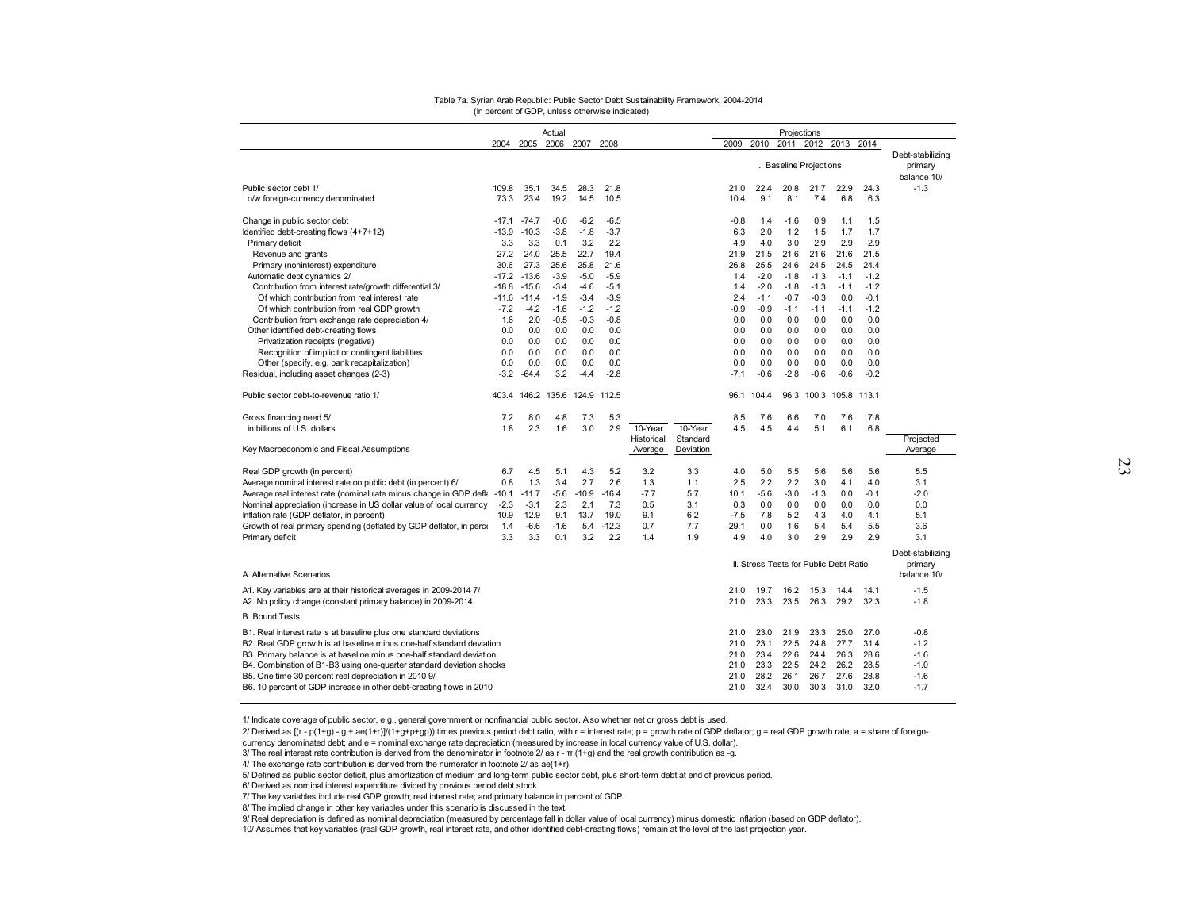Table 7a. Syrian Arab Republic: Public Sector Debt Sustainability Framework, 2004-2014
(In percent of GDP, unless otherwise indicated)

| | Actual | | | | | | | Projections | | | | | | |
|---|---|---|---|---|---|---|---|---|---|---|---|---|---|---|
| | 2004 | 2005 | 2006 | 2007 | 2008 | | | 2009 | 2010 | 2011 | 2012 | 2013 | 2014 | |
| | | | | | | | | I. Baseline Projections | | | | | | Debt-stabilizing primary balance 10/ |
| Public sector debt 1/ | 109.8 | 35.1 | 34.5 | 28.3 | 21.8 | | | 21.0 | 22.4 | 20.8 | 21.7 | 22.9 | 24.3 | -1.3 |
| o/w foreign-currency denominated | 73.3 | 23.4 | 19.2 | 14.5 | 10.5 | | | 10.4 | 9.1 | 8.1 | 7.4 | 6.8 | 6.3 | |
| Change in public sector debt | -17.1 | -74.7 | -0.6 | -6.2 | -6.5 | | | -0.8 | 1.4 | -1.6 | 0.9 | 1.1 | 1.5 | |
| Identified debt-creating flows (4+7+12) | -13.9 | -10.3 | -3.8 | -1.8 | -3.7 | | | 6.3 | 2.0 | 1.2 | 1.5 | 1.7 | 1.7 | |
| Primary deficit | 3.3 | 3.3 | 0.1 | 3.2 | 2.2 | | | 4.9 | 4.0 | 3.0 | 2.9 | 2.9 | 2.9 | |
| Revenue and grants | 27.2 | 24.0 | 25.5 | 22.7 | 19.4 | | | 21.9 | 21.5 | 21.6 | 21.6 | 21.6 | 21.5 | |
| Primary (noninterest) expenditure | 30.6 | 27.3 | 25.6 | 25.8 | 21.6 | | | 26.8 | 25.5 | 24.6 | 24.5 | 24.5 | 24.4 | |
| Automatic debt dynamics 2/ | -17.2 | -13.6 | -3.9 | -5.0 | -5.9 | | | 1.4 | -2.0 | -1.8 | -1.3 | -1.1 | -1.2 | |
| Contribution from interest rate/growth differential 3/ | -18.8 | -15.6 | -3.4 | -4.6 | -5.1 | | | 1.4 | -2.0 | -1.8 | -1.3 | -1.1 | -1.2 | |
| Of which contribution from real interest rate | -11.6 | -11.4 | -1.9 | -3.4 | -3.9 | | | 2.4 | -1.1 | -0.7 | -0.3 | 0.0 | -0.1 | |
| Of which contribution from real GDP growth | -7.2 | -4.2 | -1.6 | -1.2 | -1.2 | | | -0.9 | -0.9 | -1.1 | -1.1 | -1.1 | -1.2 | |
| Contribution from exchange rate depreciation 4/ | 1.6 | 2.0 | -0.5 | -0.3 | -0.8 | | | 0.0 | 0.0 | 0.0 | 0.0 | 0.0 | 0.0 | |
| Other identified debt-creating flows | 0.0 | 0.0 | 0.0 | 0.0 | 0.0 | | | 0.0 | 0.0 | 0.0 | 0.0 | 0.0 | 0.0 | |
| Privatization receipts (negative) | 0.0 | 0.0 | 0.0 | 0.0 | 0.0 | | | 0.0 | 0.0 | 0.0 | 0.0 | 0.0 | 0.0 | |
| Recognition of implicit or contingent liabilities | 0.0 | 0.0 | 0.0 | 0.0 | 0.0 | | | 0.0 | 0.0 | 0.0 | 0.0 | 0.0 | 0.0 | |
| Other (specify, e.g. bank recapitalization) | 0.0 | 0.0 | 0.0 | 0.0 | 0.0 | | | 0.0 | 0.0 | 0.0 | 0.0 | 0.0 | 0.0 | |
| Residual, including asset changes (2-3) | -3.2 | -64.4 | 3.2 | -4.4 | -2.8 | | | -7.1 | -0.6 | -2.8 | -0.6 | -0.6 | -0.2 | |
| Public sector debt-to-revenue ratio 1/ | 403.4 | 146.2 | 135.6 | 124.9 | 112.5 | | | 96.1 | 104.4 | 96.3 | 100.3 | 105.8 | 113.1 | |
| Gross financing need 5/ | 7.2 | 8.0 | 4.8 | 7.3 | 5.3 | | | 8.5 | 7.6 | 6.6 | 7.0 | 7.6 | 7.8 | |
| in billions of U.S. dollars | 1.8 | 2.3 | 1.6 | 3.0 | 2.9 | 10-Year Historical Average | 10-Year Standard Deviation | 4.5 | 4.5 | 4.4 | 5.1 | 6.1 | 6.8 | Projected Average |
| Key Macroeconomic and Fiscal Assumptions | | | | | | | | | | | | | | |
| Real GDP growth (in percent) | 6.7 | 4.5 | 5.1 | 4.3 | 5.2 | 3.2 | 3.3 | 4.0 | 5.0 | 5.5 | 5.6 | 5.6 | 5.6 | 5.5 |
| Average nominal interest rate on public debt (in percent) 6/ | 0.8 | 1.3 | 3.4 | 2.7 | 2.6 | 1.3 | 1.1 | 2.5 | 2.2 | 2.2 | 3.0 | 4.1 | 4.0 | 3.1 |
| Average real interest rate (nominal rate minus change in GDP defla | -10.1 | -11.7 | -5.6 | -10.9 | -16.4 | -7.7 | 5.7 | 10.1 | -5.6 | -3.0 | -1.3 | 0.0 | -0.1 | -2.0 |
| Nominal appreciation (increase in US dollar value of local currency | -2.3 | -3.1 | 2.3 | 2.1 | 7.3 | 0.5 | 3.1 | 0.3 | 0.0 | 0.0 | 0.0 | 0.0 | 0.0 | 0.0 |
| Inflation rate (GDP deflator, in percent) | 10.9 | 12.9 | 9.1 | 13.7 | 19.0 | 9.1 | 6.2 | -7.5 | 7.8 | 5.2 | 4.3 | 4.0 | 4.1 | 5.1 |
| Growth of real primary spending (deflated by GDP deflator, in perce | 1.4 | -6.6 | -1.6 | 5.4 | -12.3 | 0.7 | 7.7 | 29.1 | 0.0 | 1.6 | 5.4 | 5.4 | 5.5 | 3.6 |
| Primary deficit | 3.3 | 3.3 | 0.1 | 3.2 | 2.2 | 1.4 | 1.9 | 4.9 | 4.0 | 3.0 | 2.9 | 2.9 | 2.9 | 3.1 |
| | | | | | | | | II. Stress Tests for Public Debt Ratio | | | | | | Debt-stabilizing primary balance 10/ |
| A. Alternative Scenarios | | | | | | | | | | | | | | |
| A1. Key variables are at their historical averages in 2009-2014 7/ | | | | | | | | 21.0 | 19.7 | 16.2 | 15.3 | 14.4 | 14.1 | -1.5 |
| A2. No policy change (constant primary balance) in 2009-2014 | | | | | | | | 21.0 | 23.3 | 23.5 | 26.3 | 29.2 | 32.3 | -1.8 |
| B. Bound Tests | | | | | | | | | | | | | | |
| B1. Real interest rate is at baseline plus one standard deviations | | | | | | | | 21.0 | 23.0 | 21.9 | 23.3 | 25.0 | 27.0 | -0.8 |
| B2. Real GDP growth is at baseline minus one-half standard deviation | | | | | | | | 21.0 | 23.1 | 22.5 | 24.8 | 27.7 | 31.4 | -1.2 |
| B3. Primary balance is at baseline minus one-half standard deviation | | | | | | | | 21.0 | 23.4 | 22.6 | 24.4 | 26.3 | 28.6 | -1.6 |
| B4. Combination of B1-B3 using one-quarter standard deviation shocks | | | | | | | | 21.0 | 23.3 | 22.5 | 24.2 | 26.2 | 28.5 | -1.0 |
| B5. One time 30 percent real depreciation in 2010 9/ | | | | | | | | 21.0 | 28.2 | 26.1 | 26.7 | 27.6 | 28.8 | -1.6 |
| B6. 10 percent of GDP increase in other debt-creating flows in 2010 | | | | | | | | 21.0 | 32.4 | 30.0 | 30.3 | 31.0 | 32.0 | -1.7 |

1/ Indicate coverage of public sector, e.g., general government or nonfinancial public sector. Also whether net or gross debt is used.

2/ Derived as $[(r - p(1+g) - g + ae(1+r)]/(1+g+p+gp))$ times previous period debt ratio, with r = interest rate; p = growth rate of GDP deflator; g = real GDP growth rate; a = share of foreign-currency denominated debt; and e = nominal exchange rate depreciation (measured by increase in local currency value of U.S. dollar).

3/ The real interest rate contribution is derived from the denominator in footnote 2/ as $r - \pi (1+g)$ and the real growth contribution as $-g$.

4/ The exchange rate contribution is derived from the numerator in footnote 2/ as $ae(1+r)$.

5/ Defined as public sector deficit, plus amortization of medium and long-term public sector debt, plus short-term debt at end of previous period.

6/ Derived as nominal interest expenditure divided by previous period debt stock.

7/ The key variables include real GDP growth; real interest rate; and primary balance in percent of GDP.

8/ The implied change in other key variables under this scenario is discussed in the text.

9/ Real depreciation is defined as nominal depreciation (measured by percentage fall in dollar value of local currency) minus domestic inflation (based on GDP deflator).

10/ Assumes that key variables (real GDP growth, real interest rate, and other identified debt-creating flows) remain at the level of the last projection year.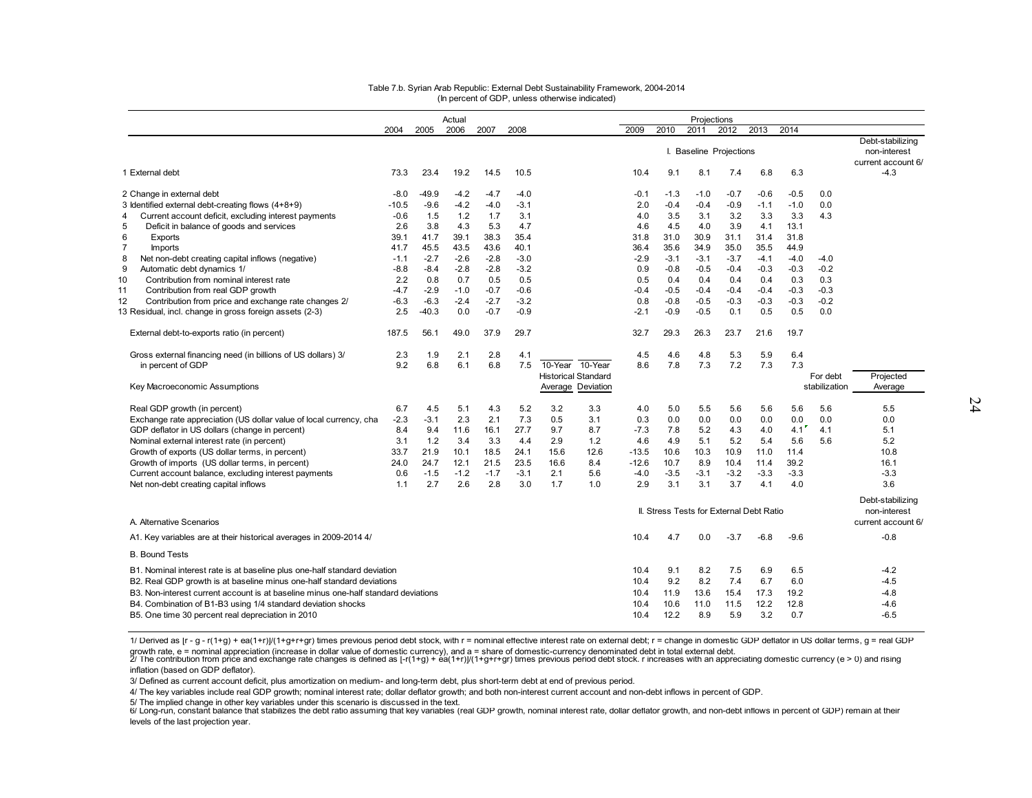Table 7.b. Syrian Arab Republic: External Debt Sustainability Framework, 2004-2014
(In percent of GDP, unless otherwise indicated)

| | Actual | | | | | | | Projections | | | | | | | |
|---|---|---|---|---|---|---|---|---|---|---|---|---|---|---|---|
| | 2004 | 2005 | 2006 | 2007 | 2008 | | | 2009 | 2010 | 2011 | 2012 | 2013 | 2014 | | |
| | | | | | | | | I. Baseline Projections | | | | | | | Debt-stabilizing non-interest current account 6/ |
| 1 External debt | 73.3 | 23.4 | 19.2 | 14.5 | 10.5 | | | 10.4 | 9.1 | 8.1 | 7.4 | 6.8 | 6.3 | | -4.3 |
| 2 Change in external debt | -8.0 | -49.9 | -4.2 | -4.7 | -4.0 | | | -0.1 | -1.3 | -1.0 | -0.7 | -0.6 | -0.5 | 0.0 | |
| 3 Identified external debt-creating flows (4+8+9) | -10.5 | -9.6 | -4.2 | -4.0 | -3.1 | | | 2.0 | -0.4 | -0.4 | -0.9 | -1.1 | -1.0 | 0.0 | |
| 4 Current account deficit, excluding interest payments | -0.6 | 1.5 | 1.2 | 1.7 | 3.1 | | | 4.0 | 3.5 | 3.1 | 3.2 | 3.3 | 3.3 | 4.3 | |
| 5 Deficit in balance of goods and services | 2.6 | 3.8 | 4.3 | 5.3 | 4.7 | | | 4.6 | 4.5 | 4.0 | 3.9 | 4.1 | 13.1 | | |
| 6 Exports | 39.1 | 41.7 | 39.1 | 38.3 | 35.4 | | | 31.8 | 31.0 | 30.9 | 31.1 | 31.4 | 31.8 | | |
| 7 Imports | 41.7 | 45.5 | 43.5 | 43.6 | 40.1 | | | 36.4 | 35.6 | 34.9 | 35.0 | 35.5 | 44.9 | | |
| 8 Net non-debt creating capital inflows (negative) | -1.1 | -2.7 | -2.6 | -2.8 | -3.0 | | | -2.9 | -3.1 | -3.1 | -3.7 | -4.1 | -4.0 | -4.0 | |
| 9 Automatic debt dynamics 1/ | -8.8 | -8.4 | -2.8 | -2.8 | -3.2 | | | 0.9 | -0.8 | -0.5 | -0.4 | -0.3 | -0.3 | -0.2 | |
| 10 Contribution from nominal interest rate | 2.2 | 0.8 | 0.7 | 0.5 | 0.5 | | | 0.5 | 0.4 | 0.4 | 0.4 | 0.4 | 0.3 | 0.3 | |
| 11 Contribution from real GDP growth | -4.7 | -2.9 | -1.0 | -0.7 | -0.6 | | | -0.4 | -0.5 | -0.4 | -0.4 | -0.4 | -0.3 | -0.3 | |
| 12 Contribution from price and exchange rate changes 2/ | -6.3 | -6.3 | -2.4 | -2.7 | -3.2 | | | 0.8 | -0.8 | -0.5 | -0.3 | -0.3 | -0.3 | -0.2 | |
| 13 Residual, incl. change in gross foreign assets (2-3) | 2.5 | -40.3 | 0.0 | -0.7 | -0.9 | | | -2.1 | -0.9 | -0.5 | 0.1 | 0.5 | 0.5 | 0.0 | |
| External debt-to-exports ratio (in percent) | 187.5 | 56.1 | 49.0 | 37.9 | 29.7 | | | 32.7 | 29.3 | 26.3 | 23.7 | 21.6 | 19.7 | | |
| Gross external financing need (in billions of US dollars) 3/ | 2.3 | 1.9 | 2.1 | 2.8 | 4.1 | | | 4.5 | 4.6 | 4.8 | 5.3 | 5.9 | 6.4 | | |
| in percent of GDP | 9.2 | 6.8 | 6.1 | 6.8 | 7.5 | | | 8.6 | 7.8 | 7.3 | 7.2 | 7.3 | 7.3 | | |
| Key Macroeconomic Assumptions | | | | | | 10-Year Historical Average | 10-Year Standard Deviation | | | | | | | For debt stabilization | Projected Average |
| Real GDP growth (in percent) | 6.7 | 4.5 | 5.1 | 4.3 | 5.2 | 3.2 | 3.3 | 4.0 | 5.0 | 5.5 | 5.6 | 5.6 | 5.6 | 5.6 | 5.5 |
| Exchange rate appreciation (US dollar value of local currency, cha | -2.3 | -3.1 | 2.3 | 2.1 | 7.3 | 0.5 | 3.1 | 0.3 | 0.0 | 0.0 | 0.0 | 0.0 | 0.0 | 0.0 | 0.0 |
| GDP deflator in US dollars (change in percent) | 8.4 | 9.4 | 11.6 | 16.1 | 27.7 | 9.7 | 8.7 | -7.3 | 7.8 | 5.2 | 4.3 | 4.0 | 4.1 | 4.1 | 5.1 |
| Nominal external interest rate (in percent) | 3.1 | 1.2 | 3.4 | 3.3 | 4.4 | 2.9 | 1.2 | 4.6 | 4.9 | 5.1 | 5.2 | 5.4 | 5.6 | 5.6 | 5.2 |
| Growth of exports (US dollar terms, in percent) | 33.7 | 21.9 | 10.1 | 18.5 | 24.1 | 15.6 | 12.6 | -13.5 | 10.6 | 10.3 | 10.9 | 11.0 | 11.4 | | 10.8 |
| Growth of imports (US dollar terms, in percent) | 24.0 | 24.7 | 12.1 | 21.5 | 23.5 | 16.6 | 8.4 | -12.6 | 10.7 | 8.9 | 10.4 | 11.4 | 39.2 | | 16.1 |
| Current account balance, excluding interest payments | 0.6 | -1.5 | -1.2 | -1.7 | -3.1 | 2.1 | 5.6 | -4.0 | -3.5 | -3.1 | -3.2 | -3.3 | -3.3 | | -3.3 |
| Net non-debt creating capital inflows | 1.1 | 2.7 | 2.6 | 2.8 | 3.0 | 1.7 | 1.0 | 2.9 | 3.1 | 3.1 | 3.7 | 4.1 | 4.0 | | 3.6 |
| | | | | | | | | II. Stress Tests for External Debt Ratio | | | | | | | Debt-stabilizing non-interest current account 6/ |
| A. Alternative Scenarios | | | | | | | | | | | | | | | |
| A1. Key variables are at their historical averages in 2009-2014 4/ | | | | | | | | 10.4 | 4.7 | 0.0 | -3.7 | -6.8 | -9.6 | | -0.8 |
| B. Bound Tests | | | | | | | | | | | | | | | |
| B1. Nominal interest rate is at baseline plus one-half standard deviation | | | | | | | | 10.4 | 9.1 | 8.2 | 7.5 | 6.9 | 6.5 | | -4.2 |
| B2. Real GDP growth is at baseline minus one-half standard deviations | | | | | | | | 10.4 | 9.2 | 8.2 | 7.4 | 6.7 | 6.0 | | -4.5 |
| B3. Non-interest current account is at baseline minus one-half standard deviations | | | | | | | | 10.4 | 11.9 | 13.6 | 15.4 | 17.3 | 19.2 | | -4.8 |
| B4. Combination of B1-B3 using 1/4 standard deviation shocks | | | | | | | | 10.4 | 10.6 | 11.0 | 11.5 | 12.2 | 12.8 | | -4.6 |
| B5. One time 30 percent real depreciation in 2010 | | | | | | | | 10.4 | 12.2 | 8.9 | 5.9 | 3.2 | 0.7 | | -6.5 |

1/ Derived as $[r - g - r(1+g) + ea(1+r)]/(1+g+r+gr)$ times previous period debt stock, with r = nominal effective interest rate on external debt; r = change in domestic GDP deflator in US dollar terms, g = real GDP growth rate, e = nominal appreciation (increase in dollar value of domestic currency), and a = share of domestic-currency denominated debt in total external debt.

2/ The contribution from price and exchange rate changes is defined as $[-r(1+g) + ea(1+r)]/(1+g+r+gr)$ times previous period debt stock. r increases with an appreciating domestic currency (e > 0) and rising inflation (based on GDP deflator).

3/ Defined as current account deficit, plus amortization on medium- and long-term debt, plus short-term debt at end of previous period.

4/ The key variables include real GDP growth; nominal interest rate; dollar deflator growth; and both non-interest current account and non-debt inflows in percent of GDP.

5/ The implied change in other key variables under this scenario is discussed in the text.

6/ Long-run, constant balance that stabilizes the debt ratio assuming that key variables (real GDP growth, nominal interest rate, dollar deflator growth, and non-debt inflows in percent of GDP) remain at their levels of the last projection year.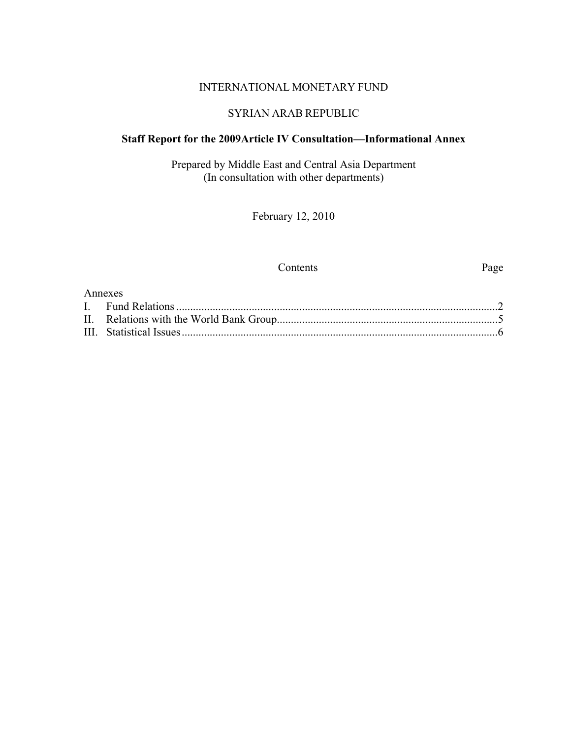INTERNATIONAL MONETARY FUND

SYRIAN ARAB REPUBLIC

**Staff Report for the 2009Article IV Consultation—Informational Annex**

Prepared by Middle East and Central Asia Department
(In consultation with other departments)

February 12, 2010

| Contents | Page |
|---|---|
| **Annexes** | |
| I. Fund Relations | 2 |
| II. Relations with the World Bank Group | 5 |
| III. Statistical Issues | 6 |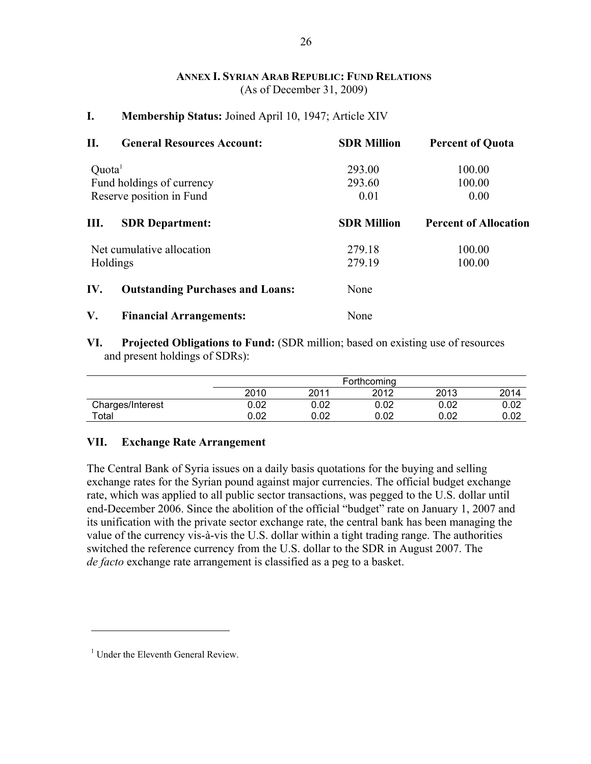## ANNEX I. SYRIAN ARAB REPUBLIC: FUND RELATIONS

(As of December 31, 2009)

**I. Membership Status:** Joined April 10, 1947; Article XIV

| **II. General Resources Account:** | **SDR Million** | **Percent of Quota** |
|---|---|---|
| Quota[1] | 293.00 | 100.00 |
| Fund holdings of currency | 293.60 | 100.00 |
| Reserve position in Fund | 0.01 | 0.00 |

| **III. SDR Department:** | **SDR Million** | **Percent of Allocation** |
|---|---|---|
| Net cumulative allocation | 279.18 | 100.00 |
| Holdings | 279.19 | 100.00 |

**IV. Outstanding Purchases and Loans:** None

**V. Financial Arrangements:** None

**VI. Projected Obligations to Fund:** (SDR million; based on existing use of resources and present holdings of SDRs):

| | Forthcoming | | | | |
|---|---|---|---|---|---|
| | 2010 | 2011 | 2012 | 2013 | 2014 |
| Charges/Interest | 0.02 | 0.02 | 0.02 | 0.02 | 0.02 |
| Total | 0.02 | 0.02 | 0.02 | 0.02 | 0.02 |

**VII. Exchange Rate Arrangement**

The Central Bank of Syria issues on a daily basis quotations for the buying and selling exchange rates for the Syrian pound against major currencies. The official budget exchange rate, which was applied to all public sector transactions, was pegged to the U.S. dollar until end-December 2006. Since the abolition of the official "budget" rate on January 1, 2007 and its unification with the private sector exchange rate, the central bank has been managing the value of the currency vis-à-vis the U.S. dollar within a tight trading range. The authorities switched the reference currency from the U.S. dollar to the SDR in August 2007. The *de facto* exchange rate arrangement is classified as a peg to a basket.

[1] Under the Eleventh General Review.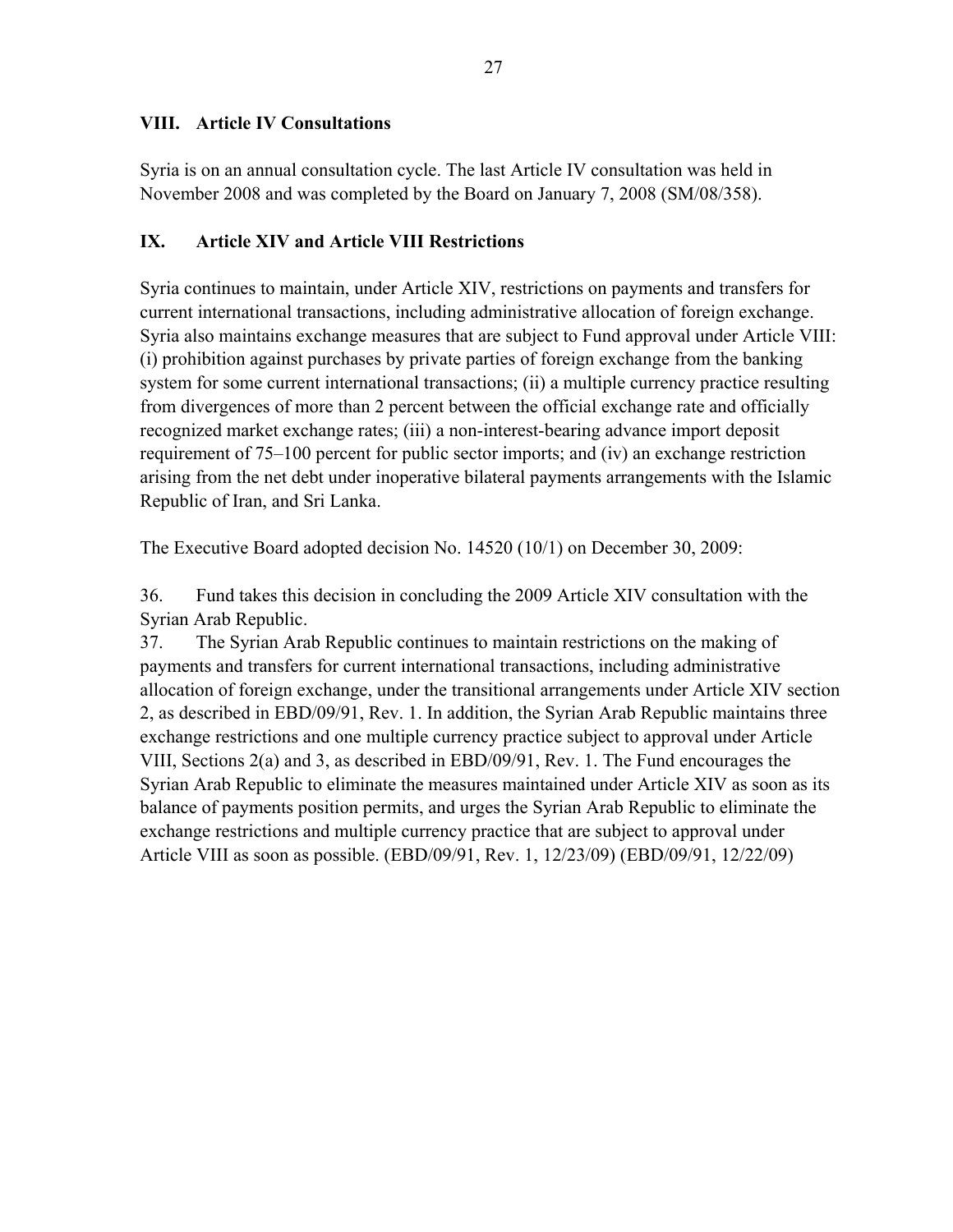## VIII. Article IV Consultations

Syria is on an annual consultation cycle. The last Article IV consultation was held in November 2008 and was completed by the Board on January 7, 2008 (SM/08/358).

## IX. Article XIV and Article VIII Restrictions

Syria continues to maintain, under Article XIV, restrictions on payments and transfers for current international transactions, including administrative allocation of foreign exchange. Syria also maintains exchange measures that are subject to Fund approval under Article VIII: (i) prohibition against purchases by private parties of foreign exchange from the banking system for some current international transactions; (ii) a multiple currency practice resulting from divergences of more than 2 percent between the official exchange rate and officially recognized market exchange rates; (iii) a non-interest-bearing advance import deposit requirement of 75–100 percent for public sector imports; and (iv) an exchange restriction arising from the net debt under inoperative bilateral payments arrangements with the Islamic Republic of Iran, and Sri Lanka.

The Executive Board adopted decision No. 14520 (10/1) on December 30, 2009:

36. Fund takes this decision in concluding the 2009 Article XIV consultation with the Syrian Arab Republic.

37. The Syrian Arab Republic continues to maintain restrictions on the making of payments and transfers for current international transactions, including administrative allocation of foreign exchange, under the transitional arrangements under Article XIV section 2, as described in EBD/09/91, Rev. 1. In addition, the Syrian Arab Republic maintains three exchange restrictions and one multiple currency practice subject to approval under Article VIII, Sections 2(a) and 3, as described in EBD/09/91, Rev. 1. The Fund encourages the Syrian Arab Republic to eliminate the measures maintained under Article XIV as soon as its balance of payments position permits, and urges the Syrian Arab Republic to eliminate the exchange restrictions and multiple currency practice that are subject to approval under Article VIII as soon as possible. (EBD/09/91, Rev. 1, 12/23/09) (EBD/09/91, 12/22/09)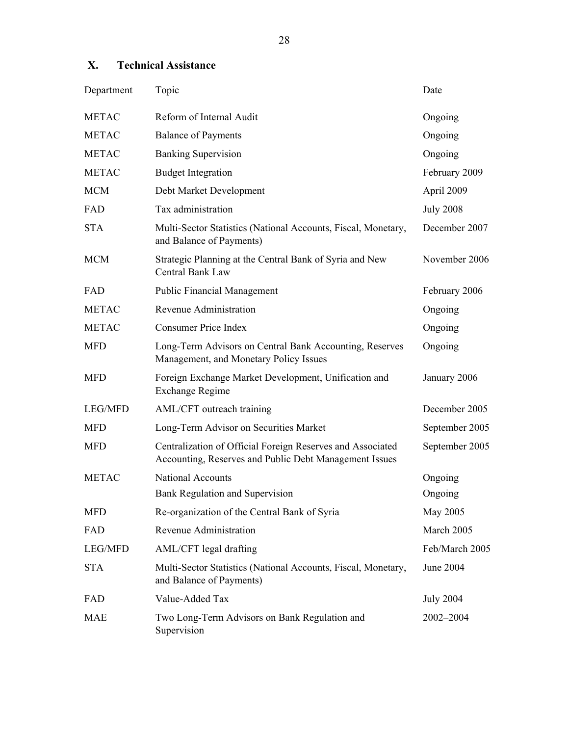## X. Technical Assistance

| Department | Topic | Date |
|---|---|---|
| METAC | Reform of Internal Audit | Ongoing |
| METAC | Balance of Payments | Ongoing |
| METAC | Banking Supervision | Ongoing |
| METAC | Budget Integration | February 2009 |
| MCM | Debt Market Development | April 2009 |
| FAD | Tax administration | July 2008 |
| STA | Multi-Sector Statistics (National Accounts, Fiscal, Monetary, and Balance of Payments) | December 2007 |
| MCM | Strategic Planning at the Central Bank of Syria and New Central Bank Law | November 2006 |
| FAD | Public Financial Management | February 2006 |
| METAC | Revenue Administration | Ongoing |
| METAC | Consumer Price Index | Ongoing |
| MFD | Long-Term Advisors on Central Bank Accounting, Reserves Management, and Monetary Policy Issues | Ongoing |
| MFD | Foreign Exchange Market Development, Unification and Exchange Regime | January 2006 |
| LEG/MFD | AML/CFT outreach training | December 2005 |
| MFD | Long-Term Advisor on Securities Market | September 2005 |
| MFD | Centralization of Official Foreign Reserves and Associated Accounting, Reserves and Public Debt Management Issues | September 2005 |
| METAC | National Accounts | Ongoing |
| | Bank Regulation and Supervision | Ongoing |
| MFD | Re-organization of the Central Bank of Syria | May 2005 |
| FAD | Revenue Administration | March 2005 |
| LEG/MFD | AML/CFT legal drafting | Feb/March 2005 |
| STA | Multi-Sector Statistics (National Accounts, Fiscal, Monetary, and Balance of Payments) | June 2004 |
| FAD | Value-Added Tax | July 2004 |
| MAE | Two Long-Term Advisors on Bank Regulation and Supervision | 2002–2004 |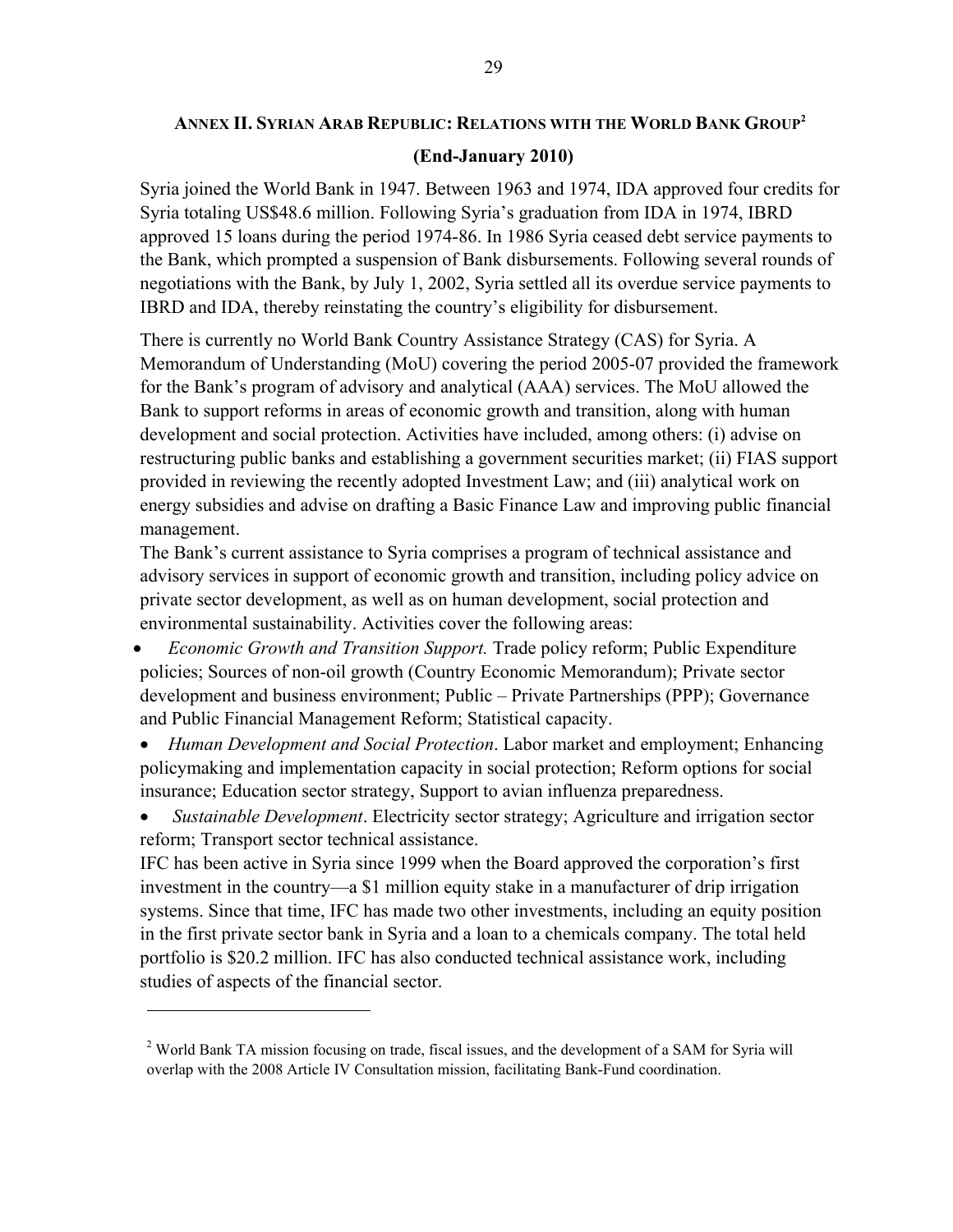## ANNEX II. SYRIAN ARAB REPUBLIC: RELATIONS WITH THE WORLD BANK GROUP[2]

**(End-January 2010)**

Syria joined the World Bank in 1947. Between 1963 and 1974, IDA approved four credits for Syria totaling US$48.6 million. Following Syria's graduation from IDA in 1974, IBRD approved 15 loans during the period 1974-86. In 1986 Syria ceased debt service payments to the Bank, which prompted a suspension of Bank disbursements. Following several rounds of negotiations with the Bank, by July 1, 2002, Syria settled all its overdue service payments to IBRD and IDA, thereby reinstating the country's eligibility for disbursement.

There is currently no World Bank Country Assistance Strategy (CAS) for Syria. A Memorandum of Understanding (MoU) covering the period 2005-07 provided the framework for the Bank's program of advisory and analytical (AAA) services. The MoU allowed the Bank to support reforms in areas of economic growth and transition, along with human development and social protection. Activities have included, among others: (i) advise on restructuring public banks and establishing a government securities market; (ii) FIAS support provided in reviewing the recently adopted Investment Law; and (iii) analytical work on energy subsidies and advise on drafting a Basic Finance Law and improving public financial management.

The Bank's current assistance to Syria comprises a program of technical assistance and advisory services in support of economic growth and transition, including policy advice on private sector development, as well as on human development, social protection and environmental sustainability. Activities cover the following areas:

- *Economic Growth and Transition Support.* Trade policy reform; Public Expenditure policies; Sources of non-oil growth (Country Economic Memorandum); Private sector development and business environment; Public – Private Partnerships (PPP); Governance and Public Financial Management Reform; Statistical capacity.
- *Human Development and Social Protection*. Labor market and employment; Enhancing policymaking and implementation capacity in social protection; Reform options for social insurance; Education sector strategy, Support to avian influenza preparedness.
- *Sustainable Development*. Electricity sector strategy; Agriculture and irrigation sector reform; Transport sector technical assistance.

IFC has been active in Syria since 1999 when the Board approved the corporation's first investment in the country—a $1 million equity stake in a manufacturer of drip irrigation systems. Since that time, IFC has made two other investments, including an equity position in the first private sector bank in Syria and a loan to a chemicals company. The total held portfolio is $20.2 million. IFC has also conducted technical assistance work, including studies of aspects of the financial sector.

---

[2] World Bank TA mission focusing on trade, fiscal issues, and the development of a SAM for Syria will overlap with the 2008 Article IV Consultation mission, facilitating Bank-Fund coordination.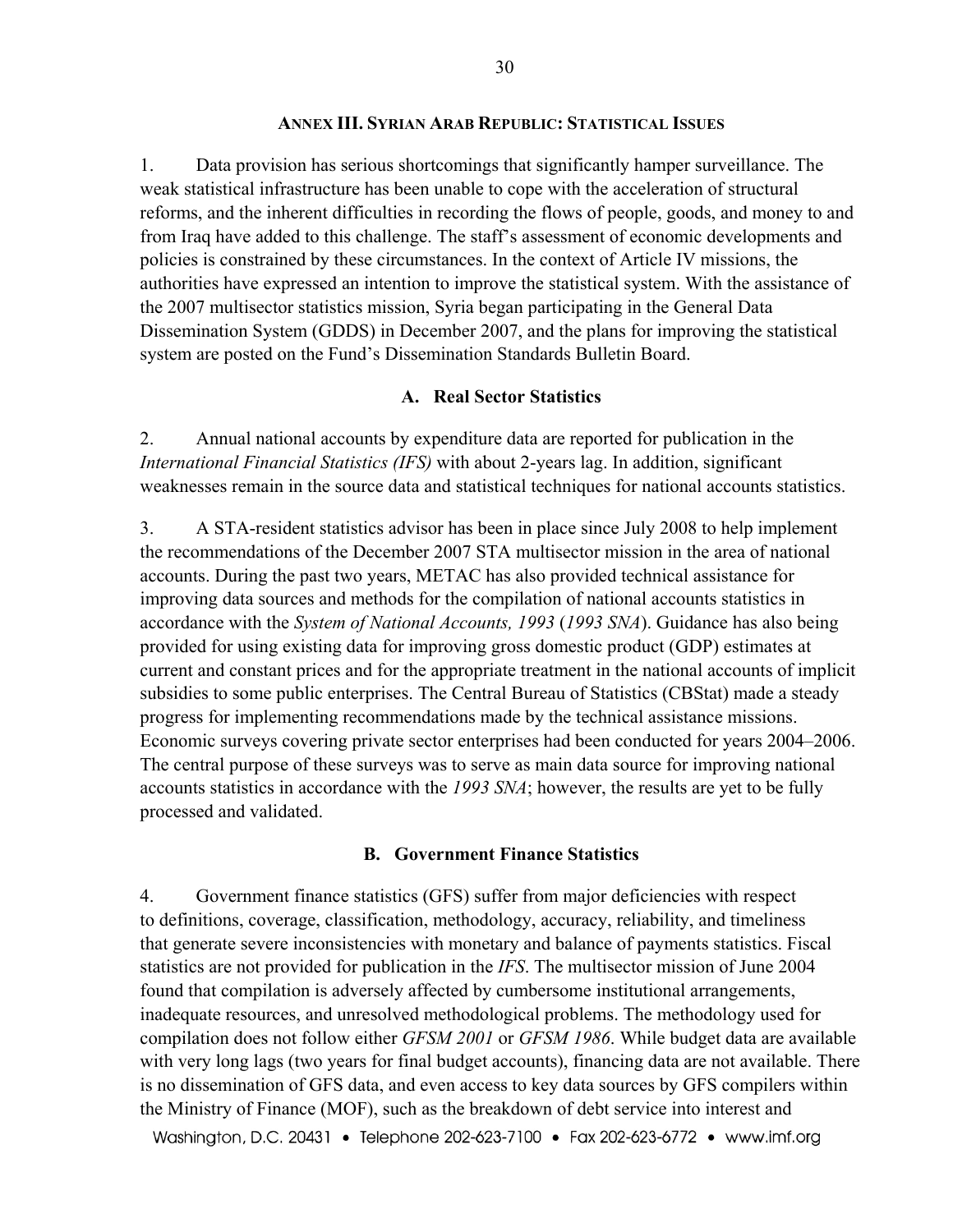## ANNEX III. SYRIAN ARAB REPUBLIC: STATISTICAL ISSUES

1. Data provision has serious shortcomings that significantly hamper surveillance. The weak statistical infrastructure has been unable to cope with the acceleration of structural reforms, and the inherent difficulties in recording the flows of people, goods, and money to and from Iraq have added to this challenge. The staff's assessment of economic developments and policies is constrained by these circumstances. In the context of Article IV missions, the authorities have expressed an intention to improve the statistical system. With the assistance of the 2007 multisector statistics mission, Syria began participating in the General Data Dissemination System (GDDS) in December 2007, and the plans for improving the statistical system are posted on the Fund's Dissemination Standards Bulletin Board.

### A. Real Sector Statistics

2. Annual national accounts by expenditure data are reported for publication in the *International Financial Statistics (IFS)* with about 2-years lag. In addition, significant weaknesses remain in the source data and statistical techniques for national accounts statistics.

3. A STA-resident statistics advisor has been in place since July 2008 to help implement the recommendations of the December 2007 STA multisector mission in the area of national accounts. During the past two years, METAC has also provided technical assistance for improving data sources and methods for the compilation of national accounts statistics in accordance with the *System of National Accounts, 1993* (*1993 SNA*). Guidance has also being provided for using existing data for improving gross domestic product (GDP) estimates at current and constant prices and for the appropriate treatment in the national accounts of implicit subsidies to some public enterprises. The Central Bureau of Statistics (CBStat) made a steady progress for implementing recommendations made by the technical assistance missions. Economic surveys covering private sector enterprises had been conducted for years 2004–2006. The central purpose of these surveys was to serve as main data source for improving national accounts statistics in accordance with the *1993 SNA*; however, the results are yet to be fully processed and validated.

### B. Government Finance Statistics

4. Government finance statistics (GFS) suffer from major deficiencies with respect to definitions, coverage, classification, methodology, accuracy, reliability, and timeliness that generate severe inconsistencies with monetary and balance of payments statistics. Fiscal statistics are not provided for publication in the *IFS*. The multisector mission of June 2004 found that compilation is adversely affected by cumbersome institutional arrangements, inadequate resources, and unresolved methodological problems. The methodology used for compilation does not follow either *GFSM 2001* or *GFSM 1986*. While budget data are available with very long lags (two years for final budget accounts), financing data are not available. There is no dissemination of GFS data, and even access to key data sources by GFS compilers within the Ministry of Finance (MOF), such as the breakdown of debt service into interest and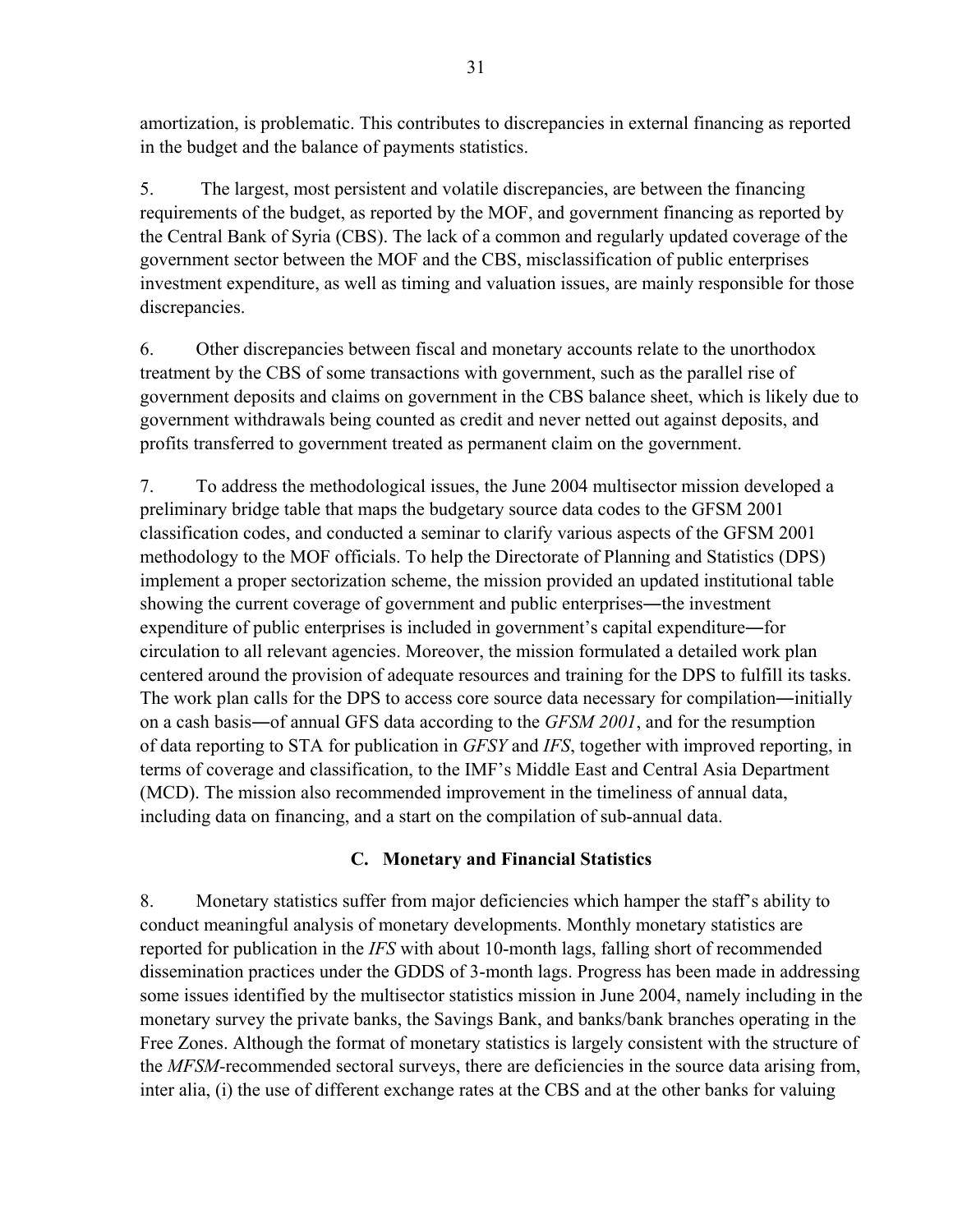amortization, is problematic. This contributes to discrepancies in external financing as reported in the budget and the balance of payments statistics.

5. The largest, most persistent and volatile discrepancies, are between the financing requirements of the budget, as reported by the MOF, and government financing as reported by the Central Bank of Syria (CBS). The lack of a common and regularly updated coverage of the government sector between the MOF and the CBS, misclassification of public enterprises investment expenditure, as well as timing and valuation issues, are mainly responsible for those discrepancies.

6. Other discrepancies between fiscal and monetary accounts relate to the unorthodox treatment by the CBS of some transactions with government, such as the parallel rise of government deposits and claims on government in the CBS balance sheet, which is likely due to government withdrawals being counted as credit and never netted out against deposits, and profits transferred to government treated as permanent claim on the government.

7. To address the methodological issues, the June 2004 multisector mission developed a preliminary bridge table that maps the budgetary source data codes to the GFSM 2001 classification codes, and conducted a seminar to clarify various aspects of the GFSM 2001 methodology to the MOF officials. To help the Directorate of Planning and Statistics (DPS) implement a proper sectorization scheme, the mission provided an updated institutional table showing the current coverage of government and public enterprises―the investment expenditure of public enterprises is included in government's capital expenditure―for circulation to all relevant agencies. Moreover, the mission formulated a detailed work plan centered around the provision of adequate resources and training for the DPS to fulfill its tasks. The work plan calls for the DPS to access core source data necessary for compilation―initially on a cash basis―of annual GFS data according to the *GFSM 2001*, and for the resumption of data reporting to STA for publication in *GFSY* and *IFS*, together with improved reporting, in terms of coverage and classification, to the IMF's Middle East and Central Asia Department (MCD). The mission also recommended improvement in the timeliness of annual data, including data on financing, and a start on the compilation of sub-annual data.

### C. Monetary and Financial Statistics

8. Monetary statistics suffer from major deficiencies which hamper the staff's ability to conduct meaningful analysis of monetary developments. Monthly monetary statistics are reported for publication in the *IFS* with about 10-month lags, falling short of recommended dissemination practices under the GDDS of 3-month lags. Progress has been made in addressing some issues identified by the multisector statistics mission in June 2004, namely including in the monetary survey the private banks, the Savings Bank, and banks/bank branches operating in the Free Zones. Although the format of monetary statistics is largely consistent with the structure of the *MFSM*-recommended sectoral surveys, there are deficiencies in the source data arising from, inter alia, (i) the use of different exchange rates at the CBS and at the other banks for valuing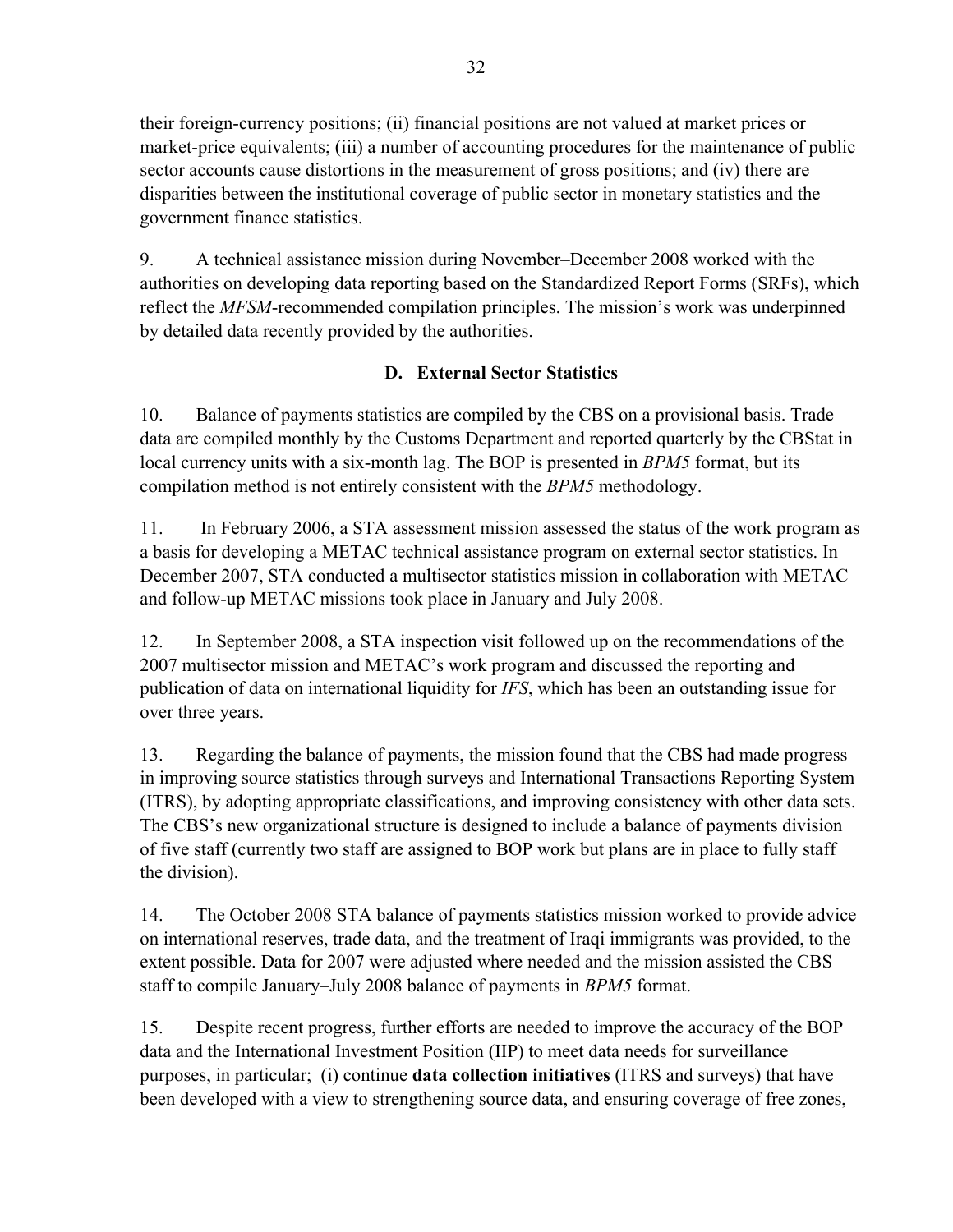their foreign-currency positions; (ii) financial positions are not valued at market prices or market-price equivalents; (iii) a number of accounting procedures for the maintenance of public sector accounts cause distortions in the measurement of gross positions; and (iv) there are disparities between the institutional coverage of public sector in monetary statistics and the government finance statistics.

9. A technical assistance mission during November–December 2008 worked with the authorities on developing data reporting based on the Standardized Report Forms (SRFs), which reflect the *MFSM*-recommended compilation principles. The mission's work was underpinned by detailed data recently provided by the authorities.

### D. External Sector Statistics

10. Balance of payments statistics are compiled by the CBS on a provisional basis. Trade data are compiled monthly by the Customs Department and reported quarterly by the CBStat in local currency units with a six-month lag. The BOP is presented in *BPM5* format, but its compilation method is not entirely consistent with the *BPM5* methodology.

11. In February 2006, a STA assessment mission assessed the status of the work program as a basis for developing a METAC technical assistance program on external sector statistics. In December 2007, STA conducted a multisector statistics mission in collaboration with METAC and follow-up METAC missions took place in January and July 2008.

12. In September 2008, a STA inspection visit followed up on the recommendations of the 2007 multisector mission and METAC's work program and discussed the reporting and publication of data on international liquidity for *IFS*, which has been an outstanding issue for over three years.

13. Regarding the balance of payments, the mission found that the CBS had made progress in improving source statistics through surveys and International Transactions Reporting System (ITRS), by adopting appropriate classifications, and improving consistency with other data sets. The CBS's new organizational structure is designed to include a balance of payments division of five staff (currently two staff are assigned to BOP work but plans are in place to fully staff the division).

14. The October 2008 STA balance of payments statistics mission worked to provide advice on international reserves, trade data, and the treatment of Iraqi immigrants was provided, to the extent possible. Data for 2007 were adjusted where needed and the mission assisted the CBS staff to compile January–July 2008 balance of payments in *BPM5* format.

15. Despite recent progress, further efforts are needed to improve the accuracy of the BOP data and the International Investment Position (IIP) to meet data needs for surveillance purposes, in particular; (i) continue **data collection initiatives** (ITRS and surveys) that have been developed with a view to strengthening source data, and ensuring coverage of free zones,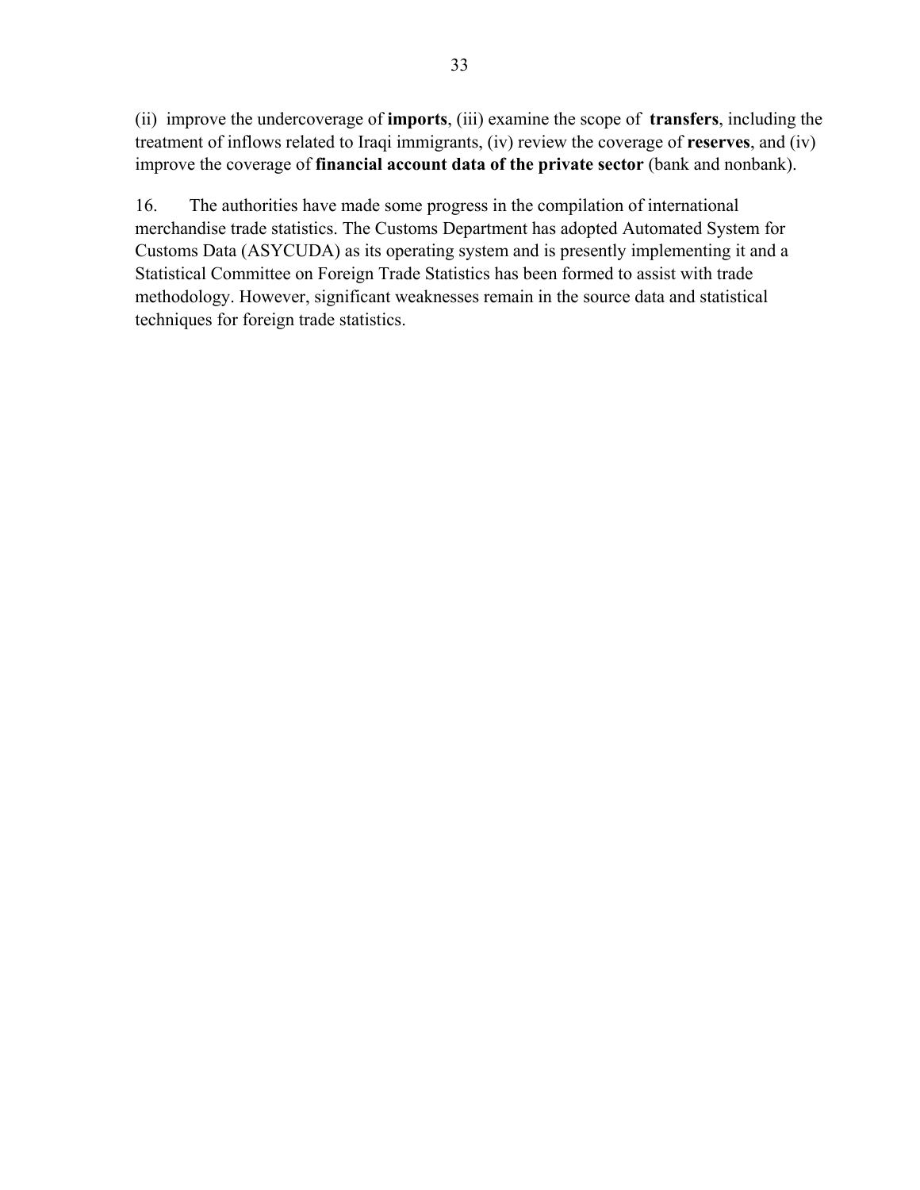(ii)  improve the undercoverage of **imports**, (iii) examine the scope of  **transfers**, including the treatment of inflows related to Iraqi immigrants, (iv) review the coverage of **reserves**, and (iv) improve the coverage of **financial account data of the private sector** (bank and nonbank).

16. The authorities have made some progress in the compilation of international merchandise trade statistics. The Customs Department has adopted Automated System for Customs Data (ASYCUDA) as its operating system and is presently implementing it and a Statistical Committee on Foreign Trade Statistics has been formed to assist with trade methodology. However, significant weaknesses remain in the source data and statistical techniques for foreign trade statistics.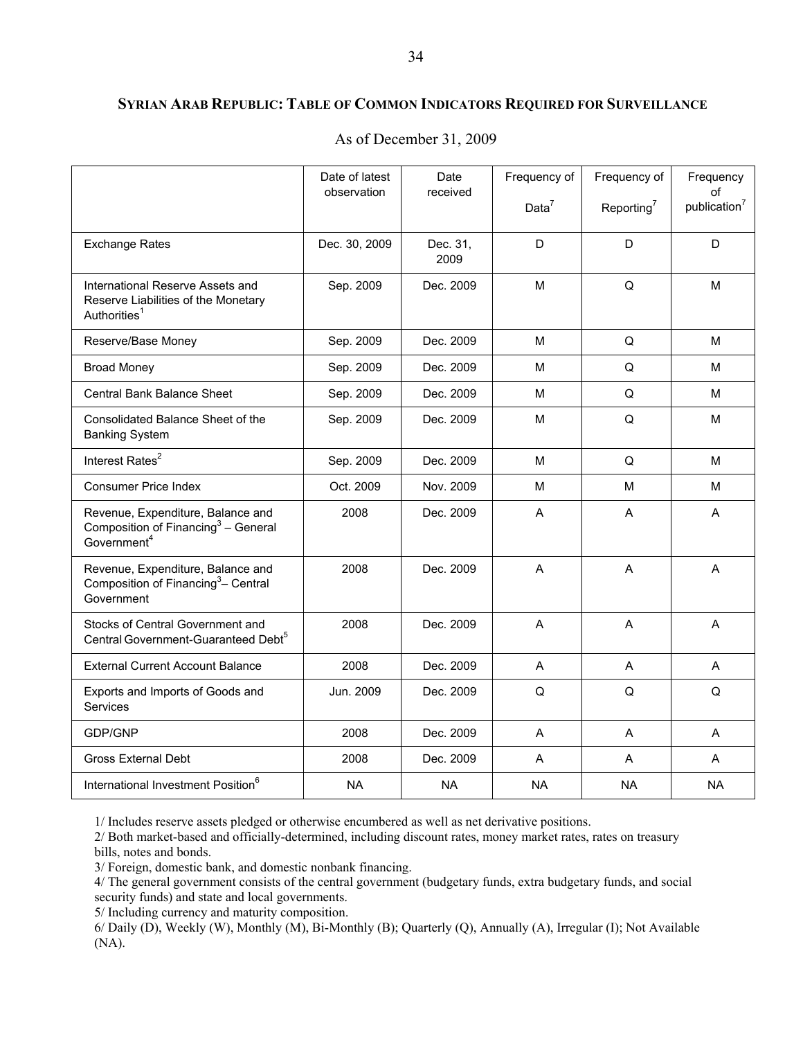## SYRIAN ARAB REPUBLIC: TABLE OF COMMON INDICATORS REQUIRED FOR SURVEILLANCE

As of December 31, 2009

| | Date of latest observation | Date received | Frequency of Data[7] | Frequency of Reporting[7] | Frequency of publication[7] |
|---|---|---|---|---|---|
| Exchange Rates | Dec. 30, 2009 | Dec. 31, 2009 | D | D | D |
| International Reserve Assets and Reserve Liabilities of the Monetary Authorities[1] | Sep. 2009 | Dec. 2009 | M | Q | M |
| Reserve/Base Money | Sep. 2009 | Dec. 2009 | M | Q | M |
| Broad Money | Sep. 2009 | Dec. 2009 | M | Q | M |
| Central Bank Balance Sheet | Sep. 2009 | Dec. 2009 | M | Q | M |
| Consolidated Balance Sheet of the Banking System | Sep. 2009 | Dec. 2009 | M | Q | M |
| Interest Rates[2] | Sep. 2009 | Dec. 2009 | M | Q | M |
| Consumer Price Index | Oct. 2009 | Nov. 2009 | M | M | M |
| Revenue, Expenditure, Balance and Composition of Financing[3] – General Government[4] | 2008 | Dec. 2009 | A | A | A |
| Revenue, Expenditure, Balance and Composition of Financing[3] – Central Government | 2008 | Dec. 2009 | A | A | A |
| Stocks of Central Government and Central Government-Guaranteed Debt[5] | 2008 | Dec. 2009 | A | A | A |
| External Current Account Balance | 2008 | Dec. 2009 | A | A | A |
| Exports and Imports of Goods and Services | Jun. 2009 | Dec. 2009 | Q | Q | Q |
| GDP/GNP | 2008 | Dec. 2009 | A | A | A |
| Gross External Debt | 2008 | Dec. 2009 | A | A | A |
| International Investment Position[6] | NA | NA | NA | NA | NA |

1/ Includes reserve assets pledged or otherwise encumbered as well as net derivative positions.
2/ Both market-based and officially-determined, including discount rates, money market rates, rates on treasury bills, notes and bonds.
3/ Foreign, domestic bank, and domestic nonbank financing.
4/ The general government consists of the central government (budgetary funds, extra budgetary funds, and social security funds) and state and local governments.
5/ Including currency and maturity composition.
6/ Daily (D), Weekly (W), Monthly (M), Bi-Monthly (B); Quarterly (Q), Annually (A), Irregular (I); Not Available (NA).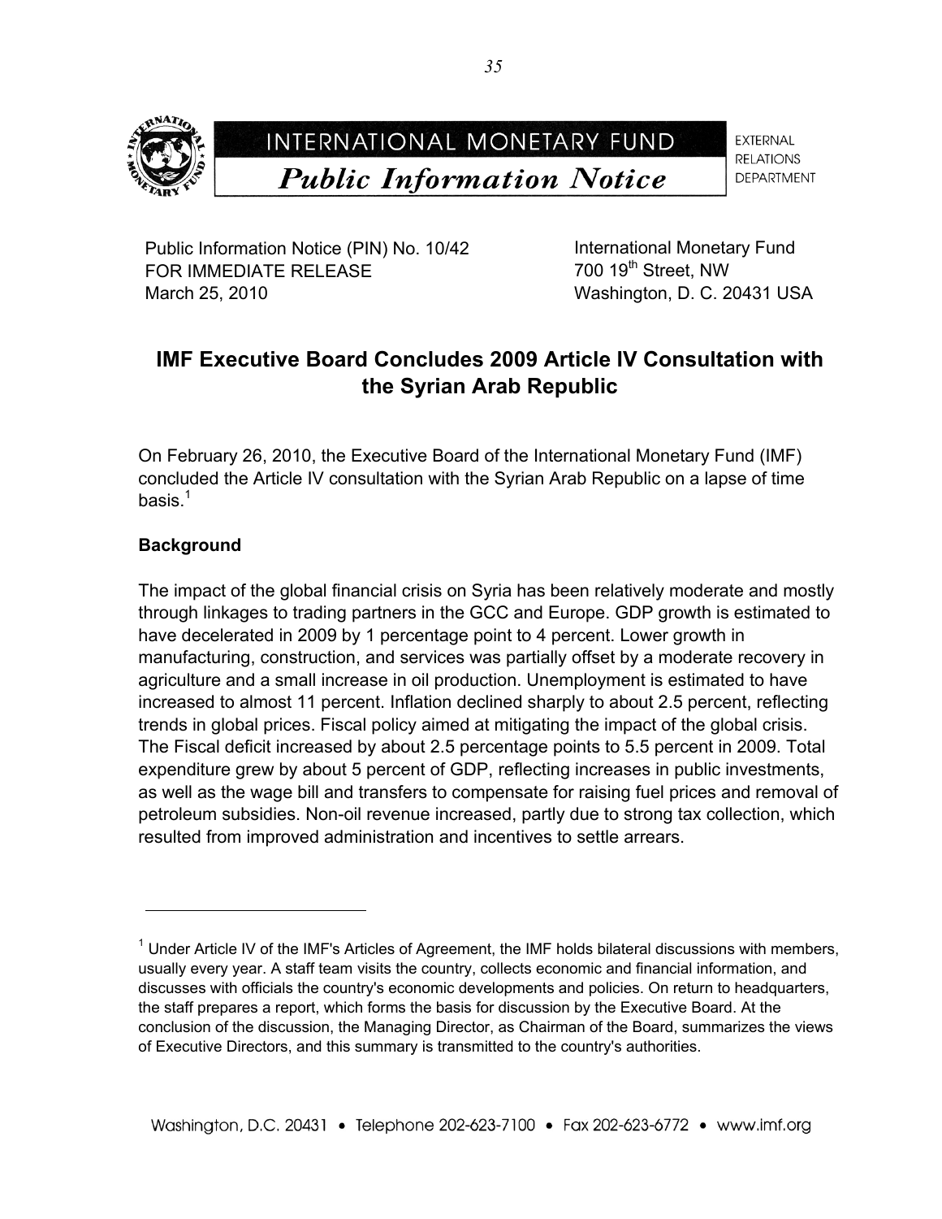INTERNATIONAL MONETARY FUND

*Public Information Notice*

EXTERNAL RELATIONS DEPARTMENT

Public Information Notice (PIN) No. 10/42
FOR IMMEDIATE RELEASE
March 25, 2010

International Monetary Fund
700 19th Street, NW
Washington, D. C. 20431 USA

## IMF Executive Board Concludes 2009 Article IV Consultation with the Syrian Arab Republic

On February 26, 2010, the Executive Board of the International Monetary Fund (IMF) concluded the Article IV consultation with the Syrian Arab Republic on a lapse of time basis.[1]

### Background

The impact of the global financial crisis on Syria has been relatively moderate and mostly through linkages to trading partners in the GCC and Europe. GDP growth is estimated to have decelerated in 2009 by 1 percentage point to 4 percent. Lower growth in manufacturing, construction, and services was partially offset by a moderate recovery in agriculture and a small increase in oil production. Unemployment is estimated to have increased to almost 11 percent. Inflation declined sharply to about 2.5 percent, reflecting trends in global prices. Fiscal policy aimed at mitigating the impact of the global crisis. The Fiscal deficit increased by about 2.5 percentage points to 5.5 percent in 2009. Total expenditure grew by about 5 percent of GDP, reflecting increases in public investments, as well as the wage bill and transfers to compensate for raising fuel prices and removal of petroleum subsidies. Non-oil revenue increased, partly due to strong tax collection, which resulted from improved administration and incentives to settle arrears.

[1] Under Article IV of the IMF's Articles of Agreement, the IMF holds bilateral discussions with members, usually every year. A staff team visits the country, collects economic and financial information, and discusses with officials the country's economic developments and policies. On return to headquarters, the staff prepares a report, which forms the basis for discussion by the Executive Board. At the conclusion of the discussion, the Managing Director, as Chairman of the Board, summarizes the views of Executive Directors, and this summary is transmitted to the country's authorities.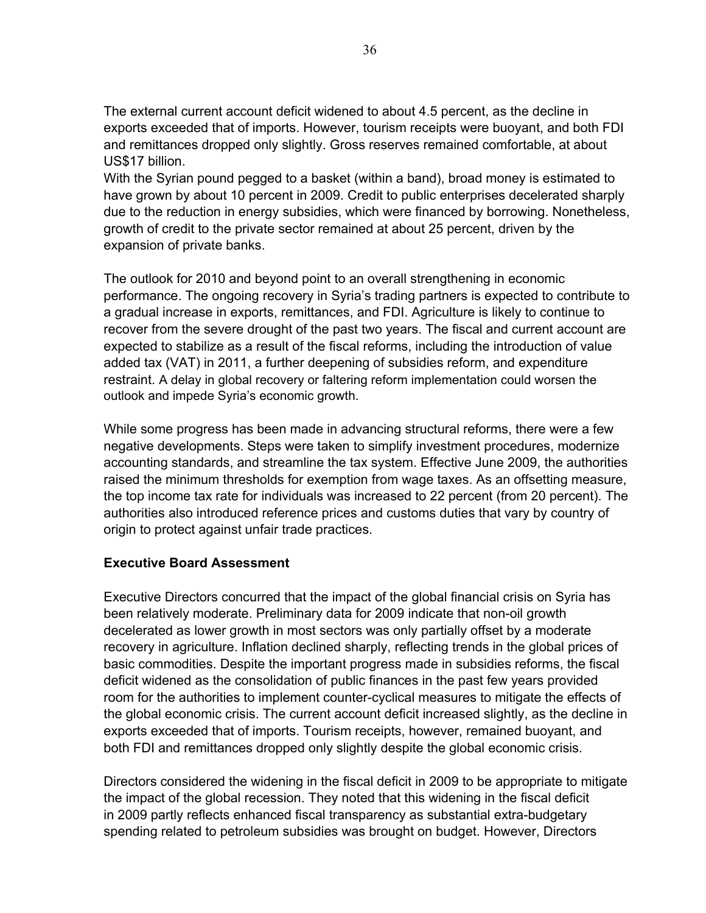The external current account deficit widened to about 4.5 percent, as the decline in exports exceeded that of imports. However, tourism receipts were buoyant, and both FDI and remittances dropped only slightly. Gross reserves remained comfortable, at about US$17 billion.

With the Syrian pound pegged to a basket (within a band), broad money is estimated to have grown by about 10 percent in 2009. Credit to public enterprises decelerated sharply due to the reduction in energy subsidies, which were financed by borrowing. Nonetheless, growth of credit to the private sector remained at about 25 percent, driven by the expansion of private banks.

The outlook for 2010 and beyond point to an overall strengthening in economic performance. The ongoing recovery in Syria's trading partners is expected to contribute to a gradual increase in exports, remittances, and FDI. Agriculture is likely to continue to recover from the severe drought of the past two years. The fiscal and current account are expected to stabilize as a result of the fiscal reforms, including the introduction of value added tax (VAT) in 2011, a further deepening of subsidies reform, and expenditure restraint. A delay in global recovery or faltering reform implementation could worsen the outlook and impede Syria's economic growth.

While some progress has been made in advancing structural reforms, there were a few negative developments. Steps were taken to simplify investment procedures, modernize accounting standards, and streamline the tax system. Effective June 2009, the authorities raised the minimum thresholds for exemption from wage taxes. As an offsetting measure, the top income tax rate for individuals was increased to 22 percent (from 20 percent). The authorities also introduced reference prices and customs duties that vary by country of origin to protect against unfair trade practices.

**Executive Board Assessment**

Executive Directors concurred that the impact of the global financial crisis on Syria has been relatively moderate. Preliminary data for 2009 indicate that non-oil growth decelerated as lower growth in most sectors was only partially offset by a moderate recovery in agriculture. Inflation declined sharply, reflecting trends in the global prices of basic commodities. Despite the important progress made in subsidies reforms, the fiscal deficit widened as the consolidation of public finances in the past few years provided room for the authorities to implement counter-cyclical measures to mitigate the effects of the global economic crisis. The current account deficit increased slightly, as the decline in exports exceeded that of imports. Tourism receipts, however, remained buoyant, and both FDI and remittances dropped only slightly despite the global economic crisis.

Directors considered the widening in the fiscal deficit in 2009 to be appropriate to mitigate the impact of the global recession. They noted that this widening in the fiscal deficit in 2009 partly reflects enhanced fiscal transparency as substantial extra-budgetary spending related to petroleum subsidies was brought on budget. However, Directors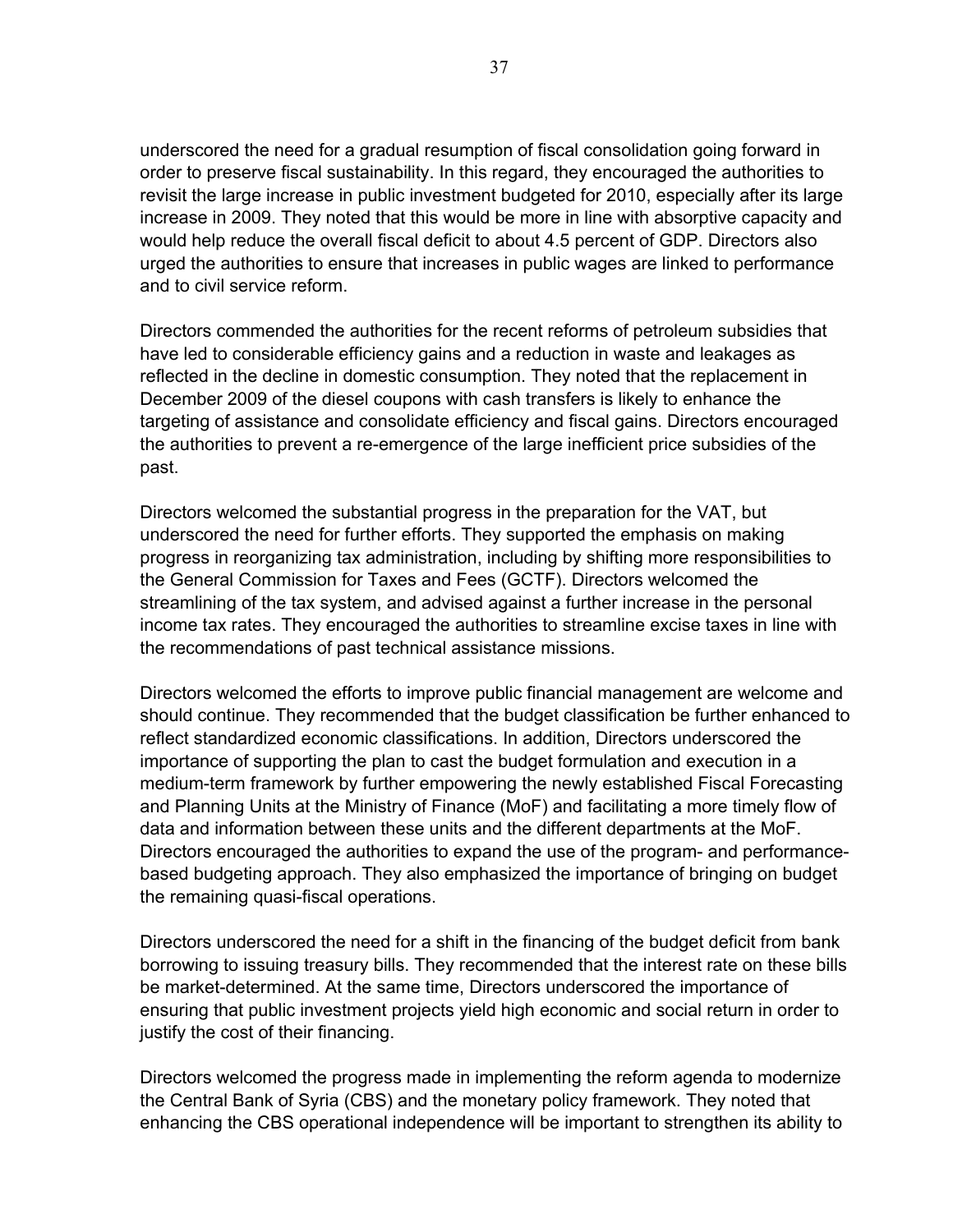underscored the need for a gradual resumption of fiscal consolidation going forward in order to preserve fiscal sustainability. In this regard, they encouraged the authorities to revisit the large increase in public investment budgeted for 2010, especially after its large increase in 2009. They noted that this would be more in line with absorptive capacity and would help reduce the overall fiscal deficit to about 4.5 percent of GDP. Directors also urged the authorities to ensure that increases in public wages are linked to performance and to civil service reform.

Directors commended the authorities for the recent reforms of petroleum subsidies that have led to considerable efficiency gains and a reduction in waste and leakages as reflected in the decline in domestic consumption. They noted that the replacement in December 2009 of the diesel coupons with cash transfers is likely to enhance the targeting of assistance and consolidate efficiency and fiscal gains. Directors encouraged the authorities to prevent a re-emergence of the large inefficient price subsidies of the past.

Directors welcomed the substantial progress in the preparation for the VAT, but underscored the need for further efforts. They supported the emphasis on making progress in reorganizing tax administration, including by shifting more responsibilities to the General Commission for Taxes and Fees (GCTF). Directors welcomed the streamlining of the tax system, and advised against a further increase in the personal income tax rates. They encouraged the authorities to streamline excise taxes in line with the recommendations of past technical assistance missions.

Directors welcomed the efforts to improve public financial management are welcome and should continue. They recommended that the budget classification be further enhanced to reflect standardized economic classifications. In addition, Directors underscored the importance of supporting the plan to cast the budget formulation and execution in a medium-term framework by further empowering the newly established Fiscal Forecasting and Planning Units at the Ministry of Finance (MoF) and facilitating a more timely flow of data and information between these units and the different departments at the MoF. Directors encouraged the authorities to expand the use of the program- and performance-based budgeting approach. They also emphasized the importance of bringing on budget the remaining quasi-fiscal operations.

Directors underscored the need for a shift in the financing of the budget deficit from bank borrowing to issuing treasury bills. They recommended that the interest rate on these bills be market-determined. At the same time, Directors underscored the importance of ensuring that public investment projects yield high economic and social return in order to justify the cost of their financing.

Directors welcomed the progress made in implementing the reform agenda to modernize the Central Bank of Syria (CBS) and the monetary policy framework. They noted that enhancing the CBS operational independence will be important to strengthen its ability to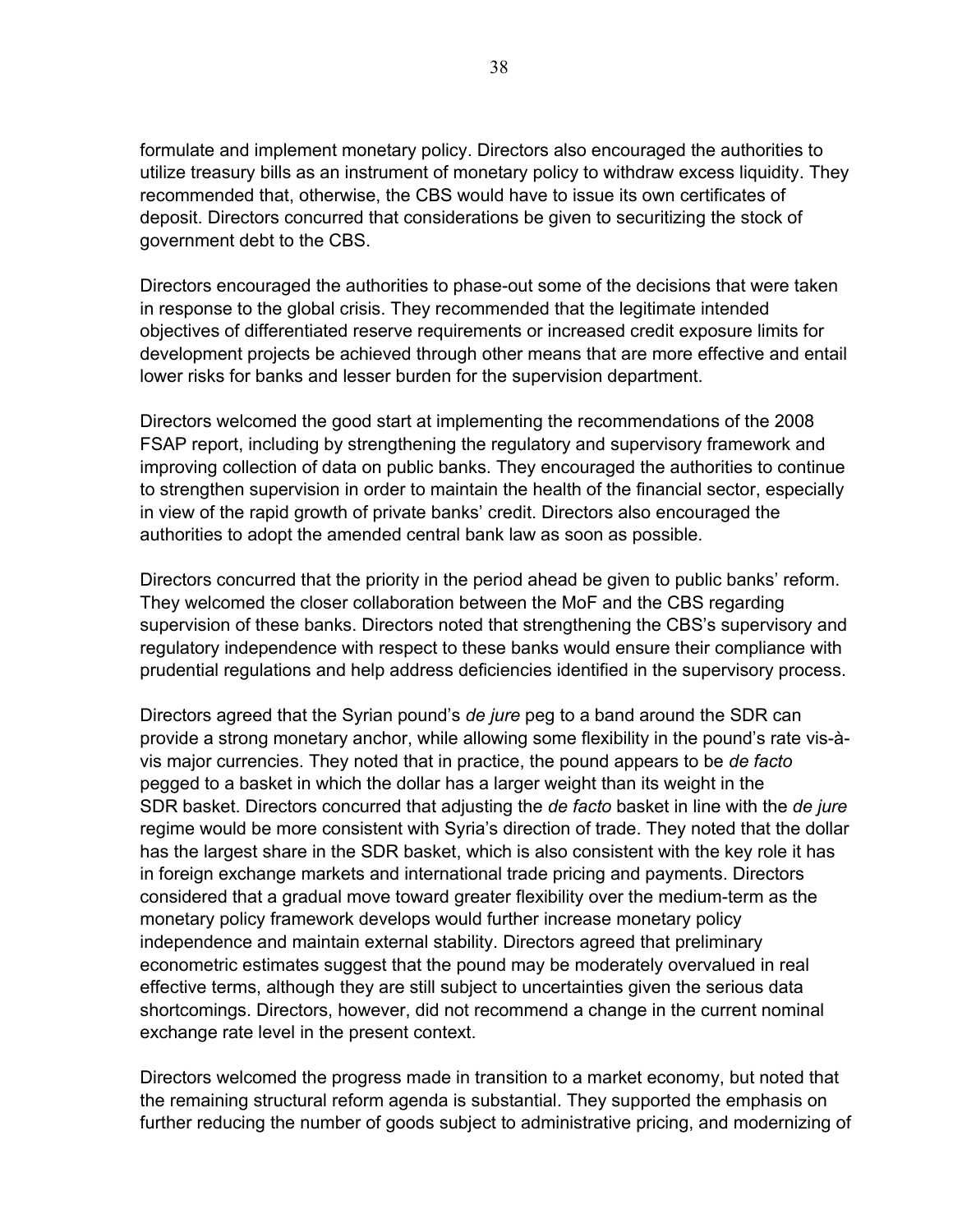formulate and implement monetary policy. Directors also encouraged the authorities to utilize treasury bills as an instrument of monetary policy to withdraw excess liquidity. They recommended that, otherwise, the CBS would have to issue its own certificates of deposit. Directors concurred that considerations be given to securitizing the stock of government debt to the CBS.

Directors encouraged the authorities to phase-out some of the decisions that were taken in response to the global crisis. They recommended that the legitimate intended objectives of differentiated reserve requirements or increased credit exposure limits for development projects be achieved through other means that are more effective and entail lower risks for banks and lesser burden for the supervision department.

Directors welcomed the good start at implementing the recommendations of the 2008 FSAP report, including by strengthening the regulatory and supervisory framework and improving collection of data on public banks. They encouraged the authorities to continue to strengthen supervision in order to maintain the health of the financial sector, especially in view of the rapid growth of private banks' credit. Directors also encouraged the authorities to adopt the amended central bank law as soon as possible.

Directors concurred that the priority in the period ahead be given to public banks' reform. They welcomed the closer collaboration between the MoF and the CBS regarding supervision of these banks. Directors noted that strengthening the CBS's supervisory and regulatory independence with respect to these banks would ensure their compliance with prudential regulations and help address deficiencies identified in the supervisory process.

Directors agreed that the Syrian pound's *de jure* peg to a band around the SDR can provide a strong monetary anchor, while allowing some flexibility in the pound's rate vis-à-vis major currencies. They noted that in practice, the pound appears to be *de facto* pegged to a basket in which the dollar has a larger weight than its weight in the SDR basket. Directors concurred that adjusting the *de facto* basket in line with the *de jure* regime would be more consistent with Syria's direction of trade. They noted that the dollar has the largest share in the SDR basket, which is also consistent with the key role it has in foreign exchange markets and international trade pricing and payments. Directors considered that a gradual move toward greater flexibility over the medium-term as the monetary policy framework develops would further increase monetary policy independence and maintain external stability. Directors agreed that preliminary econometric estimates suggest that the pound may be moderately overvalued in real effective terms, although they are still subject to uncertainties given the serious data shortcomings. Directors, however, did not recommend a change in the current nominal exchange rate level in the present context.

Directors welcomed the progress made in transition to a market economy, but noted that the remaining structural reform agenda is substantial. They supported the emphasis on further reducing the number of goods subject to administrative pricing, and modernizing of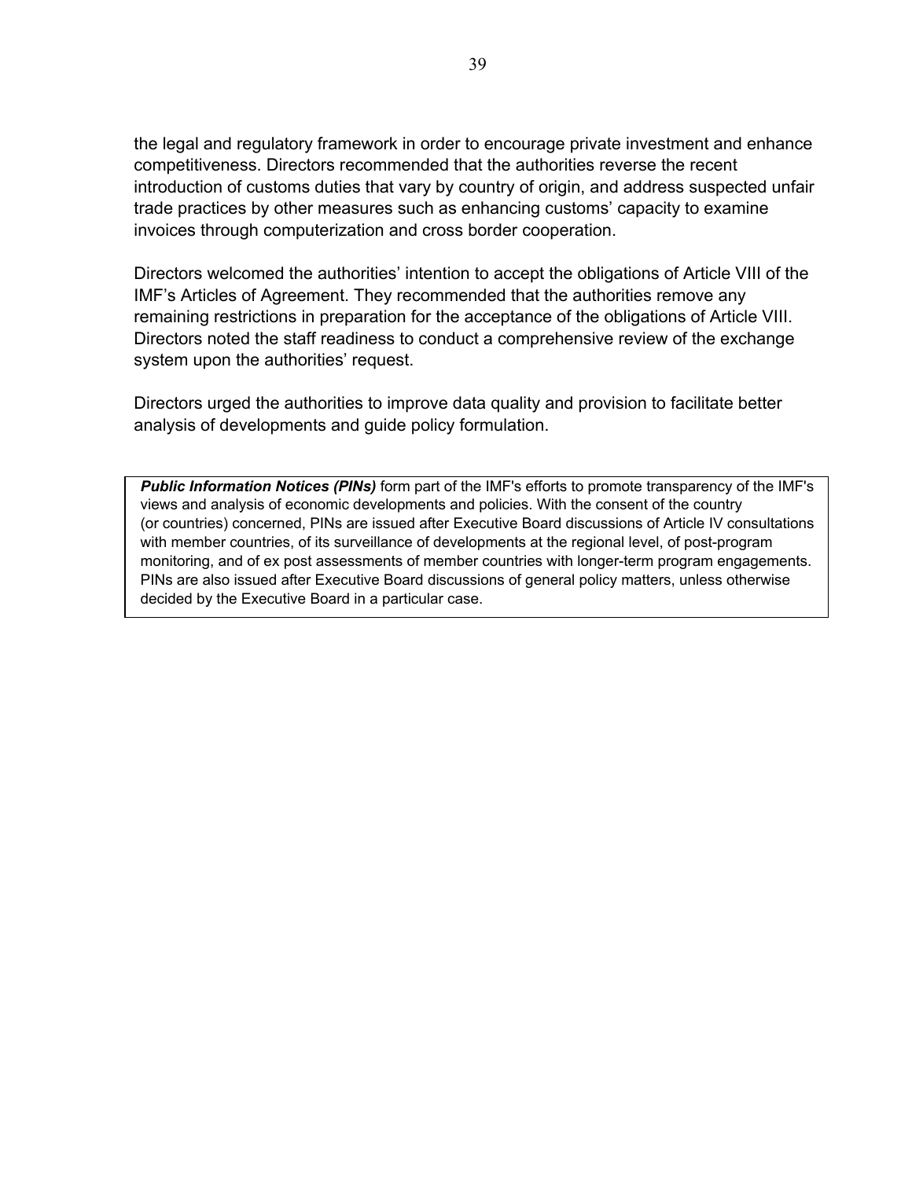the legal and regulatory framework in order to encourage private investment and enhance competitiveness. Directors recommended that the authorities reverse the recent introduction of customs duties that vary by country of origin, and address suspected unfair trade practices by other measures such as enhancing customs' capacity to examine invoices through computerization and cross border cooperation.

Directors welcomed the authorities' intention to accept the obligations of Article VIII of the IMF's Articles of Agreement. They recommended that the authorities remove any remaining restrictions in preparation for the acceptance of the obligations of Article VIII. Directors noted the staff readiness to conduct a comprehensive review of the exchange system upon the authorities' request.

Directors urged the authorities to improve data quality and provision to facilitate better analysis of developments and guide policy formulation.

***Public Information Notices (PINs)*** form part of the IMF's efforts to promote transparency of the IMF's views and analysis of economic developments and policies. With the consent of the country (or countries) concerned, PINs are issued after Executive Board discussions of Article IV consultations with member countries, of its surveillance of developments at the regional level, of post-program monitoring, and of ex post assessments of member countries with longer-term program engagements. PINs are also issued after Executive Board discussions of general policy matters, unless otherwise decided by the Executive Board in a particular case.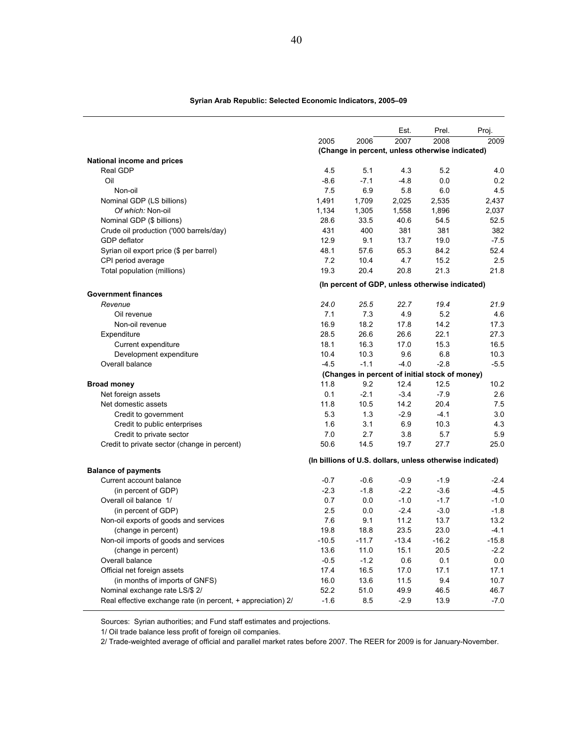**Syrian Arab Republic: Selected Economic Indicators, 2005–09**

| | 2005 | 2006 | Est. 2007 | Prel. 2008 | Proj. 2009 |
|---|---|---|---|---|---|
| | (Change in percent, unless otherwise indicated) | | | | |
| **National income and prices** | | | | | |
| Real GDP | 4.5 | 5.1 | 4.3 | 5.2 | 4.0 |
| Oil | -8.6 | -7.1 | -4.8 | 0.0 | 0.2 |
| Non-oil | 7.5 | 6.9 | 5.8 | 6.0 | 4.5 |
| Nominal GDP (LS billions) | 1,491 | 1,709 | 2,025 | 2,535 | 2,437 |
| *Of which:* Non-oil | 1,134 | 1,305 | 1,558 | 1,896 | 2,037 |
| Nominal GDP ($ billions) | 28.6 | 33.5 | 40.6 | 54.5 | 52.5 |
| Crude oil production ('000 barrels/day) | 431 | 400 | 381 | 381 | 382 |
| GDP deflator | 12.9 | 9.1 | 13.7 | 19.0 | -7.5 |
| Syrian oil export price ($ per barrel) | 48.1 | 57.6 | 65.3 | 84.2 | 52.4 |
| CPI period average | 7.2 | 10.4 | 4.7 | 15.2 | 2.5 |
| Total population (millions) | 19.3 | 20.4 | 20.8 | 21.3 | 21.8 |
| | (In percent of GDP, unless otherwise indicated) | | | | |
| **Government finances** | | | | | |
| *Revenue* | *24.0* | *25.5* | *22.7* | *19.4* | *21.9* |
| Oil revenue | 7.1 | 7.3 | 4.9 | 5.2 | 4.6 |
| Non-oil revenue | 16.9 | 18.2 | 17.8 | 14.2 | 17.3 |
| Expenditure | 28.5 | 26.6 | 26.6 | 22.1 | 27.3 |
| Current expenditure | 18.1 | 16.3 | 17.0 | 15.3 | 16.5 |
| Development expenditure | 10.4 | 10.3 | 9.6 | 6.8 | 10.3 |
| Overall balance | -4.5 | -1.1 | -4.0 | -2.8 | -5.5 |
| | (Changes in percent of initial stock of money) | | | | |
| **Broad money** | 11.8 | 9.2 | 12.4 | 12.5 | 10.2 |
| Net foreign assets | 0.1 | -2.1 | -3.4 | -7.9 | 2.6 |
| Net domestic assets | 11.8 | 10.5 | 14.2 | 20.4 | 7.5 |
| Credit to government | 5.3 | 1.3 | -2.9 | -4.1 | 3.0 |
| Credit to public enterprises | 1.6 | 3.1 | 6.9 | 10.3 | 4.3 |
| Credit to private sector | 7.0 | 2.7 | 3.8 | 5.7 | 5.9 |
| Credit to private sector (change in percent) | 50.6 | 14.5 | 19.7 | 27.7 | 25.0 |
| | (In billions of U.S. dollars, unless otherwise indicated) | | | | |
| **Balance of payments** | | | | | |
| Current account balance | -0.7 | -0.6 | -0.9 | -1.9 | -2.4 |
| (in percent of GDP) | -2.3 | -1.8 | -2.2 | -3.6 | -4.5 |
| Overall oil balance 1/ | 0.7 | 0.0 | -1.0 | -1.7 | -1.0 |
| (in percent of GDP) | 2.5 | 0.0 | -2.4 | -3.0 | -1.8 |
| Non-oil exports of goods and services | 7.6 | 9.1 | 11.2 | 13.7 | 13.2 |
| (change in percent) | 19.8 | 18.8 | 23.5 | 23.0 | -4.1 |
| Non-oil imports of goods and services | -10.5 | -11.7 | -13.4 | -16.2 | -15.8 |
| (change in percent) | 13.6 | 11.0 | 15.1 | 20.5 | -2.2 |
| Overall balance | -0.5 | -1.2 | 0.6 | 0.1 | 0.0 |
| Official net foreign assets | 17.4 | 16.5 | 17.0 | 17.1 | 17.1 |
| (in months of imports of GNFS) | 16.0 | 13.6 | 11.5 | 9.4 | 10.7 |
| Nominal exchange rate LS/$ 2/ | 52.2 | 51.0 | 49.9 | 46.5 | 46.7 |
| Real effective exchange rate (in percent, + appreciation) 2/ | -1.6 | 8.5 | -2.9 | 13.9 | -7.0 |

Sources: Syrian authorities; and Fund staff estimates and projections.

1/ Oil trade balance less profit of foreign oil companies.

2/ Trade-weighted average of official and parallel market rates before 2007. The REER for 2009 is for January-November.